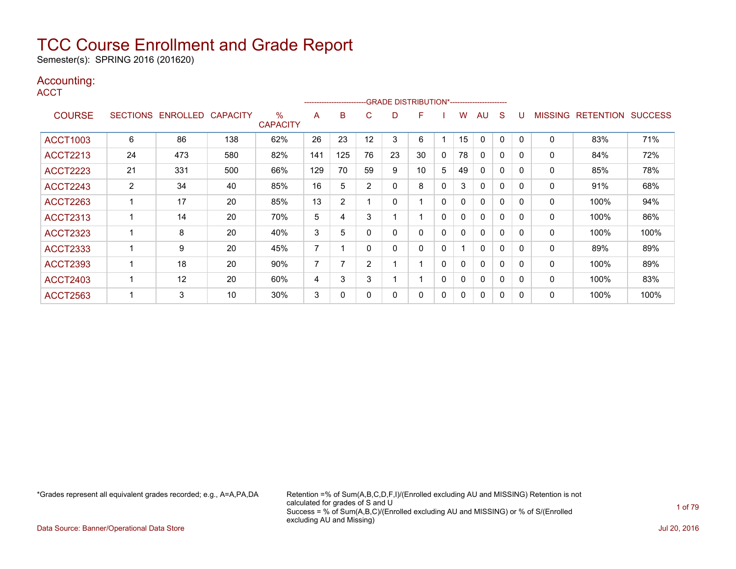# TCC Course Enrollment and Grade Report

Semester(s): SPRING 2016 (201620)

## Accounting:

ACCT

| COURSE | SECTIONS | ENROLLED | CAPACITY | % CAPACITY | A | B | C | D | F | I | W | AU | S | U | MISSING | RETENTION | SUCCESS |
|---|---|---|---|---|---|---|---|---|---|---|---|---|---|---|---|---|---|
| | | | | | GRADE DISTRIBUTION* | | | | | | | | | | | | |
| ACCT1003 | 6 | 86 | 138 | 62% | 26 | 23 | 12 | 3 | 6 | 1 | 15 | 0 | 0 | 0 | 0 | 83% | 71% |
| ACCT2213 | 24 | 473 | 580 | 82% | 141 | 125 | 76 | 23 | 30 | 0 | 78 | 0 | 0 | 0 | 0 | 84% | 72% |
| ACCT2223 | 21 | 331 | 500 | 66% | 129 | 70 | 59 | 9 | 10 | 5 | 49 | 0 | 0 | 0 | 0 | 85% | 78% |
| ACCT2243 | 2 | 34 | 40 | 85% | 16 | 5 | 2 | 0 | 8 | 0 | 3 | 0 | 0 | 0 | 0 | 91% | 68% |
| ACCT2263 | 1 | 17 | 20 | 85% | 13 | 2 | 1 | 0 | 1 | 0 | 0 | 0 | 0 | 0 | 0 | 100% | 94% |
| ACCT2313 | 1 | 14 | 20 | 70% | 5 | 4 | 3 | 1 | 1 | 0 | 0 | 0 | 0 | 0 | 0 | 100% | 86% |
| ACCT2323 | 1 | 8 | 20 | 40% | 3 | 5 | 0 | 0 | 0 | 0 | 0 | 0 | 0 | 0 | 0 | 100% | 100% |
| ACCT2333 | 1 | 9 | 20 | 45% | 7 | 1 | 0 | 0 | 0 | 0 | 1 | 0 | 0 | 0 | 0 | 89% | 89% |
| ACCT2393 | 1 | 18 | 20 | 90% | 7 | 7 | 2 | 1 | 1 | 0 | 0 | 0 | 0 | 0 | 0 | 100% | 89% |
| ACCT2403 | 1 | 12 | 20 | 60% | 4 | 3 | 3 | 1 | 1 | 0 | 0 | 0 | 0 | 0 | 0 | 100% | 83% |
| ACCT2563 | 1 | 3 | 10 | 30% | 3 | 0 | 0 | 0 | 0 | 0 | 0 | 0 | 0 | 0 | 0 | 100% | 100% |

*Grades represent all equivalent grades recorded; e.g., A=A,PA,DA

Retention =% of Sum(A,B,C,D,F,I)/(Enrolled excluding AU and MISSING) Retention is not calculated for grades of S and U
Success = % of Sum(A,B,C)/(Enrolled excluding AU and MISSING) or % of S/(Enrolled excluding AU and Missing)

Data Source: Banner/Operational Data Store

Jul 20, 2016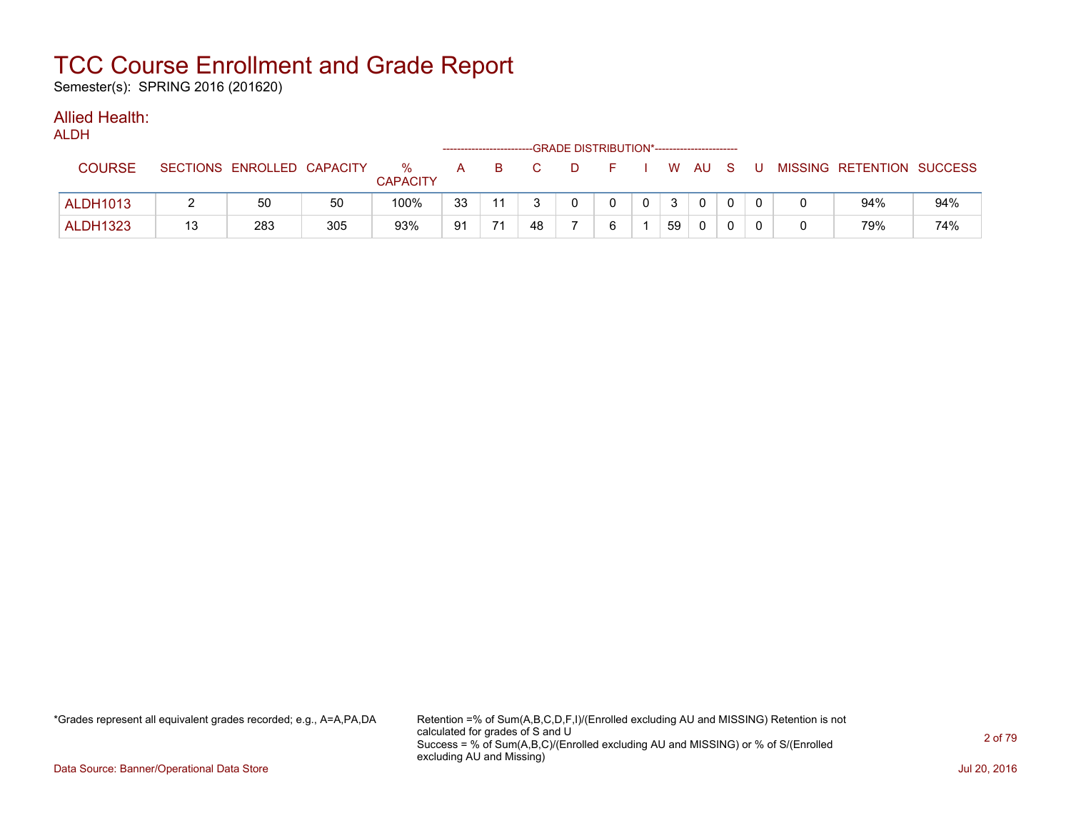# TCC Course Enrollment and Grade Report

Semester(s): SPRING 2016 (201620)

## Allied Health:

ALDH

| COURSE | SECTIONS | ENROLLED | CAPACITY | % CAPACITY | A | B | C | D | F | I | W | AU | S | U | MISSING | RETENTION | SUCCESS |
|---|---|---|---|---|---|---|---|---|---|---|---|---|---|---|---|---|---|
| | | | | | GRADE DISTRIBUTION* | | | | | | | | | | | | |
| ALDH1013 | 2 | 50 | 50 | 100% | 33 | 11 | 3 | 0 | 0 | 0 | 3 | 0 | 0 | 0 | 0 | 94% | 94% |
| ALDH1323 | 13 | 283 | 305 | 93% | 91 | 71 | 48 | 7 | 6 | 1 | 59 | 0 | 0 | 0 | 0 | 79% | 74% |

*Grades represent all equivalent grades recorded; e.g., A=A,PA,DA

Retention =% of Sum(A,B,C,D,F,I)/(Enrolled excluding AU and MISSING) Retention is not calculated for grades of S and U
Success = % of Sum(A,B,C)/(Enrolled excluding AU and MISSING) or % of S/(Enrolled excluding AU and Missing)

Data Source: Banner/Operational Data Store

Jul 20, 2016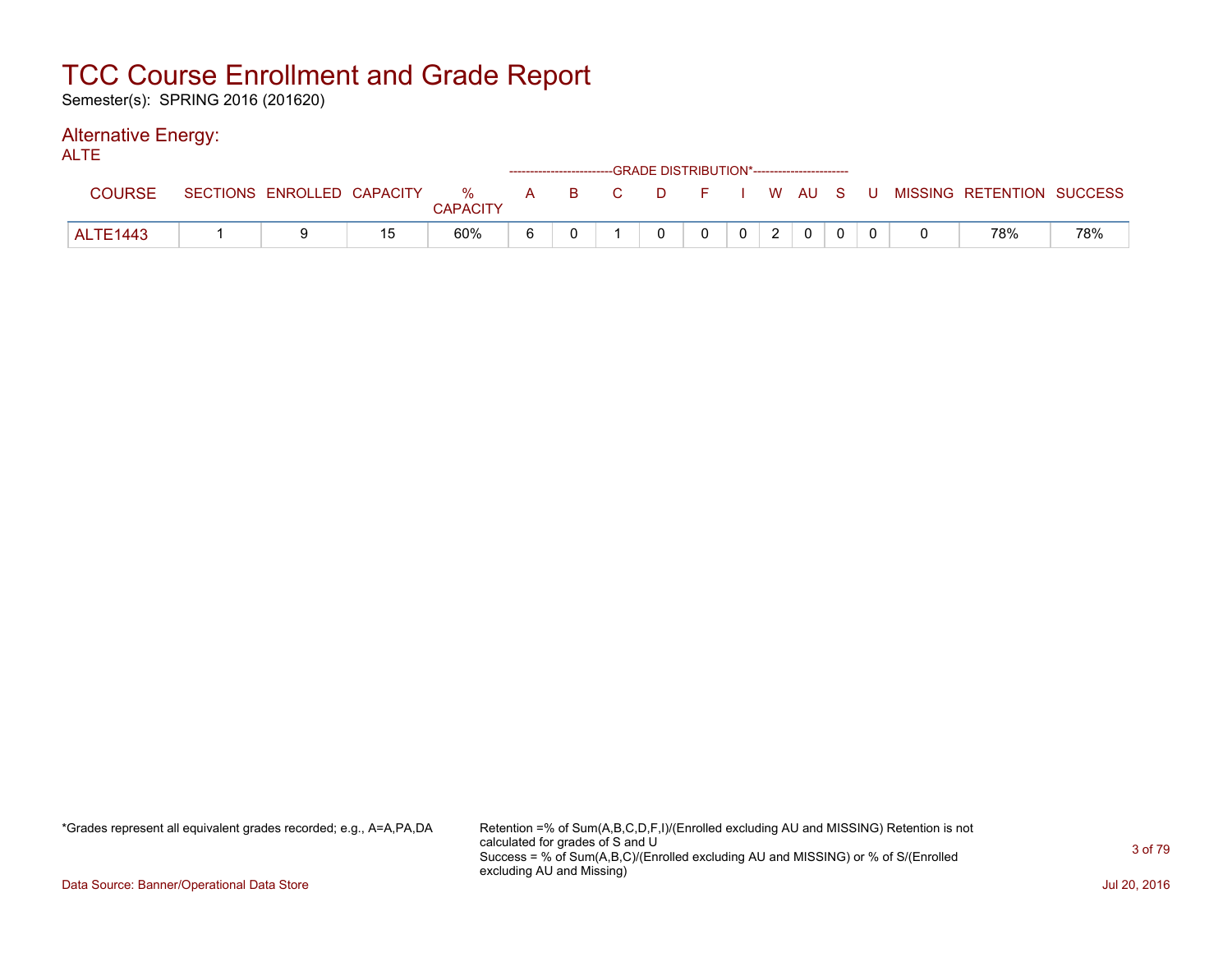# TCC Course Enrollment and Grade Report

Semester(s): SPRING 2016 (201620)

## Alternative Energy:

ALTE

| COURSE | SECTIONS | ENROLLED | CAPACITY | % CAPACITY | A | B | C | D | F | I | W | AU | S | U | MISSING | RETENTION | SUCCESS |
|---|---|---|---|---|---|---|---|---|---|---|---|---|---|---|---|---|---|
| | | | | | GRADE DISTRIBUTION* | | | | | | | | | | | | |
| ALTE1443 | 1 | 9 | 15 | 60% | 6 | 0 | 1 | 0 | 0 | 0 | 2 | 0 | 0 | 0 | 0 | 78% | 78% |

*Grades represent all equivalent grades recorded; e.g., A=A,PA,DA

Retention =% of Sum(A,B,C,D,F,I)/(Enrolled excluding AU and MISSING) Retention is not calculated for grades of S and U
Success = % of Sum(A,B,C)/(Enrolled excluding AU and MISSING) or % of S/(Enrolled excluding AU and Missing)

Data Source: Banner/Operational Data Store

Jul 20, 2016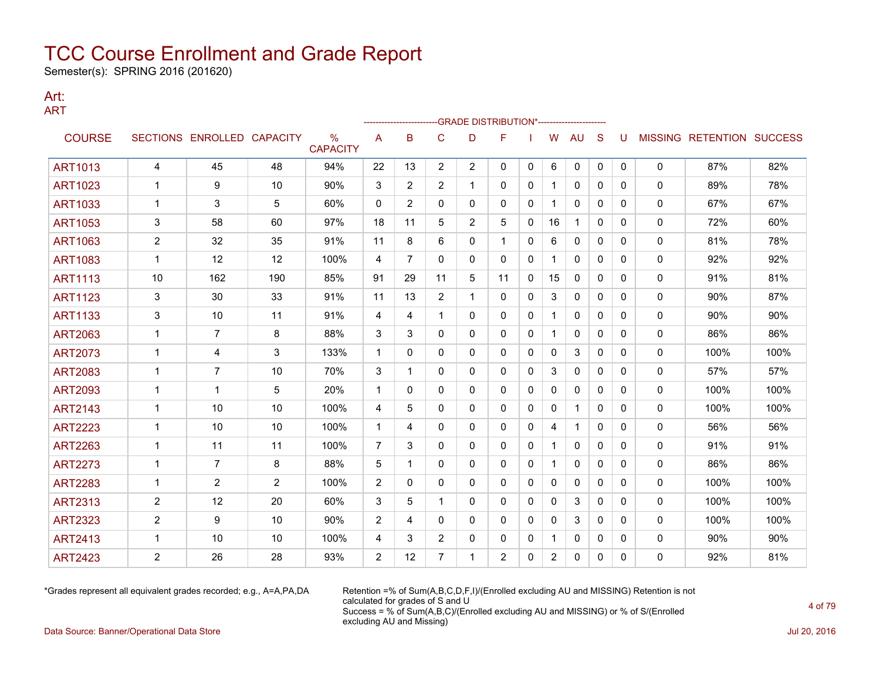# TCC Course Enrollment and Grade Report

Semester(s): SPRING 2016 (201620)

## Art:

ART

| COURSE | SECTIONS | ENROLLED | CAPACITY | % CAPACITY | A | B | C | D | F | I | W | AU | S | U | MISSING | RETENTION | SUCCESS |
|---|---|---|---|---|---|---|---|---|---|---|---|---|---|---|---|---|---|
| | | | | | GRADE DISTRIBUTION* | | | | | | | | | | | | |
| ART1013 | 4 | 45 | 48 | 94% | 22 | 13 | 2 | 2 | 0 | 0 | 6 | 0 | 0 | 0 | 0 | 87% | 82% |
| ART1023 | 1 | 9 | 10 | 90% | 3 | 2 | 2 | 1 | 0 | 0 | 1 | 0 | 0 | 0 | 0 | 89% | 78% |
| ART1033 | 1 | 3 | 5 | 60% | 0 | 2 | 0 | 0 | 0 | 0 | 1 | 0 | 0 | 0 | 0 | 67% | 67% |
| ART1053 | 3 | 58 | 60 | 97% | 18 | 11 | 5 | 2 | 5 | 0 | 16 | 1 | 0 | 0 | 0 | 72% | 60% |
| ART1063 | 2 | 32 | 35 | 91% | 11 | 8 | 6 | 0 | 1 | 0 | 6 | 0 | 0 | 0 | 0 | 81% | 78% |
| ART1083 | 1 | 12 | 12 | 100% | 4 | 7 | 0 | 0 | 0 | 0 | 1 | 0 | 0 | 0 | 0 | 92% | 92% |
| ART1113 | 10 | 162 | 190 | 85% | 91 | 29 | 11 | 5 | 11 | 0 | 15 | 0 | 0 | 0 | 0 | 91% | 81% |
| ART1123 | 3 | 30 | 33 | 91% | 11 | 13 | 2 | 1 | 0 | 0 | 3 | 0 | 0 | 0 | 0 | 90% | 87% |
| ART1133 | 3 | 10 | 11 | 91% | 4 | 4 | 1 | 0 | 0 | 0 | 1 | 0 | 0 | 0 | 0 | 90% | 90% |
| ART2063 | 1 | 7 | 8 | 88% | 3 | 3 | 0 | 0 | 0 | 0 | 1 | 0 | 0 | 0 | 0 | 86% | 86% |
| ART2073 | 1 | 4 | 3 | 133% | 1 | 0 | 0 | 0 | 0 | 0 | 0 | 3 | 0 | 0 | 0 | 100% | 100% |
| ART2083 | 1 | 7 | 10 | 70% | 3 | 1 | 0 | 0 | 0 | 0 | 3 | 0 | 0 | 0 | 0 | 57% | 57% |
| ART2093 | 1 | 1 | 5 | 20% | 1 | 0 | 0 | 0 | 0 | 0 | 0 | 0 | 0 | 0 | 0 | 100% | 100% |
| ART2143 | 1 | 10 | 10 | 100% | 4 | 5 | 0 | 0 | 0 | 0 | 0 | 1 | 0 | 0 | 0 | 100% | 100% |
| ART2223 | 1 | 10 | 10 | 100% | 1 | 4 | 0 | 0 | 0 | 0 | 4 | 1 | 0 | 0 | 0 | 56% | 56% |
| ART2263 | 1 | 11 | 11 | 100% | 7 | 3 | 0 | 0 | 0 | 0 | 1 | 0 | 0 | 0 | 0 | 91% | 91% |
| ART2273 | 1 | 7 | 8 | 88% | 5 | 1 | 0 | 0 | 0 | 0 | 1 | 0 | 0 | 0 | 0 | 86% | 86% |
| ART2283 | 1 | 2 | 2 | 100% | 2 | 0 | 0 | 0 | 0 | 0 | 0 | 0 | 0 | 0 | 0 | 100% | 100% |
| ART2313 | 2 | 12 | 20 | 60% | 3 | 5 | 1 | 0 | 0 | 0 | 0 | 3 | 0 | 0 | 0 | 100% | 100% |
| ART2323 | 2 | 9 | 10 | 90% | 2 | 4 | 0 | 0 | 0 | 0 | 0 | 3 | 0 | 0 | 0 | 100% | 100% |
| ART2413 | 1 | 10 | 10 | 100% | 4 | 3 | 2 | 0 | 0 | 0 | 1 | 0 | 0 | 0 | 0 | 90% | 90% |
| ART2423 | 2 | 26 | 28 | 93% | 2 | 12 | 7 | 1 | 2 | 0 | 2 | 0 | 0 | 0 | 0 | 92% | 81% |

*Grades represent all equivalent grades recorded; e.g., A=A,PA,DA

Retention =% of Sum(A,B,C,D,F,I)/(Enrolled excluding AU and MISSING) Retention is not calculated for grades of S and U
Success = % of Sum(A,B,C)/(Enrolled excluding AU and MISSING) or % of S/(Enrolled excluding AU and Missing)

Data Source: Banner/Operational Data Store

Jul 20, 2016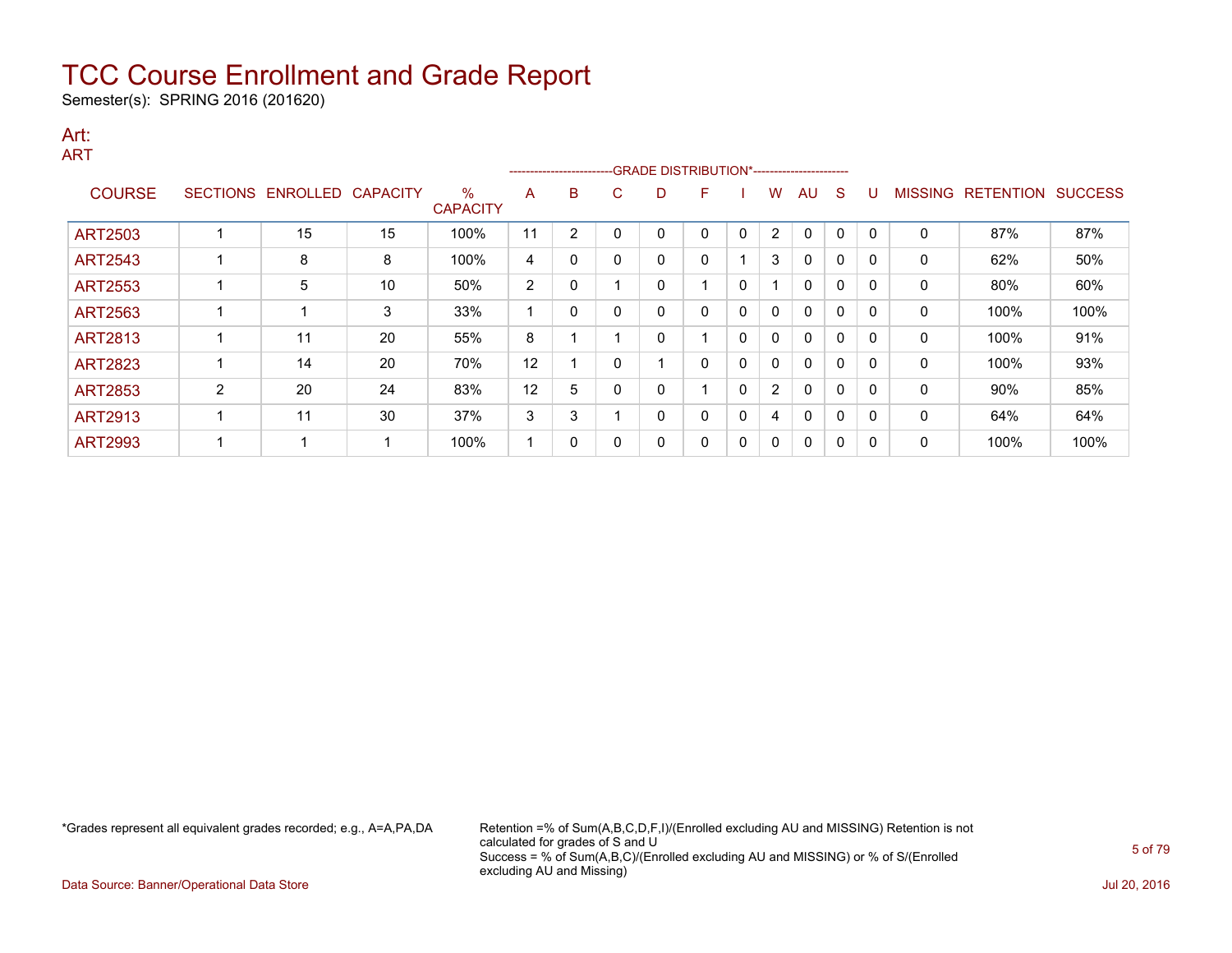# TCC Course Enrollment and Grade Report

Semester(s): SPRING 2016 (201620)

## Art:

### ART

| COURSE | SECTIONS | ENROLLED | CAPACITY | % CAPACITY | A | B | C | D | F | I | W | AU | S | U | MISSING | RETENTION | SUCCESS |
|---|---|---|---|---|---|---|---|---|---|---|---|---|---|---|---|---|---|
| | | | | | GRADE DISTRIBUTION* | | | | | | | | | | | | |
| ART2503 | 1 | 15 | 15 | 100% | 11 | 2 | 0 | 0 | 0 | 0 | 2 | 0 | 0 | 0 | 0 | 87% | 87% |
| ART2543 | 1 | 8 | 8 | 100% | 4 | 0 | 0 | 0 | 0 | 1 | 3 | 0 | 0 | 0 | 0 | 62% | 50% |
| ART2553 | 1 | 5 | 10 | 50% | 2 | 0 | 1 | 0 | 1 | 0 | 1 | 0 | 0 | 0 | 0 | 80% | 60% |
| ART2563 | 1 | 1 | 3 | 33% | 1 | 0 | 0 | 0 | 0 | 0 | 0 | 0 | 0 | 0 | 0 | 100% | 100% |
| ART2813 | 1 | 11 | 20 | 55% | 8 | 1 | 1 | 0 | 1 | 0 | 0 | 0 | 0 | 0 | 0 | 100% | 91% |
| ART2823 | 1 | 14 | 20 | 70% | 12 | 1 | 0 | 1 | 0 | 0 | 0 | 0 | 0 | 0 | 0 | 100% | 93% |
| ART2853 | 2 | 20 | 24 | 83% | 12 | 5 | 0 | 0 | 1 | 0 | 2 | 0 | 0 | 0 | 0 | 90% | 85% |
| ART2913 | 1 | 11 | 30 | 37% | 3 | 3 | 1 | 0 | 0 | 0 | 4 | 0 | 0 | 0 | 0 | 64% | 64% |
| ART2993 | 1 | 1 | 1 | 100% | 1 | 0 | 0 | 0 | 0 | 0 | 0 | 0 | 0 | 0 | 0 | 100% | 100% |

*Grades represent all equivalent grades recorded; e.g., A=A,PA,DA

Retention =% of Sum(A,B,C,D,F,I)/(Enrolled excluding AU and MISSING) Retention is not calculated for grades of S and U
Success = % of Sum(A,B,C)/(Enrolled excluding AU and MISSING) or % of S/(Enrolled excluding AU and Missing)

Data Source: Banner/Operational Data Store

Jul 20, 2016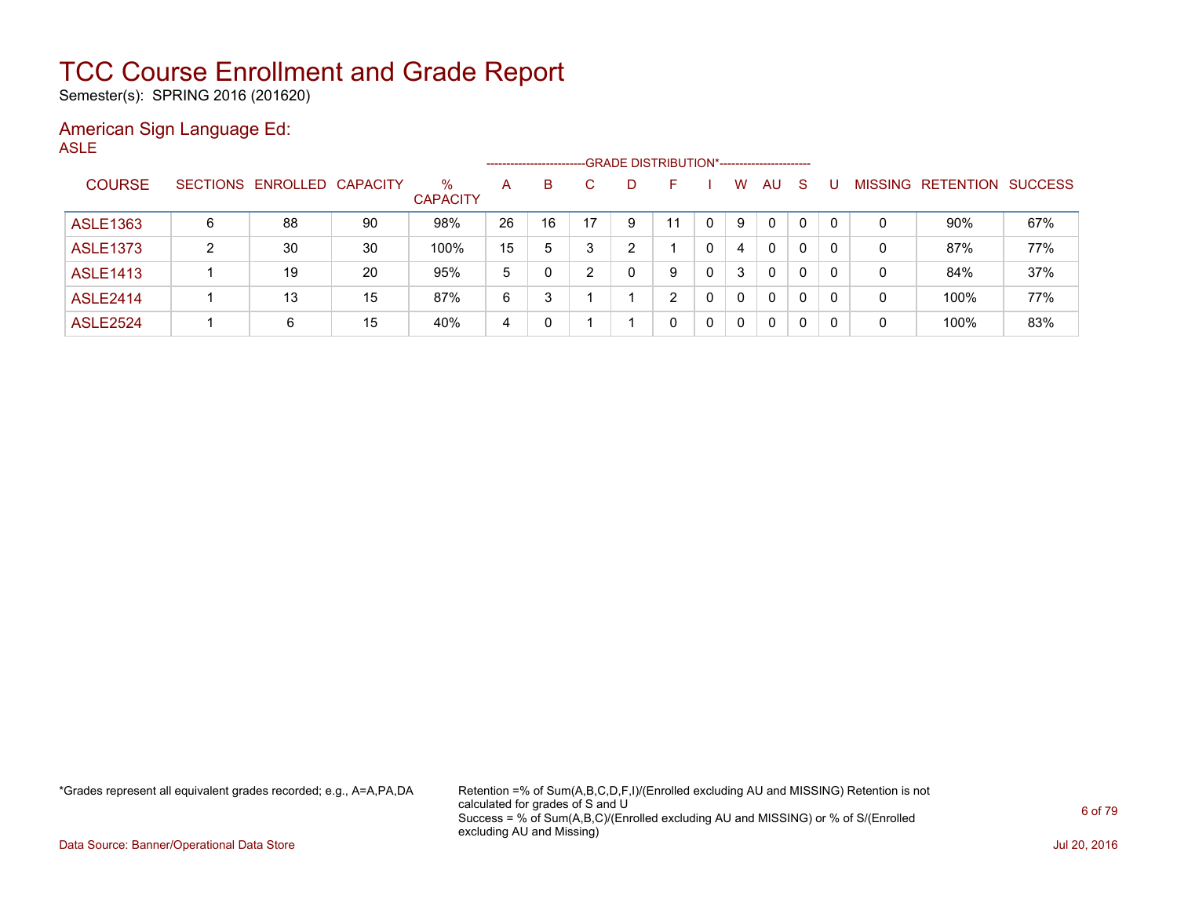# TCC Course Enrollment and Grade Report

Semester(s): SPRING 2016 (201620)

## American Sign Language Ed:

### ASLE

| COURSE | SECTIONS | ENROLLED | CAPACITY | % CAPACITY | A | B | C | D | F | I | W | AU | S | U | MISSING | RETENTION | SUCCESS |
|---|---|---|---|---|---|---|---|---|---|---|---|---|---|---|---|---|---|
| | | | | | GRADE DISTRIBUTION* | | | | | | | | | | | | |
| ASLE1363 | 6 | 88 | 90 | 98% | 26 | 16 | 17 | 9 | 11 | 0 | 9 | 0 | 0 | 0 | 0 | 90% | 67% |
| ASLE1373 | 2 | 30 | 30 | 100% | 15 | 5 | 3 | 2 | 1 | 0 | 4 | 0 | 0 | 0 | 0 | 87% | 77% |
| ASLE1413 | 1 | 19 | 20 | 95% | 5 | 0 | 2 | 0 | 9 | 0 | 3 | 0 | 0 | 0 | 0 | 84% | 37% |
| ASLE2414 | 1 | 13 | 15 | 87% | 6 | 3 | 1 | 1 | 2 | 0 | 0 | 0 | 0 | 0 | 0 | 100% | 77% |
| ASLE2524 | 1 | 6 | 15 | 40% | 4 | 0 | 1 | 1 | 0 | 0 | 0 | 0 | 0 | 0 | 0 | 100% | 83% |

*Grades represent all equivalent grades recorded; e.g., A=A,PA,DA

Retention =% of Sum(A,B,C,D,F,I)/(Enrolled excluding AU and MISSING) Retention is not calculated for grades of S and U
Success = % of Sum(A,B,C)/(Enrolled excluding AU and MISSING) or % of S/(Enrolled excluding AU and Missing)

Data Source: Banner/Operational Data Store

Jul 20, 2016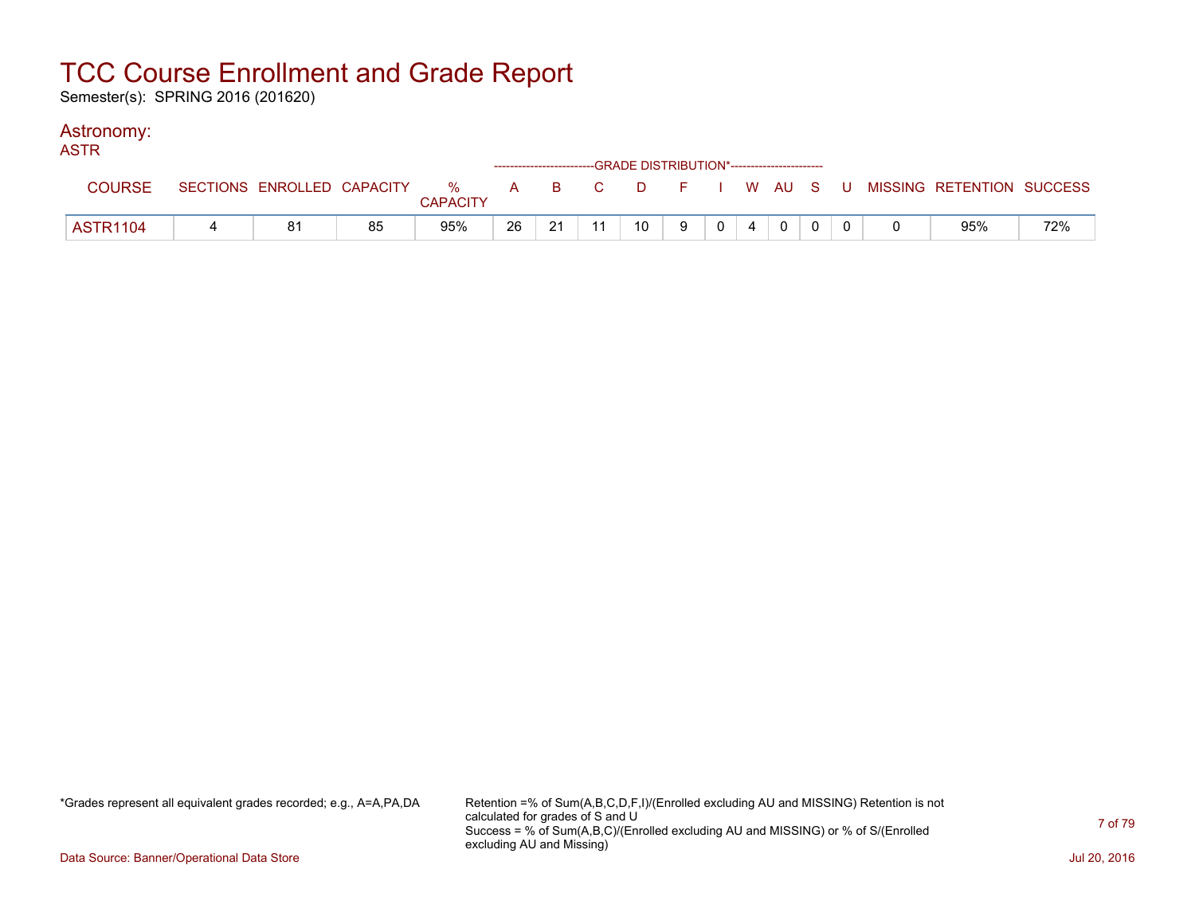# TCC Course Enrollment and Grade Report

Semester(s): SPRING 2016 (201620)

## Astronomy:

ASTR

| COURSE | SECTIONS | ENROLLED | CAPACITY | % CAPACITY | A | B | C | D | F | I | W | AU | S | U | MISSING | RETENTION | SUCCESS |
|---|---|---|---|---|---|---|---|---|---|---|---|---|---|---|---|---|---|
| | | | | | GRADE DISTRIBUTION* | | | | | | | | | | | | |
| ASTR1104 | 4 | 81 | 85 | 95% | 26 | 21 | 11 | 10 | 9 | 0 | 4 | 0 | 0 | 0 | 0 | 95% | 72% |

*Grades represent all equivalent grades recorded; e.g., A=A,PA,DA

Retention =% of Sum(A,B,C,D,F,I)/(Enrolled excluding AU and MISSING) Retention is not calculated for grades of S and U
Success = % of Sum(A,B,C)/(Enrolled excluding AU and MISSING) or % of S/(Enrolled excluding AU and Missing)

Data Source: Banner/Operational Data Store

Jul 20, 2016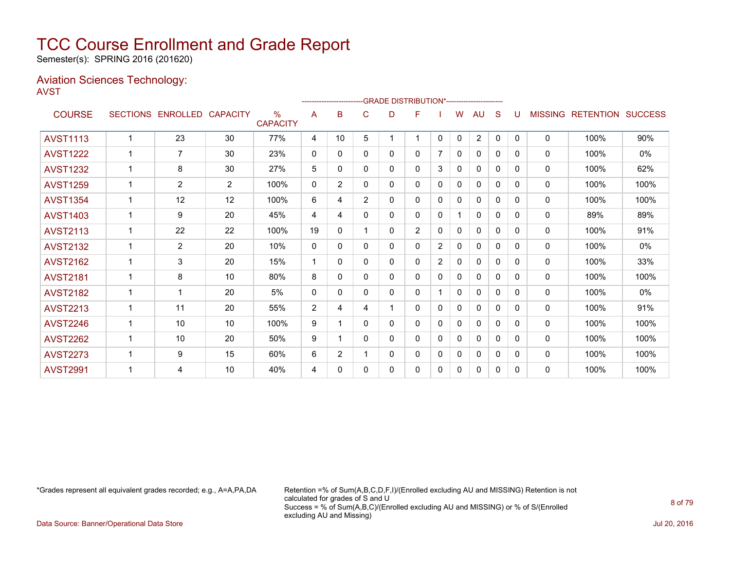# TCC Course Enrollment and Grade Report

Semester(s): SPRING 2016 (201620)

## Aviation Sciences Technology:

AVST

| COURSE | SECTIONS | ENROLLED | CAPACITY | % CAPACITY | A | B | C | D | F | I | W | AU | S | U | MISSING | RETENTION | SUCCESS |
|---|---|---|---|---|---|---|---|---|---|---|---|---|---|---|---|---|---|
| | | | | | GRADE DISTRIBUTION* | | | | | | | | | | | | |
| AVST1113 | 1 | 23 | 30 | 77% | 4 | 10 | 5 | 1 | 1 | 0 | 0 | 2 | 0 | 0 | 0 | 100% | 90% |
| AVST1222 | 1 | 7 | 30 | 23% | 0 | 0 | 0 | 0 | 0 | 7 | 0 | 0 | 0 | 0 | 0 | 100% | 0% |
| AVST1232 | 1 | 8 | 30 | 27% | 5 | 0 | 0 | 0 | 0 | 3 | 0 | 0 | 0 | 0 | 0 | 100% | 62% |
| AVST1259 | 1 | 2 | 2 | 100% | 0 | 2 | 0 | 0 | 0 | 0 | 0 | 0 | 0 | 0 | 0 | 100% | 100% |
| AVST1354 | 1 | 12 | 12 | 100% | 6 | 4 | 2 | 0 | 0 | 0 | 0 | 0 | 0 | 0 | 0 | 100% | 100% |
| AVST1403 | 1 | 9 | 20 | 45% | 4 | 4 | 0 | 0 | 0 | 0 | 1 | 0 | 0 | 0 | 0 | 89% | 89% |
| AVST2113 | 1 | 22 | 22 | 100% | 19 | 0 | 1 | 0 | 2 | 0 | 0 | 0 | 0 | 0 | 0 | 100% | 91% |
| AVST2132 | 1 | 2 | 20 | 10% | 0 | 0 | 0 | 0 | 0 | 2 | 0 | 0 | 0 | 0 | 0 | 100% | 0% |
| AVST2162 | 1 | 3 | 20 | 15% | 1 | 0 | 0 | 0 | 0 | 2 | 0 | 0 | 0 | 0 | 0 | 100% | 33% |
| AVST2181 | 1 | 8 | 10 | 80% | 8 | 0 | 0 | 0 | 0 | 0 | 0 | 0 | 0 | 0 | 0 | 100% | 100% |
| AVST2182 | 1 | 1 | 20 | 5% | 0 | 0 | 0 | 0 | 0 | 1 | 0 | 0 | 0 | 0 | 0 | 100% | 0% |
| AVST2213 | 1 | 11 | 20 | 55% | 2 | 4 | 4 | 1 | 0 | 0 | 0 | 0 | 0 | 0 | 0 | 100% | 91% |
| AVST2246 | 1 | 10 | 10 | 100% | 9 | 1 | 0 | 0 | 0 | 0 | 0 | 0 | 0 | 0 | 0 | 100% | 100% |
| AVST2262 | 1 | 10 | 20 | 50% | 9 | 1 | 0 | 0 | 0 | 0 | 0 | 0 | 0 | 0 | 0 | 100% | 100% |
| AVST2273 | 1 | 9 | 15 | 60% | 6 | 2 | 1 | 0 | 0 | 0 | 0 | 0 | 0 | 0 | 0 | 100% | 100% |
| AVST2991 | 1 | 4 | 10 | 40% | 4 | 0 | 0 | 0 | 0 | 0 | 0 | 0 | 0 | 0 | 0 | 100% | 100% |

*Grades represent all equivalent grades recorded; e.g., A=A,PA,DA

Retention =% of Sum(A,B,C,D,F,I)/(Enrolled excluding AU and MISSING) Retention is not calculated for grades of S and U
Success = % of Sum(A,B,C)/(Enrolled excluding AU and MISSING) or % of S/(Enrolled excluding AU and Missing)

Data Source: Banner/Operational Data Store

Jul 20, 2016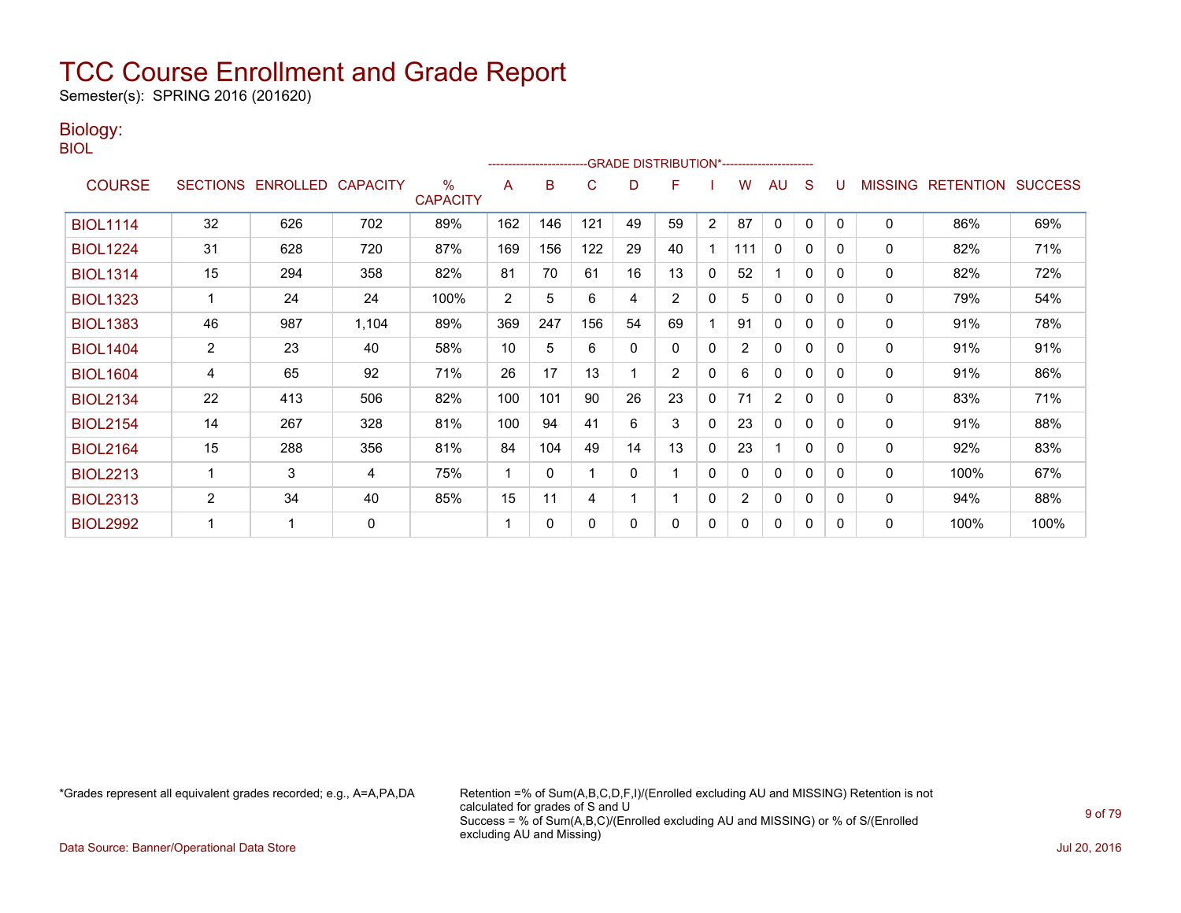# TCC Course Enrollment and Grade Report

Semester(s): SPRING 2016 (201620)

## Biology:

BIOL

| COURSE | SECTIONS | ENROLLED | CAPACITY | % CAPACITY | A | B | C | D | F | I | W | AU | S | U | MISSING | RETENTION | SUCCESS |
|---|---|---|---|---|---|---|---|---|---|---|---|---|---|---|---|---|---|
| | | | | | GRADE DISTRIBUTION* | | | | | | | | | | | | |
| BIOL1114 | 32 | 626 | 702 | 89% | 162 | 146 | 121 | 49 | 59 | 2 | 87 | 0 | 0 | 0 | 0 | 86% | 69% |
| BIOL1224 | 31 | 628 | 720 | 87% | 169 | 156 | 122 | 29 | 40 | 1 | 111 | 0 | 0 | 0 | 0 | 82% | 71% |
| BIOL1314 | 15 | 294 | 358 | 82% | 81 | 70 | 61 | 16 | 13 | 0 | 52 | 1 | 0 | 0 | 0 | 82% | 72% |
| BIOL1323 | 1 | 24 | 24 | 100% | 2 | 5 | 6 | 4 | 2 | 0 | 5 | 0 | 0 | 0 | 0 | 79% | 54% |
| BIOL1383 | 46 | 987 | 1,104 | 89% | 369 | 247 | 156 | 54 | 69 | 1 | 91 | 0 | 0 | 0 | 0 | 91% | 78% |
| BIOL1404 | 2 | 23 | 40 | 58% | 10 | 5 | 6 | 0 | 0 | 0 | 2 | 0 | 0 | 0 | 0 | 91% | 91% |
| BIOL1604 | 4 | 65 | 92 | 71% | 26 | 17 | 13 | 1 | 2 | 0 | 6 | 0 | 0 | 0 | 0 | 91% | 86% |
| BIOL2134 | 22 | 413 | 506 | 82% | 100 | 101 | 90 | 26 | 23 | 0 | 71 | 2 | 0 | 0 | 0 | 83% | 71% |
| BIOL2154 | 14 | 267 | 328 | 81% | 100 | 94 | 41 | 6 | 3 | 0 | 23 | 0 | 0 | 0 | 0 | 91% | 88% |
| BIOL2164 | 15 | 288 | 356 | 81% | 84 | 104 | 49 | 14 | 13 | 0 | 23 | 1 | 0 | 0 | 0 | 92% | 83% |
| BIOL2213 | 1 | 3 | 4 | 75% | 1 | 0 | 1 | 0 | 1 | 0 | 0 | 0 | 0 | 0 | 0 | 100% | 67% |
| BIOL2313 | 2 | 34 | 40 | 85% | 15 | 11 | 4 | 1 | 1 | 0 | 2 | 0 | 0 | 0 | 0 | 94% | 88% |
| BIOL2992 | 1 | 1 | 0 | | 1 | 0 | 0 | 0 | 0 | 0 | 0 | 0 | 0 | 0 | 0 | 100% | 100% |

*Grades represent all equivalent grades recorded; e.g., A=A,PA,DA

Retention =% of Sum(A,B,C,D,F,I)/(Enrolled excluding AU and MISSING) Retention is not calculated for grades of S and U
Success = % of Sum(A,B,C)/(Enrolled excluding AU and MISSING) or % of S/(Enrolled excluding AU and Missing)

Data Source: Banner/Operational Data Store

Jul 20, 2016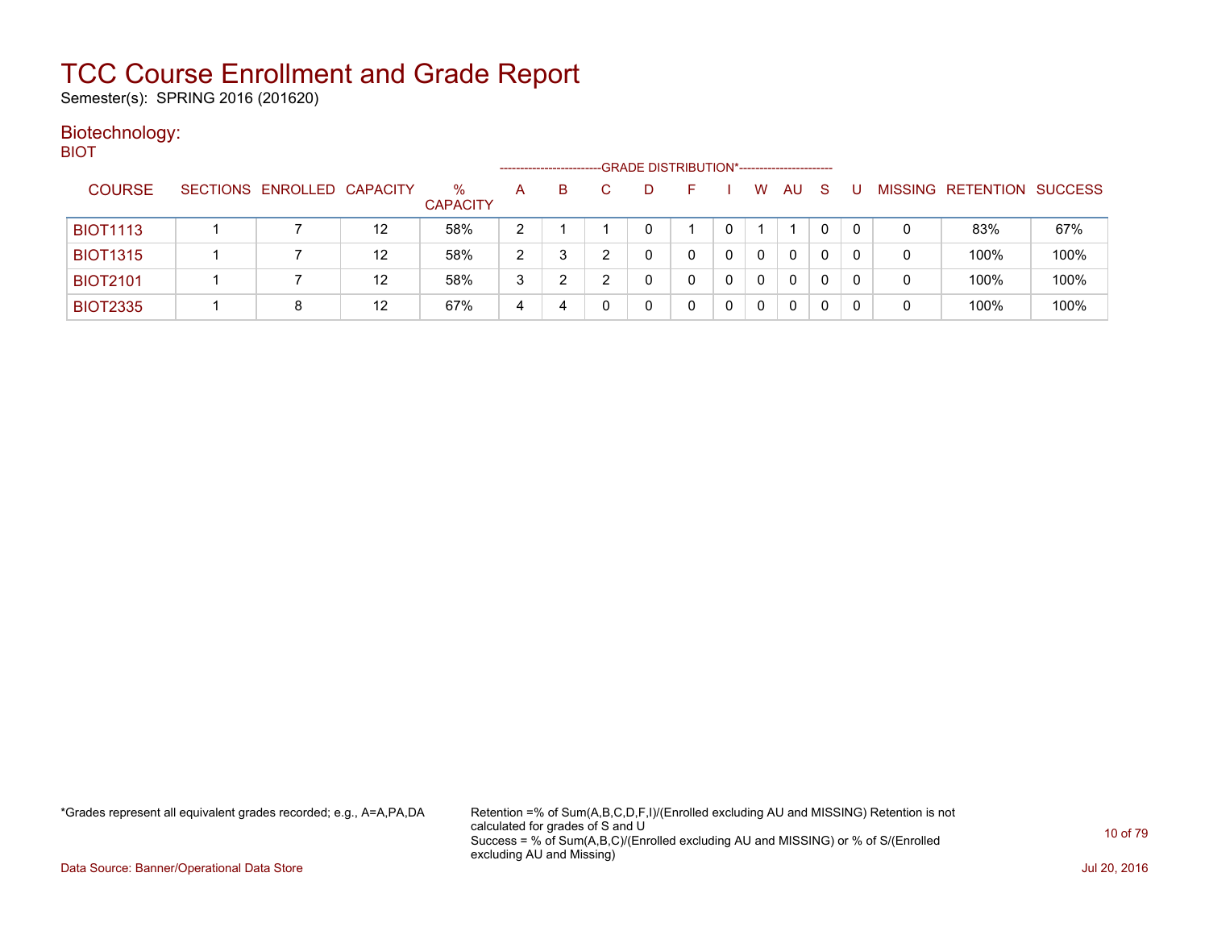# TCC Course Enrollment and Grade Report

Semester(s): SPRING 2016 (201620)

## Biotechnology:

BIOT

| COURSE | SECTIONS | ENROLLED | CAPACITY | % CAPACITY | A | B | C | D | F | I | W | AU | S | U | MISSING | RETENTION | SUCCESS |
|---|---|---|---|---|---|---|---|---|---|---|---|---|---|---|---|---|---|
| | | | | | GRADE DISTRIBUTION* | | | | | | | | | | | | |
| BIOT1113 | 1 | 7 | 12 | 58% | 2 | 1 | 1 | 0 | 1 | 0 | 1 | 1 | 0 | 0 | 0 | 83% | 67% |
| BIOT1315 | 1 | 7 | 12 | 58% | 2 | 3 | 2 | 0 | 0 | 0 | 0 | 0 | 0 | 0 | 0 | 100% | 100% |
| BIOT2101 | 1 | 7 | 12 | 58% | 3 | 2 | 2 | 0 | 0 | 0 | 0 | 0 | 0 | 0 | 0 | 100% | 100% |
| BIOT2335 | 1 | 8 | 12 | 67% | 4 | 4 | 0 | 0 | 0 | 0 | 0 | 0 | 0 | 0 | 0 | 100% | 100% |

*Grades represent all equivalent grades recorded; e.g., A=A,PA,DA

Retention =% of Sum(A,B,C,D,F,I)/(Enrolled excluding AU and MISSING) Retention is not calculated for grades of S and U
Success = % of Sum(A,B,C)/(Enrolled excluding AU and MISSING) or % of S/(Enrolled excluding AU and Missing)

Data Source: Banner/Operational Data Store

Jul 20, 2016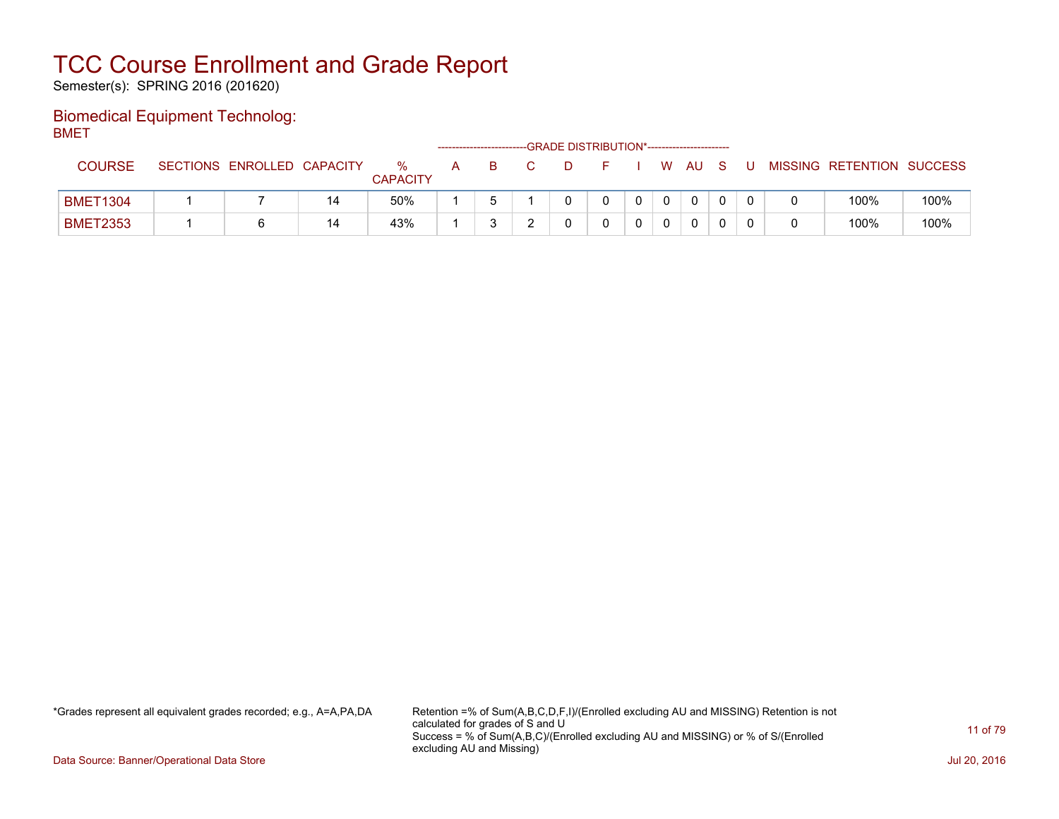# TCC Course Enrollment and Grade Report

Semester(s): SPRING 2016 (201620)

## Biomedical Equipment Technolog:

BMET

| COURSE | SECTIONS | ENROLLED | CAPACITY | % CAPACITY | GRADE DISTRIBUTION* A | B | C | D | F | I | W | AU | S | U | MISSING | RETENTION | SUCCESS |
|---|---|---|---|---|---|---|---|---|---|---|---|---|---|---|---|---|---|
| BMET1304 | 1 | 7 | 14 | 50% | 1 | 5 | 1 | 0 | 0 | 0 | 0 | 0 | 0 | 0 | 0 | 100% | 100% |
| BMET2353 | 1 | 6 | 14 | 43% | 1 | 3 | 2 | 0 | 0 | 0 | 0 | 0 | 0 | 0 | 0 | 100% | 100% |

*Grades represent all equivalent grades recorded; e.g., A=A,PA,DA

Retention =% of Sum(A,B,C,D,F,I)/(Enrolled excluding AU and MISSING) Retention is not calculated for grades of S and U
Success = % of Sum(A,B,C)/(Enrolled excluding AU and MISSING) or % of S/(Enrolled excluding AU and Missing)

Data Source: Banner/Operational Data Store

Jul 20, 2016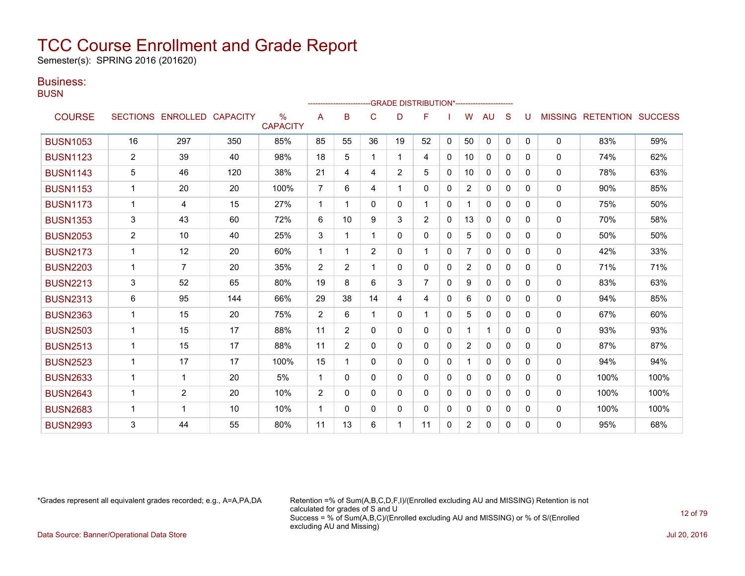# TCC Course Enrollment and Grade Report

Semester(s): SPRING 2016 (201620)

## Business:

BUSN

| COURSE | SECTIONS | ENROLLED | CAPACITY | % CAPACITY | A | B | C | D | F | I | W | AU | S | U | MISSING | RETENTION | SUCCESS |
|---|---|---|---|---|---|---|---|---|---|---|---|---|---|---|---|---|---|
| | | | | | GRADE DISTRIBUTION* | | | | | | | | | | | | |
| BUSN1053 | 16 | 297 | 350 | 85% | 85 | 55 | 36 | 19 | 52 | 0 | 50 | 0 | 0 | 0 | 0 | 83% | 59% |
| BUSN1123 | 2 | 39 | 40 | 98% | 18 | 5 | 1 | 1 | 4 | 0 | 10 | 0 | 0 | 0 | 0 | 74% | 62% |
| BUSN1143 | 5 | 46 | 120 | 38% | 21 | 4 | 4 | 2 | 5 | 0 | 10 | 0 | 0 | 0 | 0 | 78% | 63% |
| BUSN1153 | 1 | 20 | 20 | 100% | 7 | 6 | 4 | 1 | 0 | 0 | 2 | 0 | 0 | 0 | 0 | 90% | 85% |
| BUSN1173 | 1 | 4 | 15 | 27% | 1 | 1 | 0 | 0 | 1 | 0 | 1 | 0 | 0 | 0 | 0 | 75% | 50% |
| BUSN1353 | 3 | 43 | 60 | 72% | 6 | 10 | 9 | 3 | 2 | 0 | 13 | 0 | 0 | 0 | 0 | 70% | 58% |
| BUSN2053 | 2 | 10 | 40 | 25% | 3 | 1 | 1 | 0 | 0 | 0 | 5 | 0 | 0 | 0 | 0 | 50% | 50% |
| BUSN2173 | 1 | 12 | 20 | 60% | 1 | 1 | 2 | 0 | 1 | 0 | 7 | 0 | 0 | 0 | 0 | 42% | 33% |
| BUSN2203 | 1 | 7 | 20 | 35% | 2 | 2 | 1 | 0 | 0 | 0 | 2 | 0 | 0 | 0 | 0 | 71% | 71% |
| BUSN2213 | 3 | 52 | 65 | 80% | 19 | 8 | 6 | 3 | 7 | 0 | 9 | 0 | 0 | 0 | 0 | 83% | 63% |
| BUSN2313 | 6 | 95 | 144 | 66% | 29 | 38 | 14 | 4 | 4 | 0 | 6 | 0 | 0 | 0 | 0 | 94% | 85% |
| BUSN2363 | 1 | 15 | 20 | 75% | 2 | 6 | 1 | 0 | 1 | 0 | 5 | 0 | 0 | 0 | 0 | 67% | 60% |
| BUSN2503 | 1 | 15 | 17 | 88% | 11 | 2 | 0 | 0 | 0 | 0 | 1 | 1 | 0 | 0 | 0 | 93% | 93% |
| BUSN2513 | 1 | 15 | 17 | 88% | 11 | 2 | 0 | 0 | 0 | 0 | 2 | 0 | 0 | 0 | 0 | 87% | 87% |
| BUSN2523 | 1 | 17 | 17 | 100% | 15 | 1 | 0 | 0 | 0 | 0 | 1 | 0 | 0 | 0 | 0 | 94% | 94% |
| BUSN2633 | 1 | 1 | 20 | 5% | 1 | 0 | 0 | 0 | 0 | 0 | 0 | 0 | 0 | 0 | 0 | 100% | 100% |
| BUSN2643 | 1 | 2 | 20 | 10% | 2 | 0 | 0 | 0 | 0 | 0 | 0 | 0 | 0 | 0 | 0 | 100% | 100% |
| BUSN2683 | 1 | 1 | 10 | 10% | 1 | 0 | 0 | 0 | 0 | 0 | 0 | 0 | 0 | 0 | 0 | 100% | 100% |
| BUSN2993 | 3 | 44 | 55 | 80% | 11 | 13 | 6 | 1 | 11 | 0 | 2 | 0 | 0 | 0 | 0 | 95% | 68% |

*Grades represent all equivalent grades recorded; e.g., A=A,PA,DA

Retention =% of Sum(A,B,C,D,F,I)/(Enrolled excluding AU and MISSING) Retention is not calculated for grades of S and U
Success = % of Sum(A,B,C)/(Enrolled excluding AU and MISSING) or % of S/(Enrolled excluding AU and Missing)

Data Source: Banner/Operational Data Store

Jul 20, 2016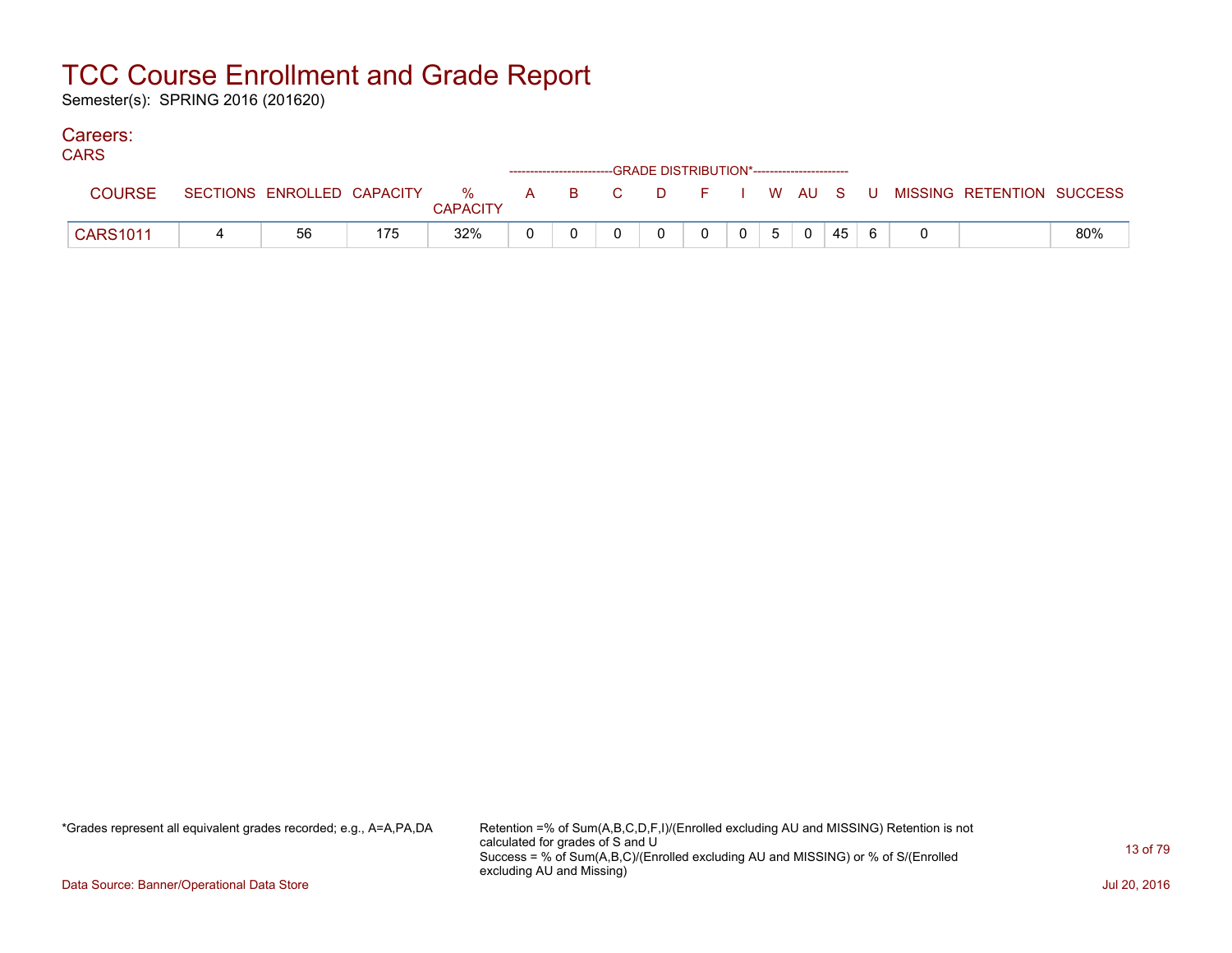# TCC Course Enrollment and Grade Report

Semester(s): SPRING 2016 (201620)

## Careers:

### CARS

| COURSE | SECTIONS | ENROLLED | CAPACITY | % CAPACITY | A | B | C | D | F | I | W | AU | S | U | MISSING | RETENTION | SUCCESS |
|---|---|---|---|---|---|---|---|---|---|---|---|---|---|---|---|---|---|
| | | | | | GRADE DISTRIBUTION* | | | | | | | | | | | | |
| CARS1011 | 4 | 56 | 175 | 32% | 0 | 0 | 0 | 0 | 0 | 0 | 5 | 0 | 45 | 6 | 0 | | 80% |

*Grades represent all equivalent grades recorded; e.g., A=A,PA,DA

Retention =% of Sum(A,B,C,D,F,I)/(Enrolled excluding AU and MISSING) Retention is not calculated for grades of S and U
Success = % of Sum(A,B,C)/(Enrolled excluding AU and MISSING) or % of S/(Enrolled excluding AU and Missing)

Data Source: Banner/Operational Data Store

Jul 20, 2016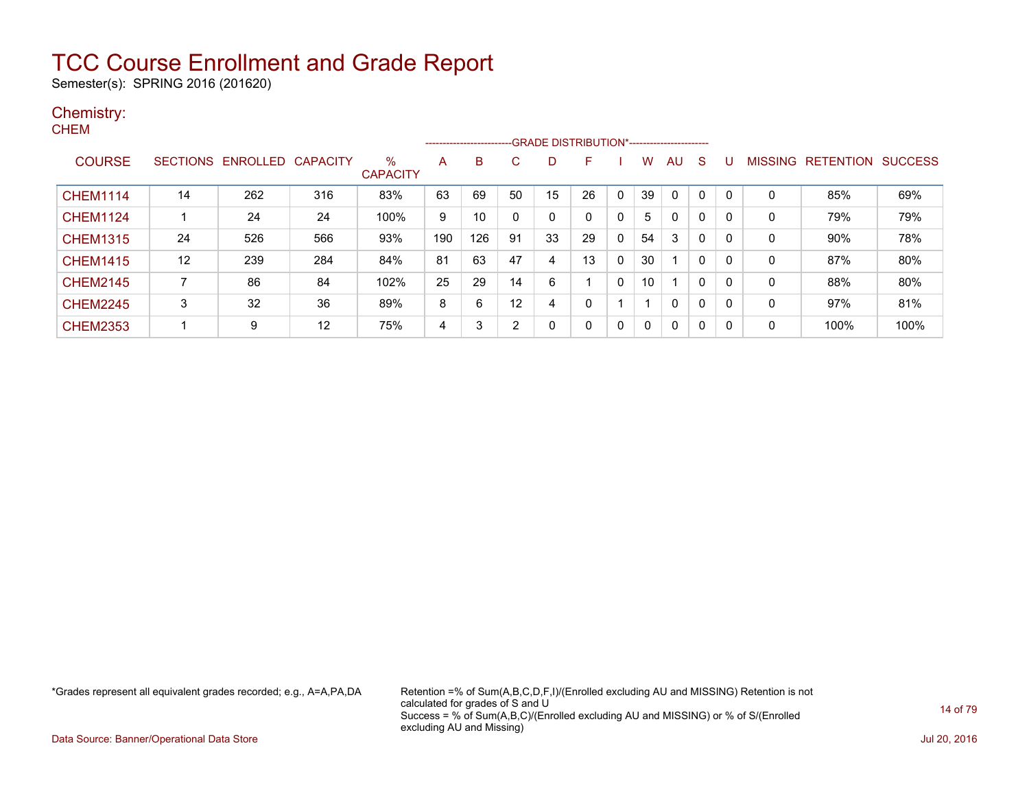# TCC Course Enrollment and Grade Report

Semester(s): SPRING 2016 (201620)

## Chemistry:

### CHEM

| COURSE | SECTIONS | ENROLLED | CAPACITY | % CAPACITY | A | B | C | D | F | I | W | AU | S | U | MISSING | RETENTION | SUCCESS |
|---|---|---|---|---|---|---|---|---|---|---|---|---|---|---|---|---|---|
| | | | | | GRADE DISTRIBUTION* | | | | | | | | | | | | |
| CHEM1114 | 14 | 262 | 316 | 83% | 63 | 69 | 50 | 15 | 26 | 0 | 39 | 0 | 0 | 0 | 0 | 85% | 69% |
| CHEM1124 | 1 | 24 | 24 | 100% | 9 | 10 | 0 | 0 | 0 | 0 | 5 | 0 | 0 | 0 | 0 | 79% | 79% |
| CHEM1315 | 24 | 526 | 566 | 93% | 190 | 126 | 91 | 33 | 29 | 0 | 54 | 3 | 0 | 0 | 0 | 90% | 78% |
| CHEM1415 | 12 | 239 | 284 | 84% | 81 | 63 | 47 | 4 | 13 | 0 | 30 | 1 | 0 | 0 | 0 | 87% | 80% |
| CHEM2145 | 7 | 86 | 84 | 102% | 25 | 29 | 14 | 6 | 1 | 0 | 10 | 1 | 0 | 0 | 0 | 88% | 80% |
| CHEM2245 | 3 | 32 | 36 | 89% | 8 | 6 | 12 | 4 | 0 | 1 | 1 | 0 | 0 | 0 | 0 | 97% | 81% |
| CHEM2353 | 1 | 9 | 12 | 75% | 4 | 3 | 2 | 0 | 0 | 0 | 0 | 0 | 0 | 0 | 0 | 100% | 100% |

*Grades represent all equivalent grades recorded; e.g., A=A,PA,DA

Retention =% of Sum(A,B,C,D,F,I)/(Enrolled excluding AU and MISSING) Retention is not calculated for grades of S and U
Success = % of Sum(A,B,C)/(Enrolled excluding AU and MISSING) or % of S/(Enrolled excluding AU and Missing)

Data Source: Banner/Operational Data Store

Jul 20, 2016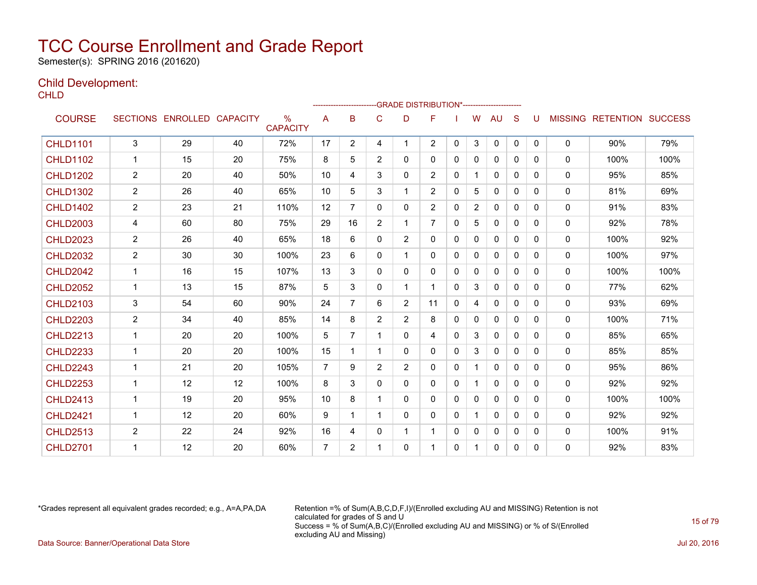# TCC Course Enrollment and Grade Report

Semester(s): SPRING 2016 (201620)

## Child Development:

CHLD

| COURSE | SECTIONS | ENROLLED | CAPACITY | % CAPACITY | A | B | C | D | F | I | W | AU | S | U | MISSING | RETENTION | SUCCESS |
|---|---|---|---|---|---|---|---|---|---|---|---|---|---|---|---|---|---|
| | | | | | GRADE DISTRIBUTION* | | | | | | | | | | | | |
| CHLD1101 | 3 | 29 | 40 | 72% | 17 | 2 | 4 | 1 | 2 | 0 | 3 | 0 | 0 | 0 | 0 | 90% | 79% |
| CHLD1102 | 1 | 15 | 20 | 75% | 8 | 5 | 2 | 0 | 0 | 0 | 0 | 0 | 0 | 0 | 0 | 100% | 100% |
| CHLD1202 | 2 | 20 | 40 | 50% | 10 | 4 | 3 | 0 | 2 | 0 | 1 | 0 | 0 | 0 | 0 | 95% | 85% |
| CHLD1302 | 2 | 26 | 40 | 65% | 10 | 5 | 3 | 1 | 2 | 0 | 5 | 0 | 0 | 0 | 0 | 81% | 69% |
| CHLD1402 | 2 | 23 | 21 | 110% | 12 | 7 | 0 | 0 | 2 | 0 | 2 | 0 | 0 | 0 | 0 | 91% | 83% |
| CHLD2003 | 4 | 60 | 80 | 75% | 29 | 16 | 2 | 1 | 7 | 0 | 5 | 0 | 0 | 0 | 0 | 92% | 78% |
| CHLD2023 | 2 | 26 | 40 | 65% | 18 | 6 | 0 | 2 | 0 | 0 | 0 | 0 | 0 | 0 | 0 | 100% | 92% |
| CHLD2032 | 2 | 30 | 30 | 100% | 23 | 6 | 0 | 1 | 0 | 0 | 0 | 0 | 0 | 0 | 0 | 100% | 97% |
| CHLD2042 | 1 | 16 | 15 | 107% | 13 | 3 | 0 | 0 | 0 | 0 | 0 | 0 | 0 | 0 | 0 | 100% | 100% |
| CHLD2052 | 1 | 13 | 15 | 87% | 5 | 3 | 0 | 1 | 1 | 0 | 3 | 0 | 0 | 0 | 0 | 77% | 62% |
| CHLD2103 | 3 | 54 | 60 | 90% | 24 | 7 | 6 | 2 | 11 | 0 | 4 | 0 | 0 | 0 | 0 | 93% | 69% |
| CHLD2203 | 2 | 34 | 40 | 85% | 14 | 8 | 2 | 2 | 8 | 0 | 0 | 0 | 0 | 0 | 0 | 100% | 71% |
| CHLD2213 | 1 | 20 | 20 | 100% | 5 | 7 | 1 | 0 | 4 | 0 | 3 | 0 | 0 | 0 | 0 | 85% | 65% |
| CHLD2233 | 1 | 20 | 20 | 100% | 15 | 1 | 1 | 0 | 0 | 0 | 3 | 0 | 0 | 0 | 0 | 85% | 85% |
| CHLD2243 | 1 | 21 | 20 | 105% | 7 | 9 | 2 | 2 | 0 | 0 | 1 | 0 | 0 | 0 | 0 | 95% | 86% |
| CHLD2253 | 1 | 12 | 12 | 100% | 8 | 3 | 0 | 0 | 0 | 0 | 1 | 0 | 0 | 0 | 0 | 92% | 92% |
| CHLD2413 | 1 | 19 | 20 | 95% | 10 | 8 | 1 | 0 | 0 | 0 | 0 | 0 | 0 | 0 | 0 | 100% | 100% |
| CHLD2421 | 1 | 12 | 20 | 60% | 9 | 1 | 1 | 0 | 0 | 0 | 1 | 0 | 0 | 0 | 0 | 92% | 92% |
| CHLD2513 | 2 | 22 | 24 | 92% | 16 | 4 | 0 | 1 | 1 | 0 | 0 | 0 | 0 | 0 | 0 | 100% | 91% |
| CHLD2701 | 1 | 12 | 20 | 60% | 7 | 2 | 1 | 0 | 1 | 0 | 1 | 0 | 0 | 0 | 0 | 92% | 83% |

*Grades represent all equivalent grades recorded; e.g., A=A,PA,DA

Retention =% of Sum(A,B,C,D,F,I)/(Enrolled excluding AU and MISSING) Retention is not calculated for grades of S and U
Success = % of Sum(A,B,C)/(Enrolled excluding AU and MISSING) or % of S/(Enrolled excluding AU and Missing)

Data Source: Banner/Operational Data Store

Jul 20, 2016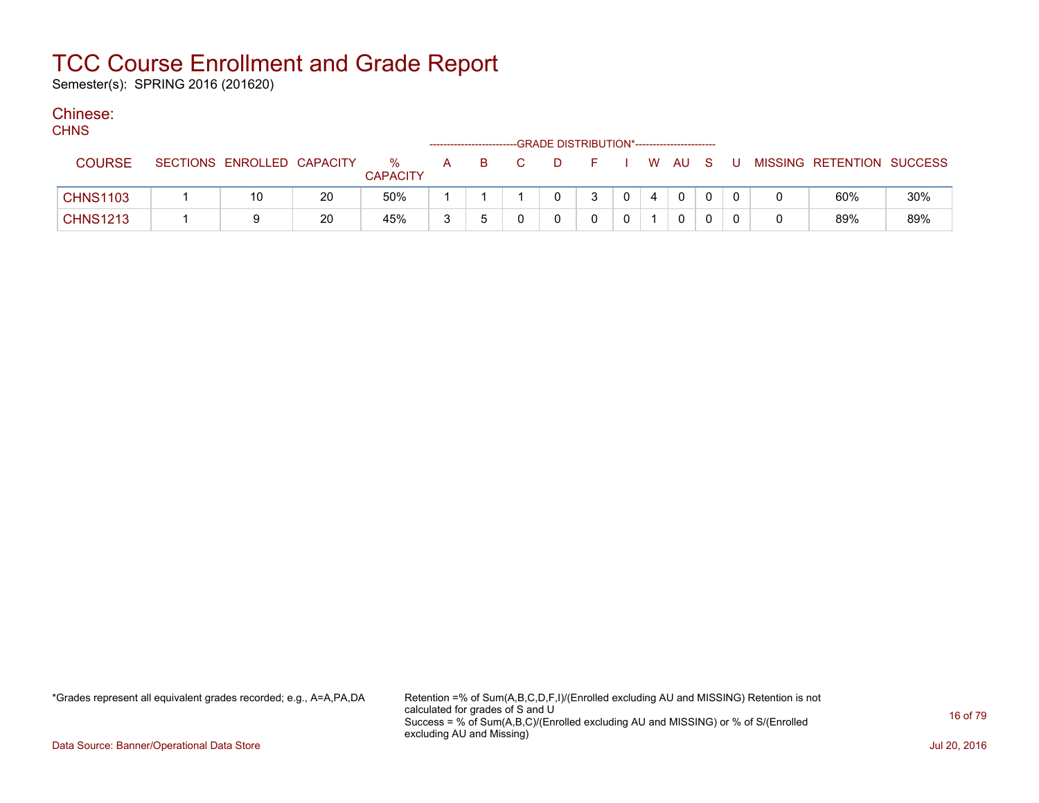# TCC Course Enrollment and Grade Report

Semester(s): SPRING 2016 (201620)

## Chinese:

CHNS

| COURSE | SECTIONS | ENROLLED | CAPACITY | % CAPACITY | A | B | C | D | F | I | W | AU | S | U | MISSING | RETENTION | SUCCESS |
|---|---|---|---|---|---|---|---|---|---|---|---|---|---|---|---|---|---|
| | | | | | -------------------------GRADE DISTRIBUTION*----------------------- | | | | | | | | | | | | |
| CHNS1103 | 1 | 10 | 20 | 50% | 1 | 1 | 1 | 0 | 3 | 0 | 4 | 0 | 0 | 0 | 0 | 60% | 30% |
| CHNS1213 | 1 | 9 | 20 | 45% | 3 | 5 | 0 | 0 | 0 | 0 | 1 | 0 | 0 | 0 | 0 | 89% | 89% |

*Grades represent all equivalent grades recorded; e.g., A=A,PA,DA

Retention =% of Sum(A,B,C,D,F,I)/(Enrolled excluding AU and MISSING) Retention is not calculated for grades of S and U
Success = % of Sum(A,B,C)/(Enrolled excluding AU and MISSING) or % of S/(Enrolled excluding AU and Missing)

Data Source: Banner/Operational Data Store

Jul 20, 2016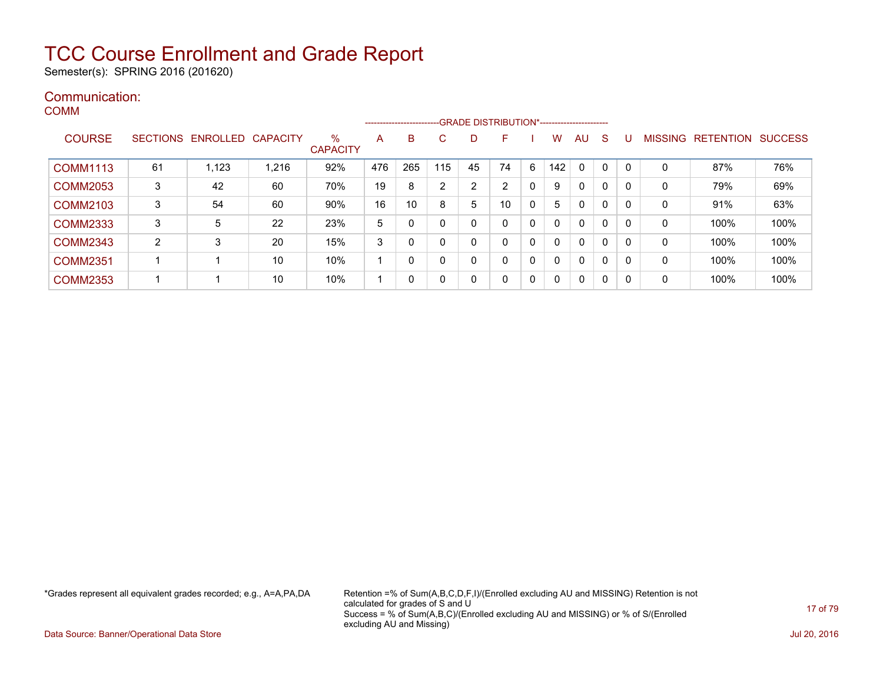# TCC Course Enrollment and Grade Report

Semester(s): SPRING 2016 (201620)

## Communication:

COMM

| COURSE | SECTIONS | ENROLLED | CAPACITY | % CAPACITY | A | B | C | D | F | I | W | AU | S | U | MISSING | RETENTION | SUCCESS |
|---|---|---|---|---|---|---|---|---|---|---|---|---|---|---|---|---|---|
| | | | | | GRADE DISTRIBUTION* | | | | | | | | | | | | |
| COMM1113 | 61 | 1,123 | 1,216 | 92% | 476 | 265 | 115 | 45 | 74 | 6 | 142 | 0 | 0 | 0 | 0 | 87% | 76% |
| COMM2053 | 3 | 42 | 60 | 70% | 19 | 8 | 2 | 2 | 2 | 0 | 9 | 0 | 0 | 0 | 0 | 79% | 69% |
| COMM2103 | 3 | 54 | 60 | 90% | 16 | 10 | 8 | 5 | 10 | 0 | 5 | 0 | 0 | 0 | 0 | 91% | 63% |
| COMM2333 | 3 | 5 | 22 | 23% | 5 | 0 | 0 | 0 | 0 | 0 | 0 | 0 | 0 | 0 | 0 | 100% | 100% |
| COMM2343 | 2 | 3 | 20 | 15% | 3 | 0 | 0 | 0 | 0 | 0 | 0 | 0 | 0 | 0 | 0 | 100% | 100% |
| COMM2351 | 1 | 1 | 10 | 10% | 1 | 0 | 0 | 0 | 0 | 0 | 0 | 0 | 0 | 0 | 0 | 100% | 100% |
| COMM2353 | 1 | 1 | 10 | 10% | 1 | 0 | 0 | 0 | 0 | 0 | 0 | 0 | 0 | 0 | 0 | 100% | 100% |

*Grades represent all equivalent grades recorded; e.g., A=A,PA,DA

Retention =% of Sum(A,B,C,D,F,I)/(Enrolled excluding AU and MISSING) Retention is not calculated for grades of S and U
Success = % of Sum(A,B,C)/(Enrolled excluding AU and MISSING) or % of S/(Enrolled excluding AU and Missing)

Data Source: Banner/Operational Data Store

Jul 20, 2016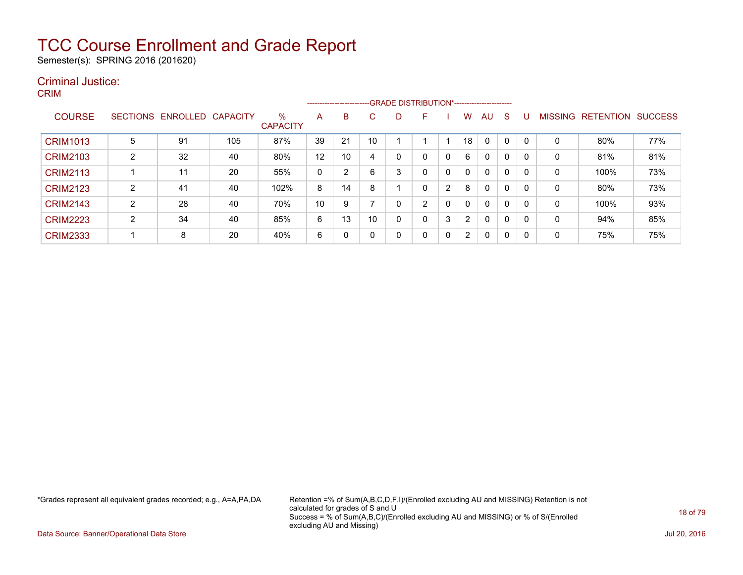# TCC Course Enrollment and Grade Report

Semester(s): SPRING 2016 (201620)

## Criminal Justice:

### CRIM

| COURSE | SECTIONS | ENROLLED | CAPACITY | % CAPACITY | A | B | C | D | F | I | W | AU | S | U | MISSING | RETENTION | SUCCESS |
|---|---|---|---|---|---|---|---|---|---|---|---|---|---|---|---|---|---|
| | | | | | GRADE DISTRIBUTION* | | | | | | | | | | | | |
| CRIM1013 | 5 | 91 | 105 | 87% | 39 | 21 | 10 | 1 | 1 | 1 | 18 | 0 | 0 | 0 | 0 | 80% | 77% |
| CRIM2103 | 2 | 32 | 40 | 80% | 12 | 10 | 4 | 0 | 0 | 0 | 6 | 0 | 0 | 0 | 0 | 81% | 81% |
| CRIM2113 | 1 | 11 | 20 | 55% | 0 | 2 | 6 | 3 | 0 | 0 | 0 | 0 | 0 | 0 | 0 | 100% | 73% |
| CRIM2123 | 2 | 41 | 40 | 102% | 8 | 14 | 8 | 1 | 0 | 2 | 8 | 0 | 0 | 0 | 0 | 80% | 73% |
| CRIM2143 | 2 | 28 | 40 | 70% | 10 | 9 | 7 | 0 | 2 | 0 | 0 | 0 | 0 | 0 | 0 | 100% | 93% |
| CRIM2223 | 2 | 34 | 40 | 85% | 6 | 13 | 10 | 0 | 0 | 3 | 2 | 0 | 0 | 0 | 0 | 94% | 85% |
| CRIM2333 | 1 | 8 | 20 | 40% | 6 | 0 | 0 | 0 | 0 | 0 | 2 | 0 | 0 | 0 | 0 | 75% | 75% |

*Grades represent all equivalent grades recorded; e.g., A=A,PA,DA

Retention =% of Sum(A,B,C,D,F,I)/(Enrolled excluding AU and MISSING) Retention is not calculated for grades of S and U
Success = % of Sum(A,B,C)/(Enrolled excluding AU and MISSING) or % of S/(Enrolled excluding AU and Missing)

Data Source: Banner/Operational Data Store

Jul 20, 2016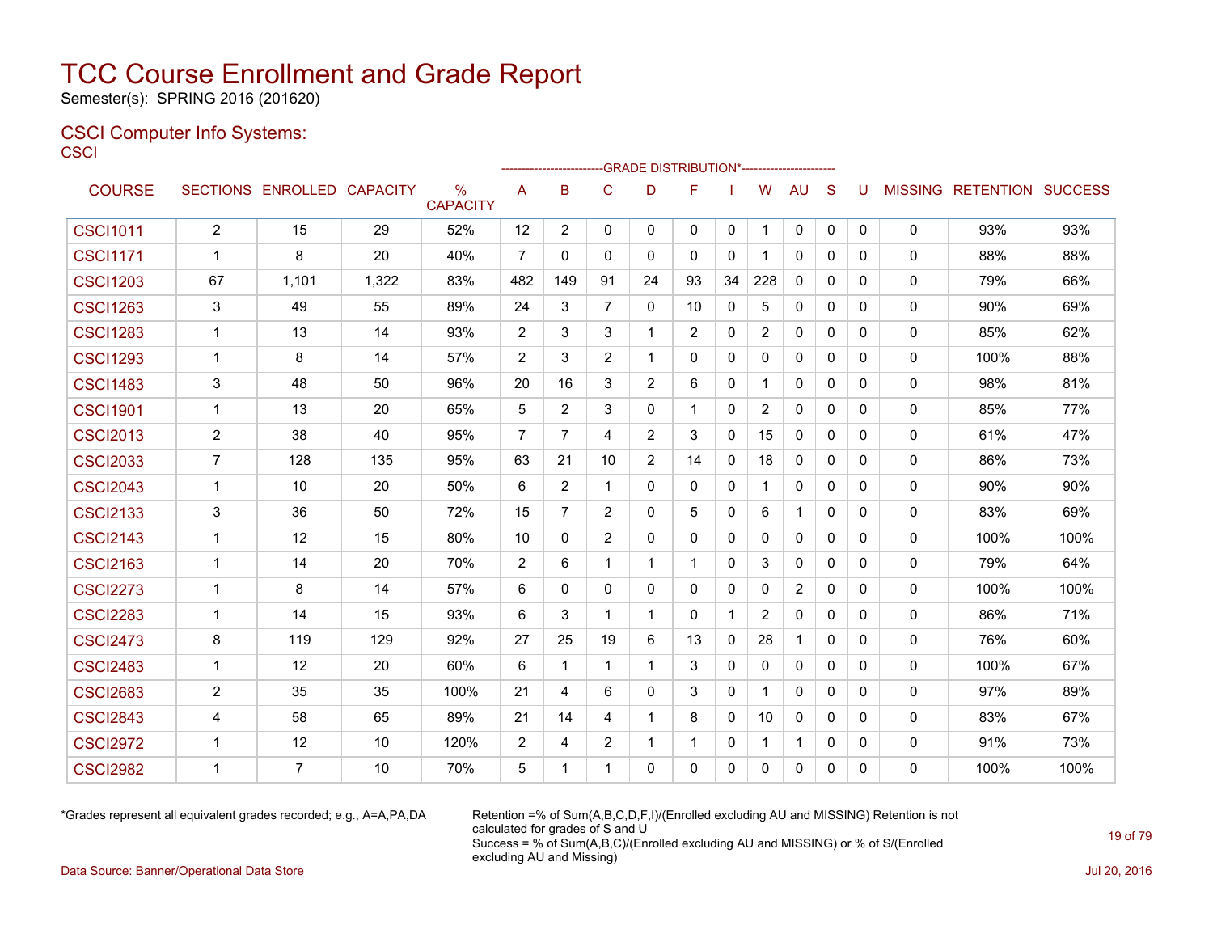# TCC Course Enrollment and Grade Report

Semester(s): SPRING 2016 (201620)

## CSCI Computer Info Systems:

### CSCI

| COURSE | SECTIONS | ENROLLED | CAPACITY | % CAPACITY | A | B | C | D | F | I | W | AU | S | U | MISSING | RETENTION | SUCCESS |
|---|---|---|---|---|---|---|---|---|---|---|---|---|---|---|---|---|---|
| | | | | | GRADE DISTRIBUTION* | | | | | | | | | | | | |
| CSCI1011 | 2 | 15 | 29 | 52% | 12 | 2 | 0 | 0 | 0 | 0 | 1 | 0 | 0 | 0 | 0 | 93% | 93% |
| CSCI1171 | 1 | 8 | 20 | 40% | 7 | 0 | 0 | 0 | 0 | 0 | 1 | 0 | 0 | 0 | 0 | 88% | 88% |
| CSCI1203 | 67 | 1,101 | 1,322 | 83% | 482 | 149 | 91 | 24 | 93 | 34 | 228 | 0 | 0 | 0 | 0 | 79% | 66% |
| CSCI1263 | 3 | 49 | 55 | 89% | 24 | 3 | 7 | 0 | 10 | 0 | 5 | 0 | 0 | 0 | 0 | 90% | 69% |
| CSCI1283 | 1 | 13 | 14 | 93% | 2 | 3 | 3 | 1 | 2 | 0 | 2 | 0 | 0 | 0 | 0 | 85% | 62% |
| CSCI1293 | 1 | 8 | 14 | 57% | 2 | 3 | 2 | 1 | 0 | 0 | 0 | 0 | 0 | 0 | 0 | 100% | 88% |
| CSCI1483 | 3 | 48 | 50 | 96% | 20 | 16 | 3 | 2 | 6 | 0 | 1 | 0 | 0 | 0 | 0 | 98% | 81% |
| CSCI1901 | 1 | 13 | 20 | 65% | 5 | 2 | 3 | 0 | 1 | 0 | 2 | 0 | 0 | 0 | 0 | 85% | 77% |
| CSCI2013 | 2 | 38 | 40 | 95% | 7 | 7 | 4 | 2 | 3 | 0 | 15 | 0 | 0 | 0 | 0 | 61% | 47% |
| CSCI2033 | 7 | 128 | 135 | 95% | 63 | 21 | 10 | 2 | 14 | 0 | 18 | 0 | 0 | 0 | 0 | 86% | 73% |
| CSCI2043 | 1 | 10 | 20 | 50% | 6 | 2 | 1 | 0 | 0 | 0 | 1 | 0 | 0 | 0 | 0 | 90% | 90% |
| CSCI2133 | 3 | 36 | 50 | 72% | 15 | 7 | 2 | 0 | 5 | 0 | 6 | 1 | 0 | 0 | 0 | 83% | 69% |
| CSCI2143 | 1 | 12 | 15 | 80% | 10 | 0 | 2 | 0 | 0 | 0 | 0 | 0 | 0 | 0 | 0 | 100% | 100% |
| CSCI2163 | 1 | 14 | 20 | 70% | 2 | 6 | 1 | 1 | 1 | 0 | 3 | 0 | 0 | 0 | 0 | 79% | 64% |
| CSCI2273 | 1 | 8 | 14 | 57% | 6 | 0 | 0 | 0 | 0 | 0 | 0 | 2 | 0 | 0 | 0 | 100% | 100% |
| CSCI2283 | 1 | 14 | 15 | 93% | 6 | 3 | 1 | 1 | 0 | 1 | 2 | 0 | 0 | 0 | 0 | 86% | 71% |
| CSCI2473 | 8 | 119 | 129 | 92% | 27 | 25 | 19 | 6 | 13 | 0 | 28 | 1 | 0 | 0 | 0 | 76% | 60% |
| CSCI2483 | 1 | 12 | 20 | 60% | 6 | 1 | 1 | 1 | 3 | 0 | 0 | 0 | 0 | 0 | 0 | 100% | 67% |
| CSCI2683 | 2 | 35 | 35 | 100% | 21 | 4 | 6 | 0 | 3 | 0 | 1 | 0 | 0 | 0 | 0 | 97% | 89% |
| CSCI2843 | 4 | 58 | 65 | 89% | 21 | 14 | 4 | 1 | 8 | 0 | 10 | 0 | 0 | 0 | 0 | 83% | 67% |
| CSCI2972 | 1 | 12 | 10 | 120% | 2 | 4 | 2 | 1 | 1 | 0 | 1 | 1 | 0 | 0 | 0 | 91% | 73% |
| CSCI2982 | 1 | 7 | 10 | 70% | 5 | 1 | 1 | 0 | 0 | 0 | 0 | 0 | 0 | 0 | 0 | 100% | 100% |

*Grades represent all equivalent grades recorded; e.g., A=A,PA,DA

Retention =% of Sum(A,B,C,D,F,I)/(Enrolled excluding AU and MISSING) Retention is not calculated for grades of S and U
Success = % of Sum(A,B,C)/(Enrolled excluding AU and MISSING) or % of S/(Enrolled excluding AU and Missing)

Data Source: Banner/Operational Data Store

Jul 20, 2016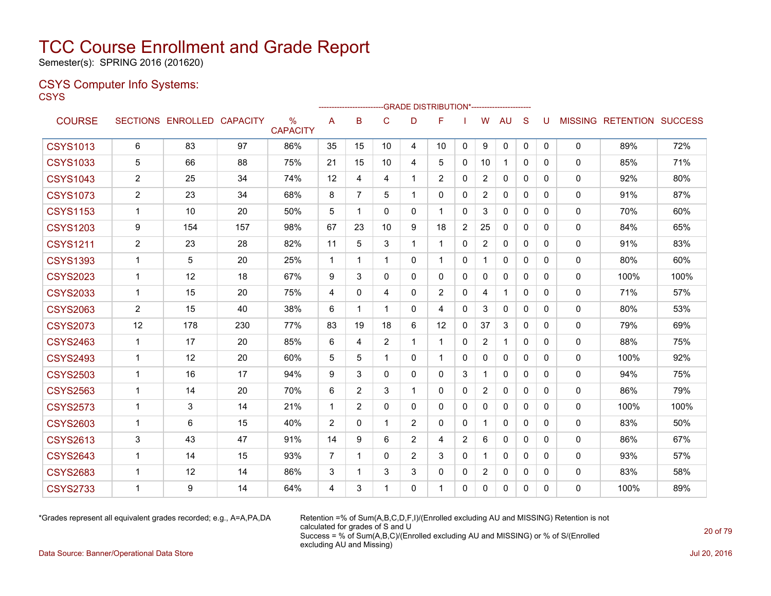# TCC Course Enrollment and Grade Report

Semester(s): SPRING 2016 (201620)

## CSYS Computer Info Systems:

CSYS

| COURSE | SECTIONS | ENROLLED | CAPACITY | % CAPACITY | A | B | C | D | F | I | W | AU | S | U | MISSING | RETENTION | SUCCESS |
|---|---|---|---|---|---|---|---|---|---|---|---|---|---|---|---|---|---|
| | | | | | GRADE DISTRIBUTION* | | | | | | | | | | | | |
| CSYS1013 | 6 | 83 | 97 | 86% | 35 | 15 | 10 | 4 | 10 | 0 | 9 | 0 | 0 | 0 | 0 | 89% | 72% |
| CSYS1033 | 5 | 66 | 88 | 75% | 21 | 15 | 10 | 4 | 5 | 0 | 10 | 1 | 0 | 0 | 0 | 85% | 71% |
| CSYS1043 | 2 | 25 | 34 | 74% | 12 | 4 | 4 | 1 | 2 | 0 | 2 | 0 | 0 | 0 | 0 | 92% | 80% |
| CSYS1073 | 2 | 23 | 34 | 68% | 8 | 7 | 5 | 1 | 0 | 0 | 2 | 0 | 0 | 0 | 0 | 91% | 87% |
| CSYS1153 | 1 | 10 | 20 | 50% | 5 | 1 | 0 | 0 | 1 | 0 | 3 | 0 | 0 | 0 | 0 | 70% | 60% |
| CSYS1203 | 9 | 154 | 157 | 98% | 67 | 23 | 10 | 9 | 18 | 2 | 25 | 0 | 0 | 0 | 0 | 84% | 65% |
| CSYS1211 | 2 | 23 | 28 | 82% | 11 | 5 | 3 | 1 | 1 | 0 | 2 | 0 | 0 | 0 | 0 | 91% | 83% |
| CSYS1393 | 1 | 5 | 20 | 25% | 1 | 1 | 1 | 0 | 1 | 0 | 1 | 0 | 0 | 0 | 0 | 80% | 60% |
| CSYS2023 | 1 | 12 | 18 | 67% | 9 | 3 | 0 | 0 | 0 | 0 | 0 | 0 | 0 | 0 | 0 | 100% | 100% |
| CSYS2033 | 1 | 15 | 20 | 75% | 4 | 0 | 4 | 0 | 2 | 0 | 4 | 1 | 0 | 0 | 0 | 71% | 57% |
| CSYS2063 | 2 | 15 | 40 | 38% | 6 | 1 | 1 | 0 | 4 | 0 | 3 | 0 | 0 | 0 | 0 | 80% | 53% |
| CSYS2073 | 12 | 178 | 230 | 77% | 83 | 19 | 18 | 6 | 12 | 0 | 37 | 3 | 0 | 0 | 0 | 79% | 69% |
| CSYS2463 | 1 | 17 | 20 | 85% | 6 | 4 | 2 | 1 | 1 | 0 | 2 | 1 | 0 | 0 | 0 | 88% | 75% |
| CSYS2493 | 1 | 12 | 20 | 60% | 5 | 5 | 1 | 0 | 1 | 0 | 0 | 0 | 0 | 0 | 0 | 100% | 92% |
| CSYS2503 | 1 | 16 | 17 | 94% | 9 | 3 | 0 | 0 | 0 | 3 | 1 | 0 | 0 | 0 | 0 | 94% | 75% |
| CSYS2563 | 1 | 14 | 20 | 70% | 6 | 2 | 3 | 1 | 0 | 0 | 2 | 0 | 0 | 0 | 0 | 86% | 79% |
| CSYS2573 | 1 | 3 | 14 | 21% | 1 | 2 | 0 | 0 | 0 | 0 | 0 | 0 | 0 | 0 | 0 | 100% | 100% |
| CSYS2603 | 1 | 6 | 15 | 40% | 2 | 0 | 1 | 2 | 0 | 0 | 1 | 0 | 0 | 0 | 0 | 83% | 50% |
| CSYS2613 | 3 | 43 | 47 | 91% | 14 | 9 | 6 | 2 | 4 | 2 | 6 | 0 | 0 | 0 | 0 | 86% | 67% |
| CSYS2643 | 1 | 14 | 15 | 93% | 7 | 1 | 0 | 2 | 3 | 0 | 1 | 0 | 0 | 0 | 0 | 93% | 57% |
| CSYS2683 | 1 | 12 | 14 | 86% | 3 | 1 | 3 | 3 | 0 | 0 | 2 | 0 | 0 | 0 | 0 | 83% | 58% |
| CSYS2733 | 1 | 9 | 14 | 64% | 4 | 3 | 1 | 0 | 1 | 0 | 0 | 0 | 0 | 0 | 0 | 100% | 89% |

*Grades represent all equivalent grades recorded; e.g., A=A,PA,DA

Retention =% of Sum(A,B,C,D,F,I)/(Enrolled excluding AU and MISSING) Retention is not calculated for grades of S and U
Success = % of Sum(A,B,C)/(Enrolled excluding AU and MISSING) or % of S/(Enrolled excluding AU and Missing)

Data Source: Banner/Operational Data Store

Jul 20, 2016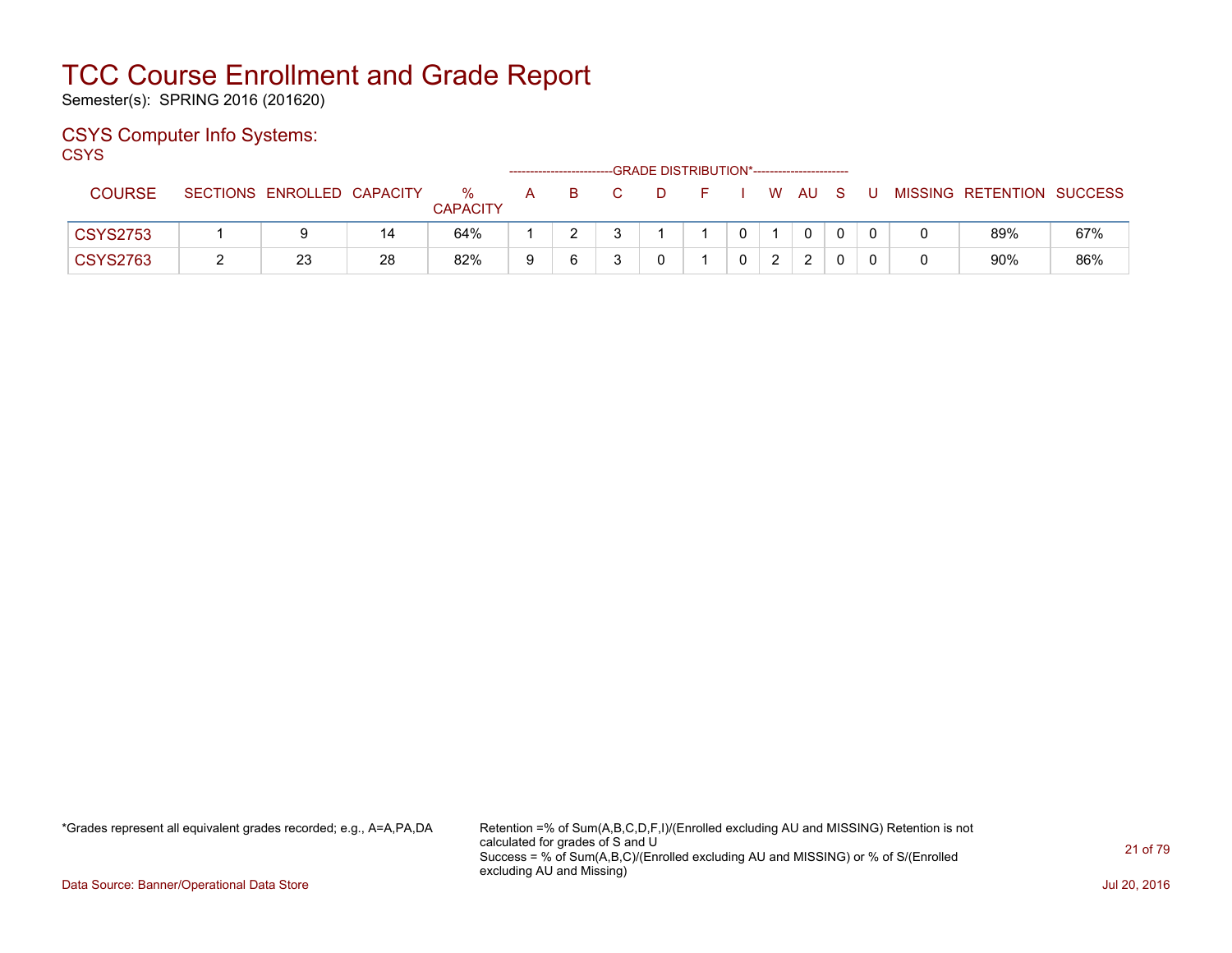# TCC Course Enrollment and Grade Report

Semester(s): SPRING 2016 (201620)

## CSYS Computer Info Systems:

CSYS

| COURSE | SECTIONS | ENROLLED | CAPACITY | % CAPACITY | A | B | C | D | F | I | W | AU | S | U | MISSING | RETENTION | SUCCESS |
|---|---|---|---|---|---|---|---|---|---|---|---|---|---|---|---|---|---|
| | | | | | GRADE DISTRIBUTION* | | | | | | | | | | | | |
| CSYS2753 | 1 | 9 | 14 | 64% | 1 | 2 | 3 | 1 | 1 | 0 | 1 | 0 | 0 | 0 | 0 | 89% | 67% |
| CSYS2763 | 2 | 23 | 28 | 82% | 9 | 6 | 3 | 0 | 1 | 0 | 2 | 2 | 0 | 0 | 0 | 90% | 86% |

*Grades represent all equivalent grades recorded; e.g., A=A,PA,DA

Retention =% of Sum(A,B,C,D,F,I)/(Enrolled excluding AU and MISSING) Retention is not calculated for grades of S and U
Success = % of Sum(A,B,C)/(Enrolled excluding AU and MISSING) or % of S/(Enrolled excluding AU and Missing)

Data Source: Banner/Operational Data Store

Jul 20, 2016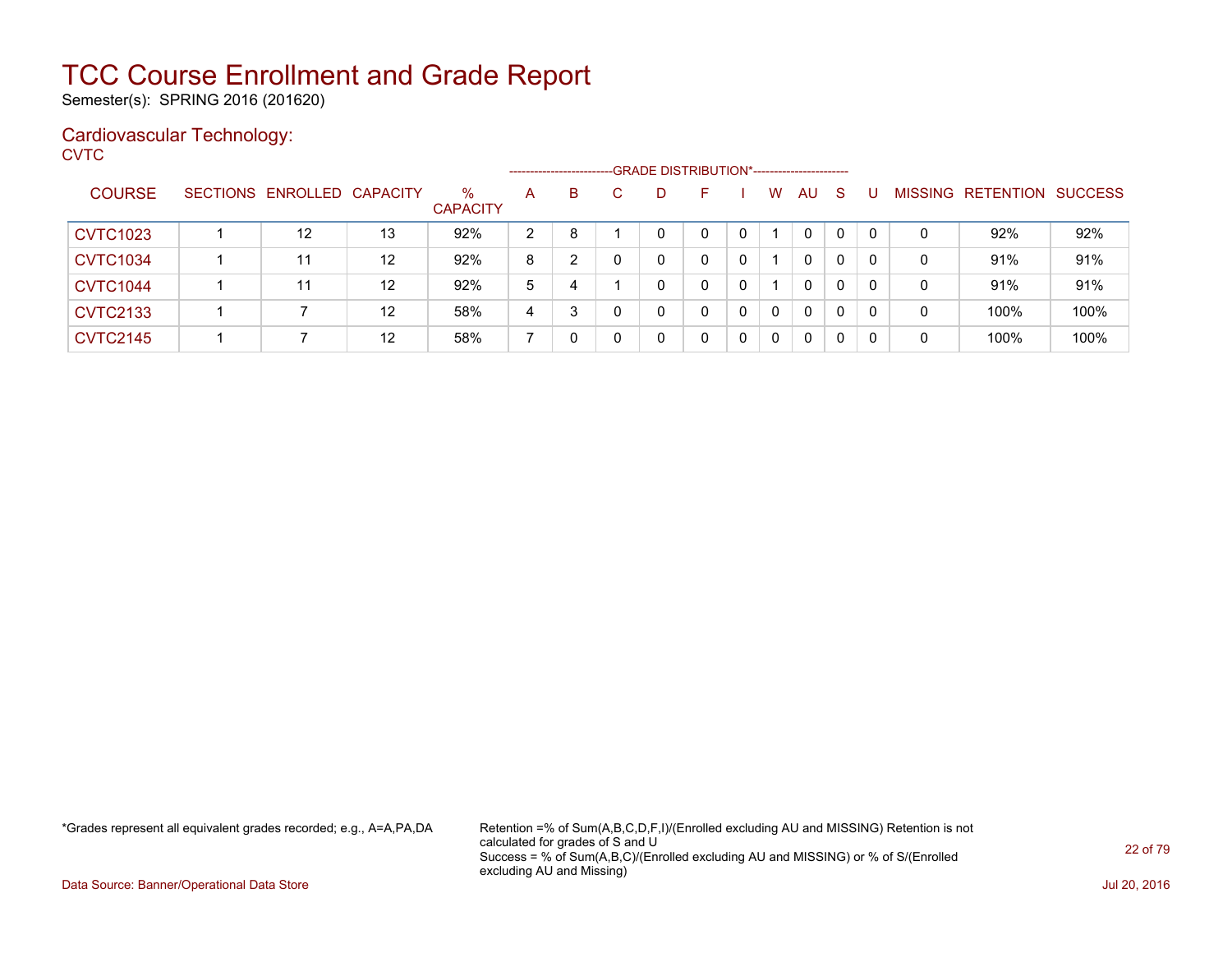# TCC Course Enrollment and Grade Report

Semester(s): SPRING 2016 (201620)

## Cardiovascular Technology:

CVTC

| COURSE | SECTIONS | ENROLLED | CAPACITY | % CAPACITY | A | B | C | D | F | I | W | AU | S | U | MISSING | RETENTION | SUCCESS |
|---|---|---|---|---|---|---|---|---|---|---|---|---|---|---|---|---|---|
| | | | | | GRADE DISTRIBUTION* | | | | | | | | | | | | |
| CVTC1023 | 1 | 12 | 13 | 92% | 2 | 8 | 1 | 0 | 0 | 0 | 1 | 0 | 0 | 0 | 0 | 92% | 92% |
| CVTC1034 | 1 | 11 | 12 | 92% | 8 | 2 | 0 | 0 | 0 | 0 | 1 | 0 | 0 | 0 | 0 | 91% | 91% |
| CVTC1044 | 1 | 11 | 12 | 92% | 5 | 4 | 1 | 0 | 0 | 0 | 1 | 0 | 0 | 0 | 0 | 91% | 91% |
| CVTC2133 | 1 | 7 | 12 | 58% | 4 | 3 | 0 | 0 | 0 | 0 | 0 | 0 | 0 | 0 | 0 | 100% | 100% |
| CVTC2145 | 1 | 7 | 12 | 58% | 7 | 0 | 0 | 0 | 0 | 0 | 0 | 0 | 0 | 0 | 0 | 100% | 100% |

*Grades represent all equivalent grades recorded; e.g., A=A,PA,DA

Retention =% of Sum(A,B,C,D,F,I)/(Enrolled excluding AU and MISSING) Retention is not calculated for grades of S and U
Success = % of Sum(A,B,C)/(Enrolled excluding AU and MISSING) or % of S/(Enrolled excluding AU and Missing)

Data Source: Banner/Operational Data Store

Jul 20, 2016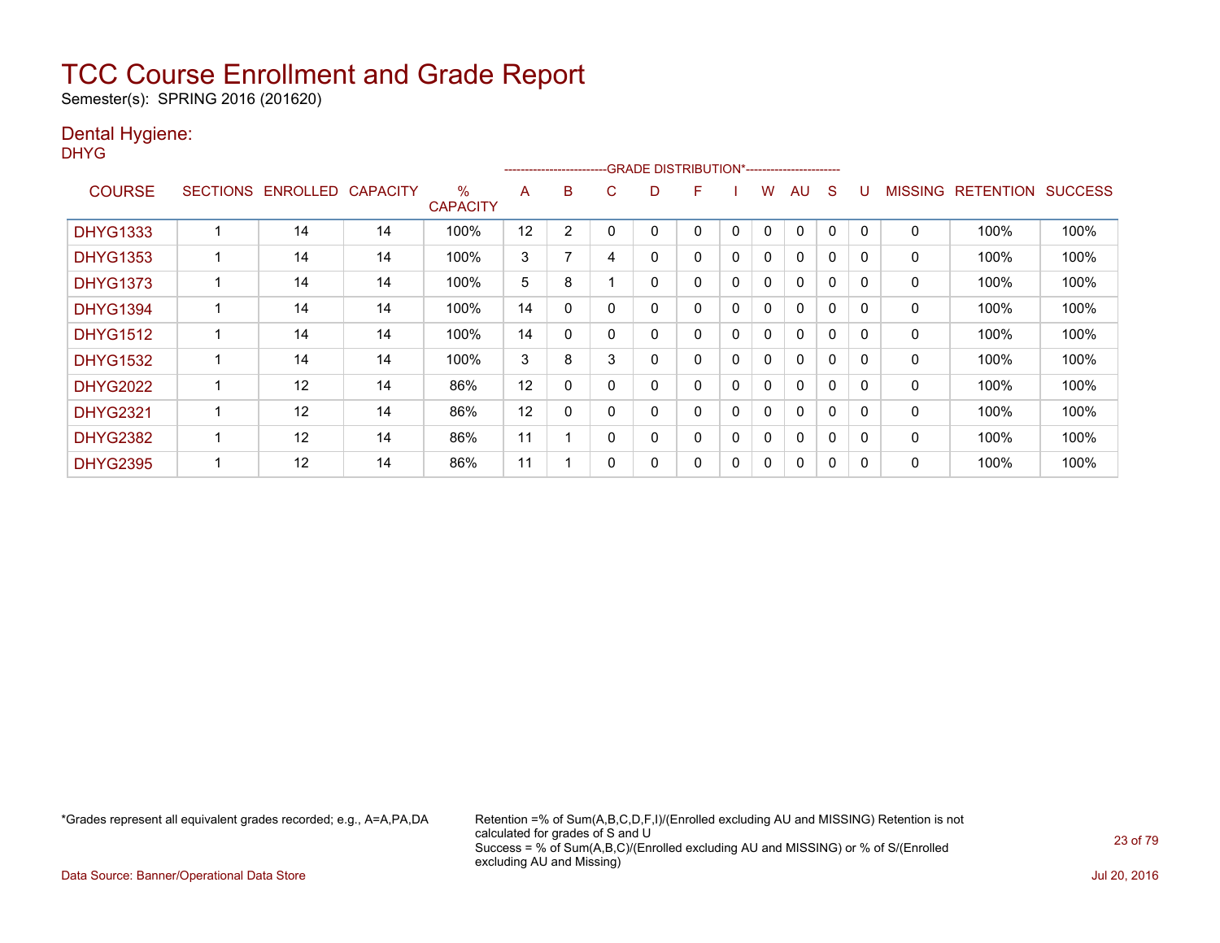# TCC Course Enrollment and Grade Report

Semester(s): SPRING 2016 (201620)

## Dental Hygiene:

DHYG

| COURSE | SECTIONS | ENROLLED | CAPACITY | % CAPACITY | A | B | C | D | F | I | W | AU | S | U | MISSING | RETENTION | SUCCESS |
|---|---|---|---|---|---|---|---|---|---|---|---|---|---|---|---|---|---|
| | | | | | GRADE DISTRIBUTION* | | | | | | | | | | | | |
| DHYG1333 | 1 | 14 | 14 | 100% | 12 | 2 | 0 | 0 | 0 | 0 | 0 | 0 | 0 | 0 | 0 | 100% | 100% |
| DHYG1353 | 1 | 14 | 14 | 100% | 3 | 7 | 4 | 0 | 0 | 0 | 0 | 0 | 0 | 0 | 0 | 100% | 100% |
| DHYG1373 | 1 | 14 | 14 | 100% | 5 | 8 | 1 | 0 | 0 | 0 | 0 | 0 | 0 | 0 | 0 | 100% | 100% |
| DHYG1394 | 1 | 14 | 14 | 100% | 14 | 0 | 0 | 0 | 0 | 0 | 0 | 0 | 0 | 0 | 0 | 100% | 100% |
| DHYG1512 | 1 | 14 | 14 | 100% | 14 | 0 | 0 | 0 | 0 | 0 | 0 | 0 | 0 | 0 | 0 | 100% | 100% |
| DHYG1532 | 1 | 14 | 14 | 100% | 3 | 8 | 3 | 0 | 0 | 0 | 0 | 0 | 0 | 0 | 0 | 100% | 100% |
| DHYG2022 | 1 | 12 | 14 | 86% | 12 | 0 | 0 | 0 | 0 | 0 | 0 | 0 | 0 | 0 | 0 | 100% | 100% |
| DHYG2321 | 1 | 12 | 14 | 86% | 12 | 0 | 0 | 0 | 0 | 0 | 0 | 0 | 0 | 0 | 0 | 100% | 100% |
| DHYG2382 | 1 | 12 | 14 | 86% | 11 | 1 | 0 | 0 | 0 | 0 | 0 | 0 | 0 | 0 | 0 | 100% | 100% |
| DHYG2395 | 1 | 12 | 14 | 86% | 11 | 1 | 0 | 0 | 0 | 0 | 0 | 0 | 0 | 0 | 0 | 100% | 100% |

*Grades represent all equivalent grades recorded; e.g., A=A,PA,DA

Retention =% of Sum(A,B,C,D,F,I)/(Enrolled excluding AU and MISSING) Retention is not calculated for grades of S and U
Success = % of Sum(A,B,C)/(Enrolled excluding AU and MISSING) or % of S/(Enrolled excluding AU and Missing)

Data Source: Banner/Operational Data Store

Jul 20, 2016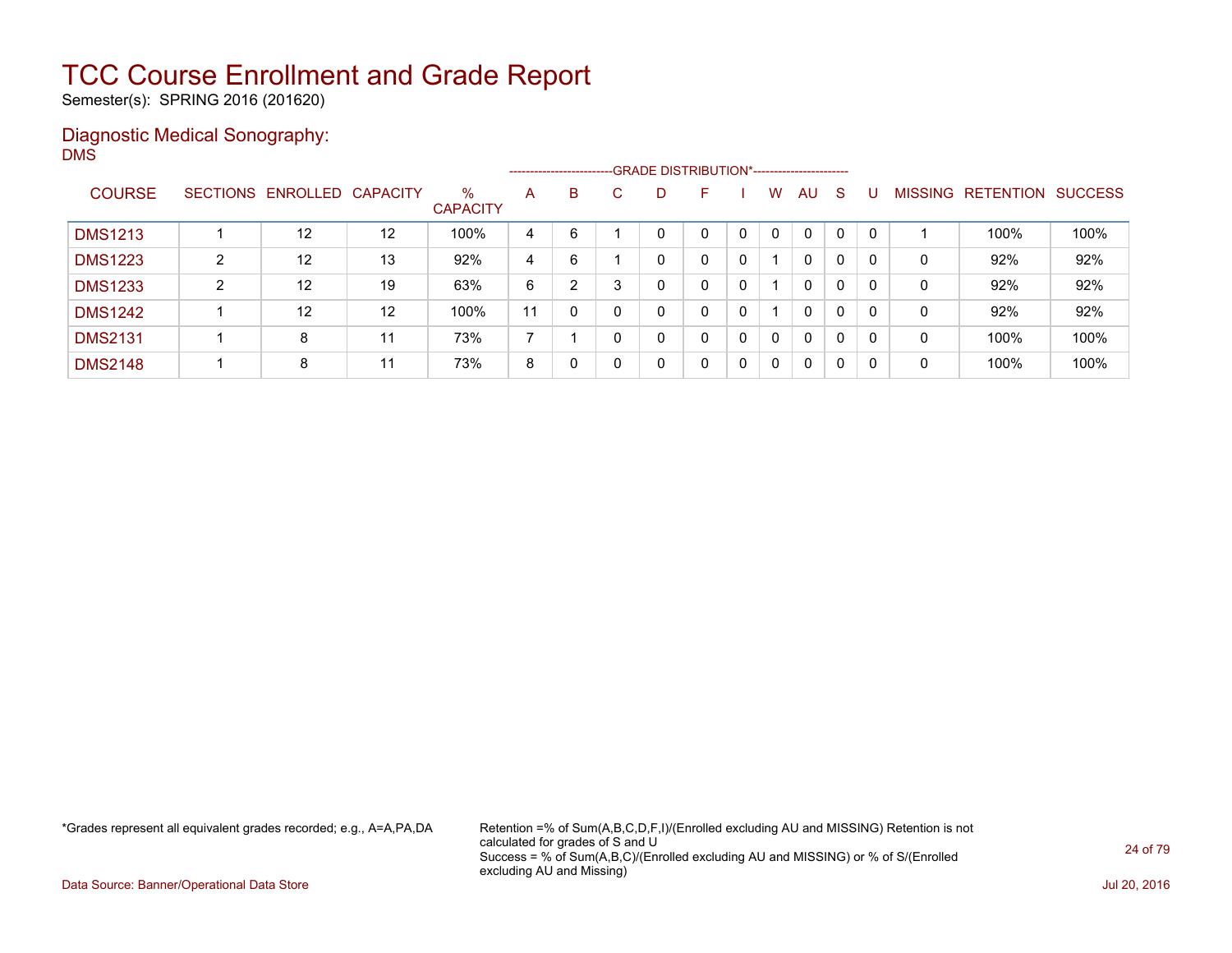# TCC Course Enrollment and Grade Report

Semester(s): SPRING 2016 (201620)

## Diagnostic Medical Sonography:

DMS

| COURSE | SECTIONS | ENROLLED | CAPACITY | % CAPACITY | A | B | C | D | F | I | W | AU | S | U | MISSING | RETENTION | SUCCESS |
|---|---|---|---|---|---|---|---|---|---|---|---|---|---|---|---|---|---|
| | | | | | GRADE DISTRIBUTION* | | | | | | | | | | | | |
| DMS1213 | 1 | 12 | 12 | 100% | 4 | 6 | 1 | 0 | 0 | 0 | 0 | 0 | 0 | 0 | 1 | 100% | 100% |
| DMS1223 | 2 | 12 | 13 | 92% | 4 | 6 | 1 | 0 | 0 | 0 | 1 | 0 | 0 | 0 | 0 | 92% | 92% |
| DMS1233 | 2 | 12 | 19 | 63% | 6 | 2 | 3 | 0 | 0 | 0 | 1 | 0 | 0 | 0 | 0 | 92% | 92% |
| DMS1242 | 1 | 12 | 12 | 100% | 11 | 0 | 0 | 0 | 0 | 0 | 1 | 0 | 0 | 0 | 0 | 92% | 92% |
| DMS2131 | 1 | 8 | 11 | 73% | 7 | 1 | 0 | 0 | 0 | 0 | 0 | 0 | 0 | 0 | 0 | 100% | 100% |
| DMS2148 | 1 | 8 | 11 | 73% | 8 | 0 | 0 | 0 | 0 | 0 | 0 | 0 | 0 | 0 | 0 | 100% | 100% |

*Grades represent all equivalent grades recorded; e.g., A=A,PA,DA

Retention =% of Sum(A,B,C,D,F,I)/(Enrolled excluding AU and MISSING) Retention is not calculated for grades of S and U
Success = % of Sum(A,B,C)/(Enrolled excluding AU and MISSING) or % of S/(Enrolled excluding AU and Missing)

Data Source: Banner/Operational Data Store

Jul 20, 2016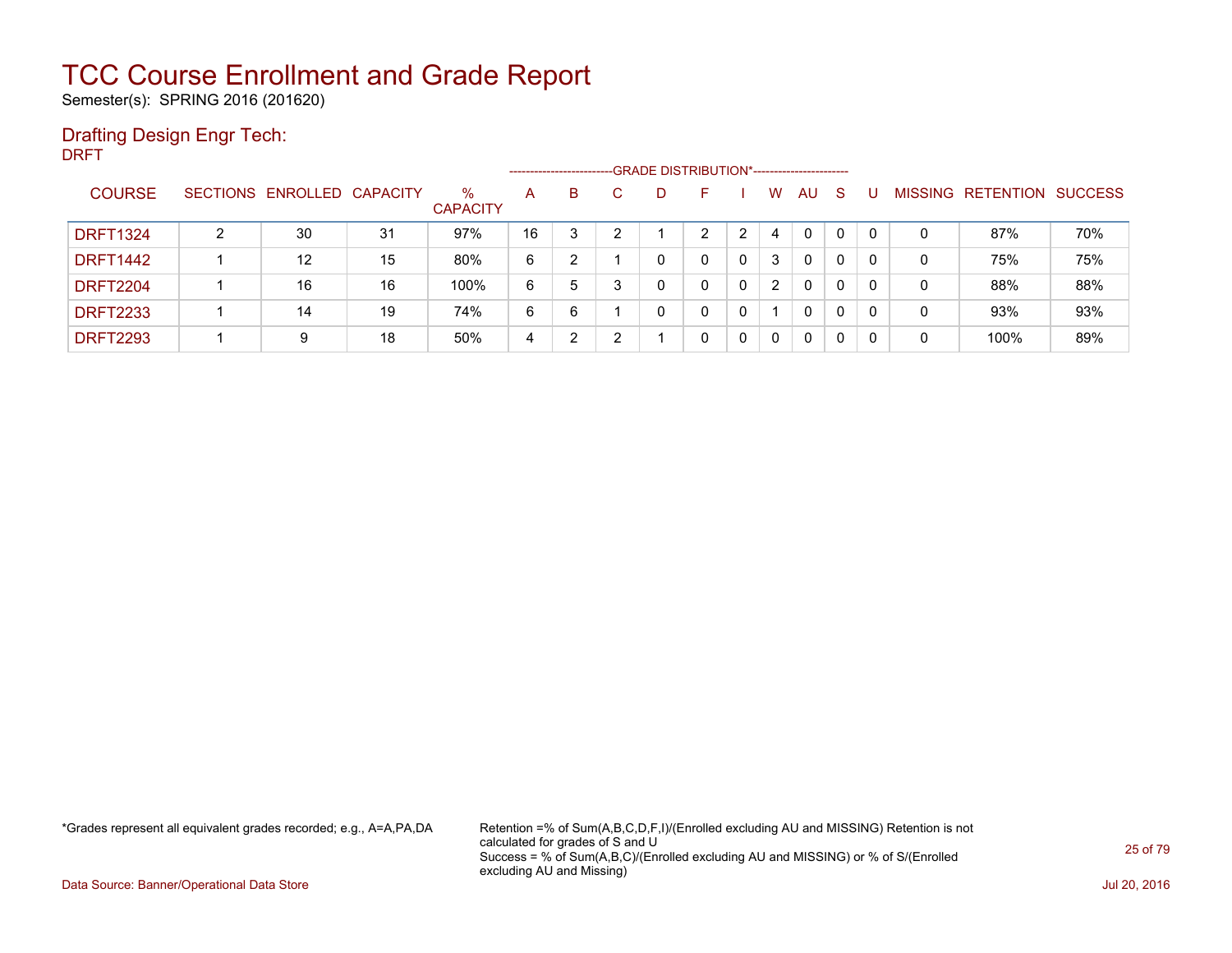# TCC Course Enrollment and Grade Report

Semester(s): SPRING 2016 (201620)

## Drafting Design Engr Tech:

DRFT

| COURSE | SECTIONS | ENROLLED | CAPACITY | % CAPACITY | A | B | C | D | F | I | W | AU | S | U | MISSING | RETENTION | SUCCESS |
|---|---|---|---|---|---|---|---|---|---|---|---|---|---|---|---|---|---|
| | | | | | GRADE DISTRIBUTION* | | | | | | | | | | | | |
| DRFT1324 | 2 | 30 | 31 | 97% | 16 | 3 | 2 | 1 | 2 | 2 | 4 | 0 | 0 | 0 | 0 | 87% | 70% |
| DRFT1442 | 1 | 12 | 15 | 80% | 6 | 2 | 1 | 0 | 0 | 0 | 3 | 0 | 0 | 0 | 0 | 75% | 75% |
| DRFT2204 | 1 | 16 | 16 | 100% | 6 | 5 | 3 | 0 | 0 | 0 | 2 | 0 | 0 | 0 | 0 | 88% | 88% |
| DRFT2233 | 1 | 14 | 19 | 74% | 6 | 6 | 1 | 0 | 0 | 0 | 1 | 0 | 0 | 0 | 0 | 93% | 93% |
| DRFT2293 | 1 | 9 | 18 | 50% | 4 | 2 | 2 | 1 | 0 | 0 | 0 | 0 | 0 | 0 | 0 | 100% | 89% |

*Grades represent all equivalent grades recorded; e.g., A=A,PA,DA

Retention =% of Sum(A,B,C,D,F,I)/(Enrolled excluding AU and MISSING) Retention is not calculated for grades of S and U
Success = % of Sum(A,B,C)/(Enrolled excluding AU and MISSING) or % of S/(Enrolled excluding AU and Missing)

Data Source: Banner/Operational Data Store

Jul 20, 2016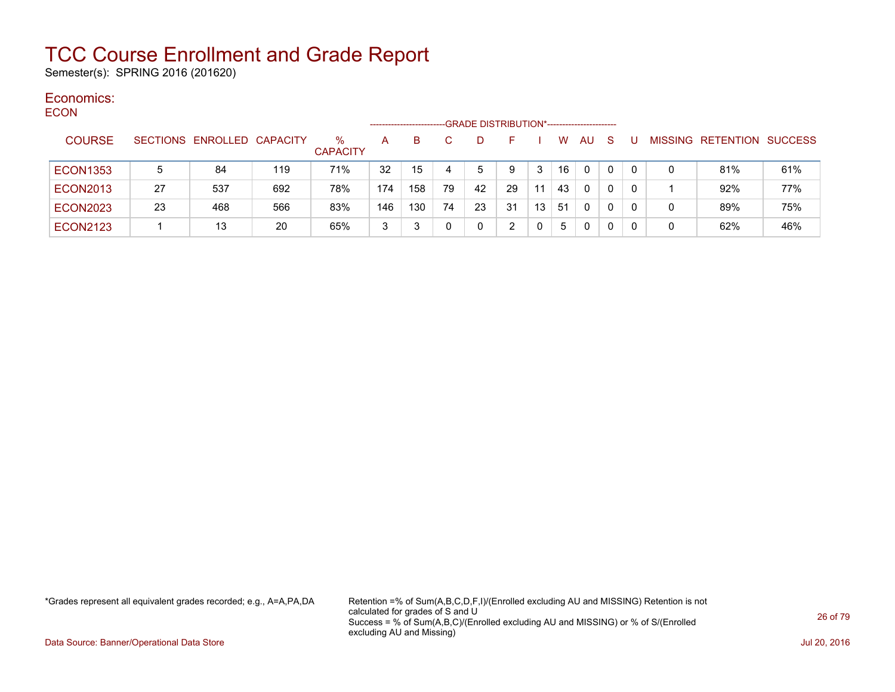# TCC Course Enrollment and Grade Report

Semester(s): SPRING 2016 (201620)

## Economics:

ECON

| COURSE | SECTIONS | ENROLLED | CAPACITY | % CAPACITY | A | B | C | D | F | I | W | AU | S | U | MISSING | RETENTION | SUCCESS |
|---|---|---|---|---|---|---|---|---|---|---|---|---|---|---|---|---|---|
| | | | | | GRADE DISTRIBUTION* | | | | | | | | | | | | |
| ECON1353 | 5 | 84 | 119 | 71% | 32 | 15 | 4 | 5 | 9 | 3 | 16 | 0 | 0 | 0 | 0 | 81% | 61% |
| ECON2013 | 27 | 537 | 692 | 78% | 174 | 158 | 79 | 42 | 29 | 11 | 43 | 0 | 0 | 0 | 1 | 92% | 77% |
| ECON2023 | 23 | 468 | 566 | 83% | 146 | 130 | 74 | 23 | 31 | 13 | 51 | 0 | 0 | 0 | 0 | 89% | 75% |
| ECON2123 | 1 | 13 | 20 | 65% | 3 | 3 | 0 | 0 | 2 | 0 | 5 | 0 | 0 | 0 | 0 | 62% | 46% |

*Grades represent all equivalent grades recorded; e.g., A=A,PA,DA

Retention =% of Sum(A,B,C,D,F,I)/(Enrolled excluding AU and MISSING) Retention is not calculated for grades of S and U
Success = % of Sum(A,B,C)/(Enrolled excluding AU and MISSING) or % of S/(Enrolled excluding AU and Missing)

Data Source: Banner/Operational Data Store

Jul 20, 2016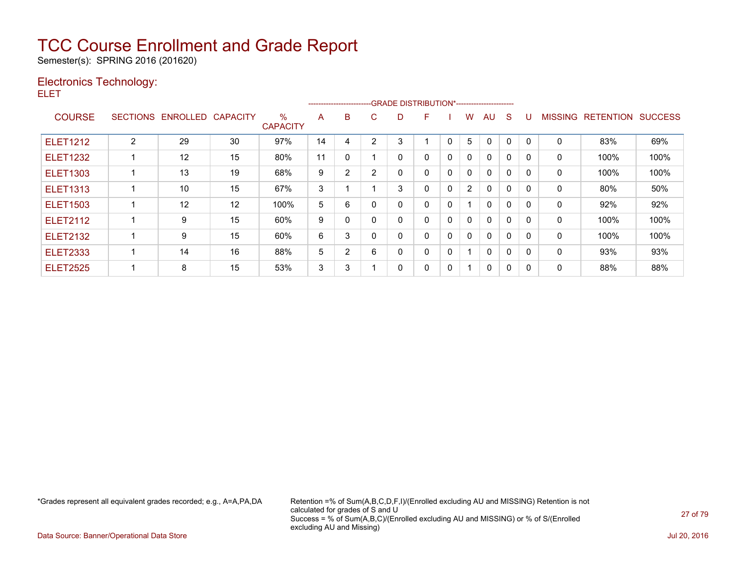# TCC Course Enrollment and Grade Report

Semester(s): SPRING 2016 (201620)

## Electronics Technology:

ELET

| COURSE | SECTIONS | ENROLLED | CAPACITY | % CAPACITY | A | B | C | D | F | I | W | AU | S | U | MISSING | RETENTION | SUCCESS |
|---|---|---|---|---|---|---|---|---|---|---|---|---|---|---|---|---|---|
| | | | | | GRADE DISTRIBUTION* | | | | | | | | | | | | |
| ELET1212 | 2 | 29 | 30 | 97% | 14 | 4 | 2 | 3 | 1 | 0 | 5 | 0 | 0 | 0 | 0 | 83% | 69% |
| ELET1232 | 1 | 12 | 15 | 80% | 11 | 0 | 1 | 0 | 0 | 0 | 0 | 0 | 0 | 0 | 0 | 100% | 100% |
| ELET1303 | 1 | 13 | 19 | 68% | 9 | 2 | 2 | 0 | 0 | 0 | 0 | 0 | 0 | 0 | 0 | 100% | 100% |
| ELET1313 | 1 | 10 | 15 | 67% | 3 | 1 | 1 | 3 | 0 | 0 | 2 | 0 | 0 | 0 | 0 | 80% | 50% |
| ELET1503 | 1 | 12 | 12 | 100% | 5 | 6 | 0 | 0 | 0 | 0 | 1 | 0 | 0 | 0 | 0 | 92% | 92% |
| ELET2112 | 1 | 9 | 15 | 60% | 9 | 0 | 0 | 0 | 0 | 0 | 0 | 0 | 0 | 0 | 0 | 100% | 100% |
| ELET2132 | 1 | 9 | 15 | 60% | 6 | 3 | 0 | 0 | 0 | 0 | 0 | 0 | 0 | 0 | 0 | 100% | 100% |
| ELET2333 | 1 | 14 | 16 | 88% | 5 | 2 | 6 | 0 | 0 | 0 | 1 | 0 | 0 | 0 | 0 | 93% | 93% |
| ELET2525 | 1 | 8 | 15 | 53% | 3 | 3 | 1 | 0 | 0 | 0 | 1 | 0 | 0 | 0 | 0 | 88% | 88% |

*Grades represent all equivalent grades recorded; e.g., A=A,PA,DA

Retention =% of Sum(A,B,C,D,F,I)/(Enrolled excluding AU and MISSING) Retention is not calculated for grades of S and U
Success = % of Sum(A,B,C)/(Enrolled excluding AU and MISSING) or % of S/(Enrolled excluding AU and Missing)

Data Source: Banner/Operational Data Store

Jul 20, 2016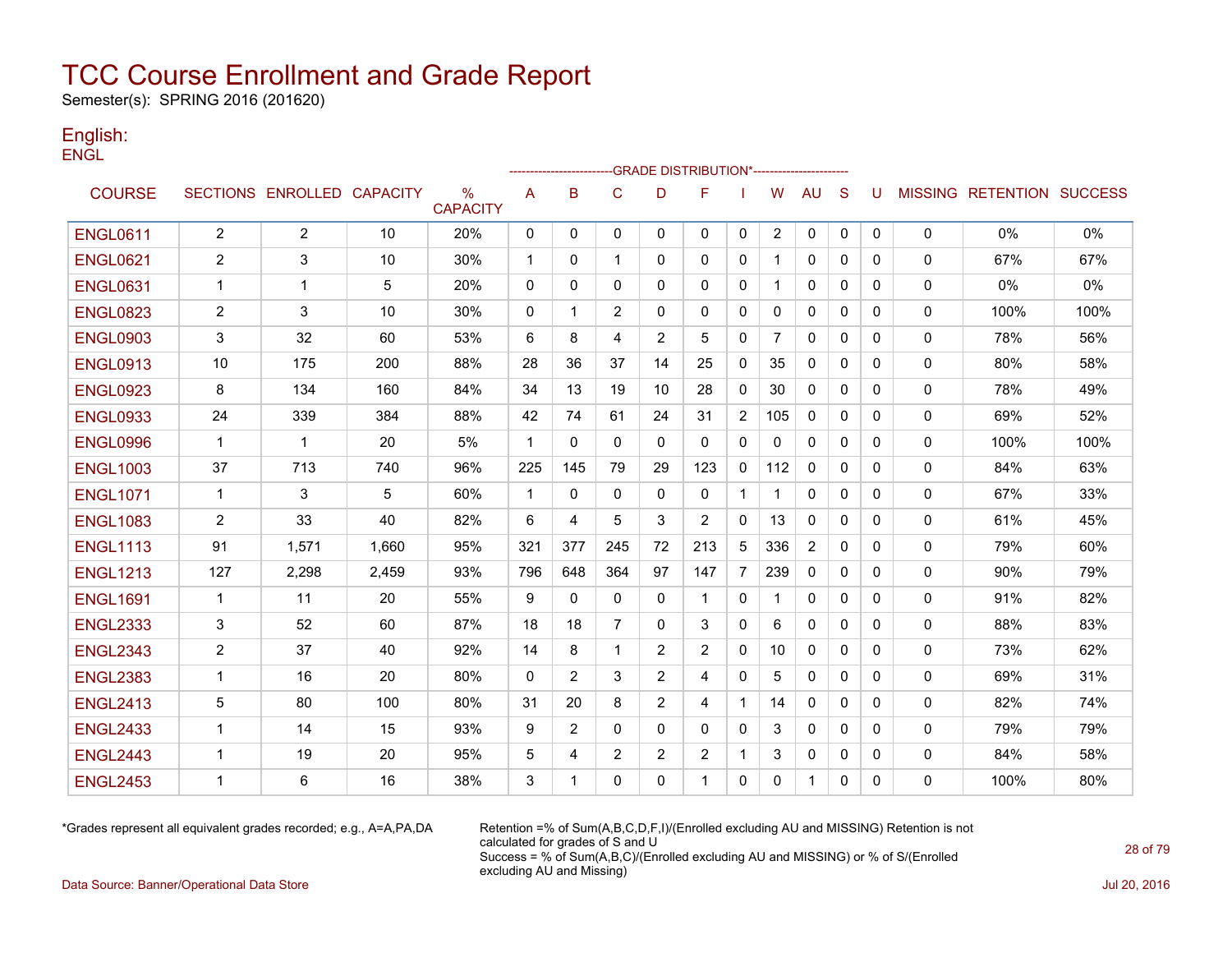# TCC Course Enrollment and Grade Report

Semester(s): SPRING 2016 (201620)

## English:

ENGL

| COURSE | SECTIONS | ENROLLED | CAPACITY | % CAPACITY | A | B | C | D | F | I | W | AU | S | U | MISSING | RETENTION | SUCCESS |
|---|---|---|---|---|---|---|---|---|---|---|---|---|---|---|---|---|---|
| | | | | | GRADE DISTRIBUTION* | | | | | | | | | | | | |
| ENGL0611 | 2 | 2 | 10 | 20% | 0 | 0 | 0 | 0 | 0 | 0 | 2 | 0 | 0 | 0 | 0 | 0% | 0% |
| ENGL0621 | 2 | 3 | 10 | 30% | 1 | 0 | 1 | 0 | 0 | 0 | 1 | 0 | 0 | 0 | 0 | 67% | 67% |
| ENGL0631 | 1 | 1 | 5 | 20% | 0 | 0 | 0 | 0 | 0 | 0 | 1 | 0 | 0 | 0 | 0 | 0% | 0% |
| ENGL0823 | 2 | 3 | 10 | 30% | 0 | 1 | 2 | 0 | 0 | 0 | 0 | 0 | 0 | 0 | 0 | 100% | 100% |
| ENGL0903 | 3 | 32 | 60 | 53% | 6 | 8 | 4 | 2 | 5 | 0 | 7 | 0 | 0 | 0 | 0 | 78% | 56% |
| ENGL0913 | 10 | 175 | 200 | 88% | 28 | 36 | 37 | 14 | 25 | 0 | 35 | 0 | 0 | 0 | 0 | 80% | 58% |
| ENGL0923 | 8 | 134 | 160 | 84% | 34 | 13 | 19 | 10 | 28 | 0 | 30 | 0 | 0 | 0 | 0 | 78% | 49% |
| ENGL0933 | 24 | 339 | 384 | 88% | 42 | 74 | 61 | 24 | 31 | 2 | 105 | 0 | 0 | 0 | 0 | 69% | 52% |
| ENGL0996 | 1 | 1 | 20 | 5% | 1 | 0 | 0 | 0 | 0 | 0 | 0 | 0 | 0 | 0 | 0 | 100% | 100% |
| ENGL1003 | 37 | 713 | 740 | 96% | 225 | 145 | 79 | 29 | 123 | 0 | 112 | 0 | 0 | 0 | 0 | 84% | 63% |
| ENGL1071 | 1 | 3 | 5 | 60% | 1 | 0 | 0 | 0 | 0 | 1 | 1 | 0 | 0 | 0 | 0 | 67% | 33% |
| ENGL1083 | 2 | 33 | 40 | 82% | 6 | 4 | 5 | 3 | 2 | 0 | 13 | 0 | 0 | 0 | 0 | 61% | 45% |
| ENGL1113 | 91 | 1,571 | 1,660 | 95% | 321 | 377 | 245 | 72 | 213 | 5 | 336 | 2 | 0 | 0 | 0 | 79% | 60% |
| ENGL1213 | 127 | 2,298 | 2,459 | 93% | 796 | 648 | 364 | 97 | 147 | 7 | 239 | 0 | 0 | 0 | 0 | 90% | 79% |
| ENGL1691 | 1 | 11 | 20 | 55% | 9 | 0 | 0 | 0 | 1 | 0 | 1 | 0 | 0 | 0 | 0 | 91% | 82% |
| ENGL2333 | 3 | 52 | 60 | 87% | 18 | 18 | 7 | 0 | 3 | 0 | 6 | 0 | 0 | 0 | 0 | 88% | 83% |
| ENGL2343 | 2 | 37 | 40 | 92% | 14 | 8 | 1 | 2 | 2 | 0 | 10 | 0 | 0 | 0 | 0 | 73% | 62% |
| ENGL2383 | 1 | 16 | 20 | 80% | 0 | 2 | 3 | 2 | 4 | 0 | 5 | 0 | 0 | 0 | 0 | 69% | 31% |
| ENGL2413 | 5 | 80 | 100 | 80% | 31 | 20 | 8 | 2 | 4 | 1 | 14 | 0 | 0 | 0 | 0 | 82% | 74% |
| ENGL2433 | 1 | 14 | 15 | 93% | 9 | 2 | 0 | 0 | 0 | 0 | 3 | 0 | 0 | 0 | 0 | 79% | 79% |
| ENGL2443 | 1 | 19 | 20 | 95% | 5 | 4 | 2 | 2 | 2 | 1 | 3 | 0 | 0 | 0 | 0 | 84% | 58% |
| ENGL2453 | 1 | 6 | 16 | 38% | 3 | 1 | 0 | 0 | 1 | 0 | 0 | 1 | 0 | 0 | 0 | 100% | 80% |

*Grades represent all equivalent grades recorded; e.g., A=A,PA,DA

Retention =% of Sum(A,B,C,D,F,I)/(Enrolled excluding AU and MISSING) Retention is not calculated for grades of S and U
Success = % of Sum(A,B,C)/(Enrolled excluding AU and MISSING) or % of S/(Enrolled excluding AU and Missing)

Data Source: Banner/Operational Data Store

Jul 20, 2016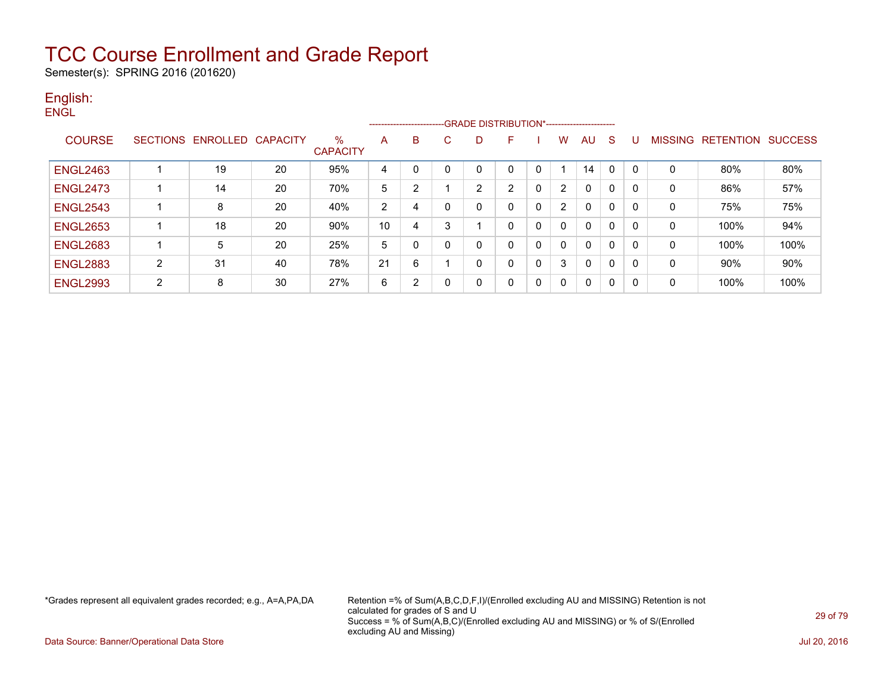# TCC Course Enrollment and Grade Report

Semester(s): SPRING 2016 (201620)

## English:

ENGL

| COURSE | SECTIONS | ENROLLED | CAPACITY | % CAPACITY | A | B | C | D | F | I | W | AU | S | U | MISSING | RETENTION | SUCCESS |
|---|---|---|---|---|---|---|---|---|---|---|---|---|---|---|---|---|---|
| | | | | | GRADE DISTRIBUTION* | | | | | | | | | | | | |
| ENGL2463 | 1 | 19 | 20 | 95% | 4 | 0 | 0 | 0 | 0 | 0 | 1 | 14 | 0 | 0 | 0 | 80% | 80% |
| ENGL2473 | 1 | 14 | 20 | 70% | 5 | 2 | 1 | 2 | 2 | 0 | 2 | 0 | 0 | 0 | 0 | 86% | 57% |
| ENGL2543 | 1 | 8 | 20 | 40% | 2 | 4 | 0 | 0 | 0 | 0 | 2 | 0 | 0 | 0 | 0 | 75% | 75% |
| ENGL2653 | 1 | 18 | 20 | 90% | 10 | 4 | 3 | 1 | 0 | 0 | 0 | 0 | 0 | 0 | 0 | 100% | 94% |
| ENGL2683 | 1 | 5 | 20 | 25% | 5 | 0 | 0 | 0 | 0 | 0 | 0 | 0 | 0 | 0 | 0 | 100% | 100% |
| ENGL2883 | 2 | 31 | 40 | 78% | 21 | 6 | 1 | 0 | 0 | 0 | 3 | 0 | 0 | 0 | 0 | 90% | 90% |
| ENGL2993 | 2 | 8 | 30 | 27% | 6 | 2 | 0 | 0 | 0 | 0 | 0 | 0 | 0 | 0 | 0 | 100% | 100% |

*Grades represent all equivalent grades recorded; e.g., A=A,PA,DA

Retention =% of Sum(A,B,C,D,F,I)/(Enrolled excluding AU and MISSING) Retention is not calculated for grades of S and U
Success = % of Sum(A,B,C)/(Enrolled excluding AU and MISSING) or % of S/(Enrolled excluding AU and Missing)

Data Source: Banner/Operational Data Store

Jul 20, 2016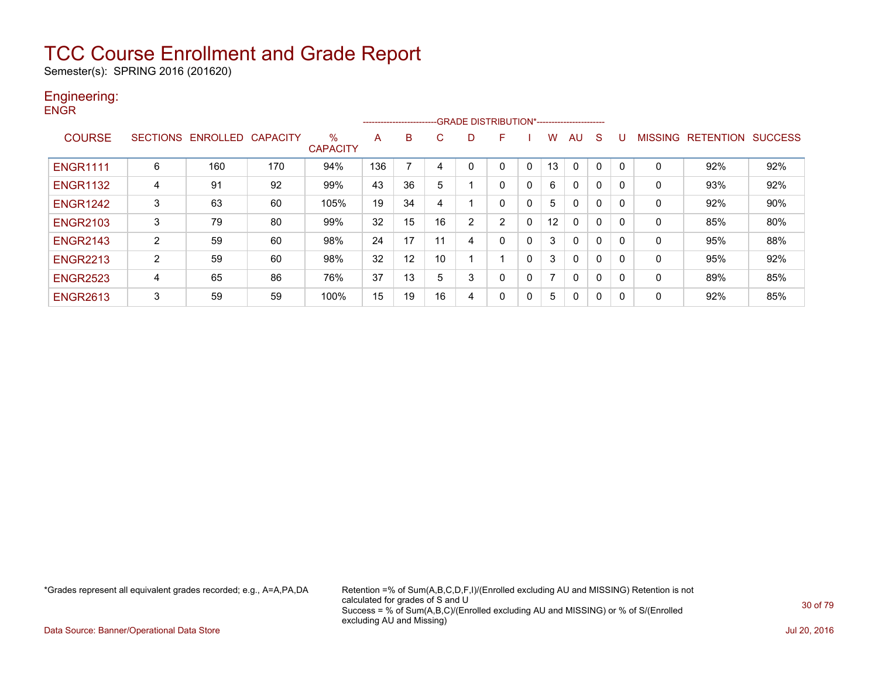# TCC Course Enrollment and Grade Report

Semester(s): SPRING 2016 (201620)

## Engineering:

ENGR

| COURSE | SECTIONS | ENROLLED | CAPACITY | % CAPACITY | GRADE DISTRIBUTION* | | | | | | | | | | MISSING | RETENTION | SUCCESS |
|---|---|---|---|---|---|---|---|---|---|---|---|---|---|---|---|---|---|
| | | | | | A | B | C | D | F | I | W | AU | S | U | | | |
| ENGR1111 | 6 | 160 | 170 | 94% | 136 | 7 | 4 | 0 | 0 | 0 | 13 | 0 | 0 | 0 | 0 | 92% | 92% |
| ENGR1132 | 4 | 91 | 92 | 99% | 43 | 36 | 5 | 1 | 0 | 0 | 6 | 0 | 0 | 0 | 0 | 93% | 92% |
| ENGR1242 | 3 | 63 | 60 | 105% | 19 | 34 | 4 | 1 | 0 | 0 | 5 | 0 | 0 | 0 | 0 | 92% | 90% |
| ENGR2103 | 3 | 79 | 80 | 99% | 32 | 15 | 16 | 2 | 2 | 0 | 12 | 0 | 0 | 0 | 0 | 85% | 80% |
| ENGR2143 | 2 | 59 | 60 | 98% | 24 | 17 | 11 | 4 | 0 | 0 | 3 | 0 | 0 | 0 | 0 | 95% | 88% |
| ENGR2213 | 2 | 59 | 60 | 98% | 32 | 12 | 10 | 1 | 1 | 0 | 3 | 0 | 0 | 0 | 0 | 95% | 92% |
| ENGR2523 | 4 | 65 | 86 | 76% | 37 | 13 | 5 | 3 | 0 | 0 | 7 | 0 | 0 | 0 | 0 | 89% | 85% |
| ENGR2613 | 3 | 59 | 59 | 100% | 15 | 19 | 16 | 4 | 0 | 0 | 5 | 0 | 0 | 0 | 0 | 92% | 85% |

*Grades represent all equivalent grades recorded; e.g., A=A,PA,DA

Retention =% of Sum(A,B,C,D,F,I)/(Enrolled excluding AU and MISSING) Retention is not calculated for grades of S and U
Success = % of Sum(A,B,C)/(Enrolled excluding AU and MISSING) or % of S/(Enrolled excluding AU and Missing)

Data Source: Banner/Operational Data Store

Jul 20, 2016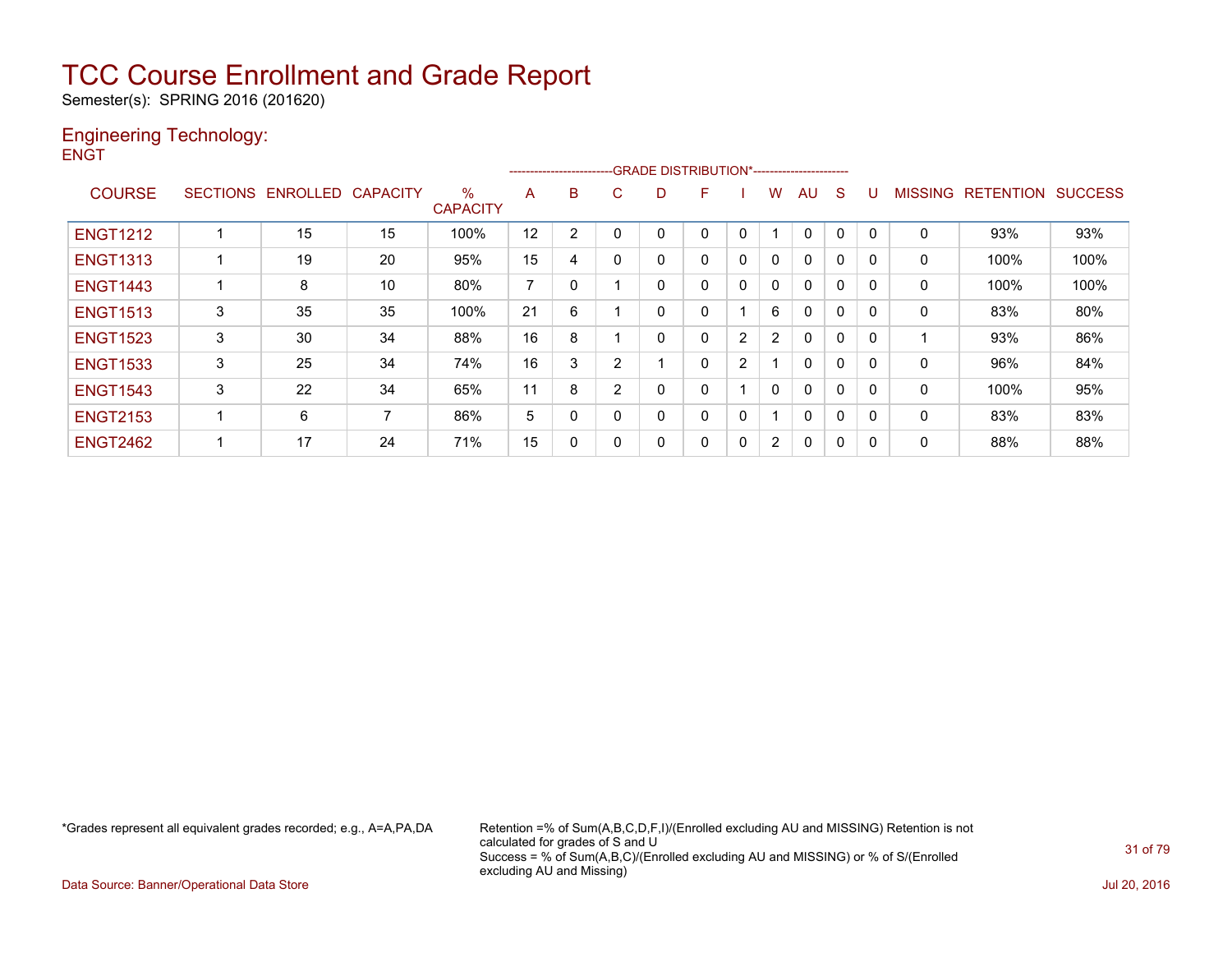# TCC Course Enrollment and Grade Report

Semester(s): SPRING 2016 (201620)

## Engineering Technology:

ENGT

| COURSE | SECTIONS | ENROLLED | CAPACITY | % CAPACITY | GRADE DISTRIBUTION* A | B | C | D | F | I | W | AU | S | U | MISSING | RETENTION | SUCCESS |
|---|---|---|---|---|---|---|---|---|---|---|---|---|---|---|---|---|---|
| ENGT1212 | 1 | 15 | 15 | 100% | 12 | 2 | 0 | 0 | 0 | 0 | 1 | 0 | 0 | 0 | 0 | 93% | 93% |
| ENGT1313 | 1 | 19 | 20 | 95% | 15 | 4 | 0 | 0 | 0 | 0 | 0 | 0 | 0 | 0 | 0 | 100% | 100% |
| ENGT1443 | 1 | 8 | 10 | 80% | 7 | 0 | 1 | 0 | 0 | 0 | 0 | 0 | 0 | 0 | 0 | 100% | 100% |
| ENGT1513 | 3 | 35 | 35 | 100% | 21 | 6 | 1 | 0 | 0 | 1 | 6 | 0 | 0 | 0 | 0 | 83% | 80% |
| ENGT1523 | 3 | 30 | 34 | 88% | 16 | 8 | 1 | 0 | 0 | 2 | 2 | 0 | 0 | 0 | 1 | 93% | 86% |
| ENGT1533 | 3 | 25 | 34 | 74% | 16 | 3 | 2 | 1 | 0 | 2 | 1 | 0 | 0 | 0 | 0 | 96% | 84% |
| ENGT1543 | 3 | 22 | 34 | 65% | 11 | 8 | 2 | 0 | 0 | 1 | 0 | 0 | 0 | 0 | 0 | 100% | 95% |
| ENGT2153 | 1 | 6 | 7 | 86% | 5 | 0 | 0 | 0 | 0 | 0 | 1 | 0 | 0 | 0 | 0 | 83% | 83% |
| ENGT2462 | 1 | 17 | 24 | 71% | 15 | 0 | 0 | 0 | 0 | 0 | 2 | 0 | 0 | 0 | 0 | 88% | 88% |

*Grades represent all equivalent grades recorded; e.g., A=A,PA,DA

Retention =% of Sum(A,B,C,D,F,I)/(Enrolled excluding AU and MISSING) Retention is not calculated for grades of S and U
Success = % of Sum(A,B,C)/(Enrolled excluding AU and MISSING) or % of S/(Enrolled excluding AU and Missing)

Data Source: Banner/Operational Data Store

Jul 20, 2016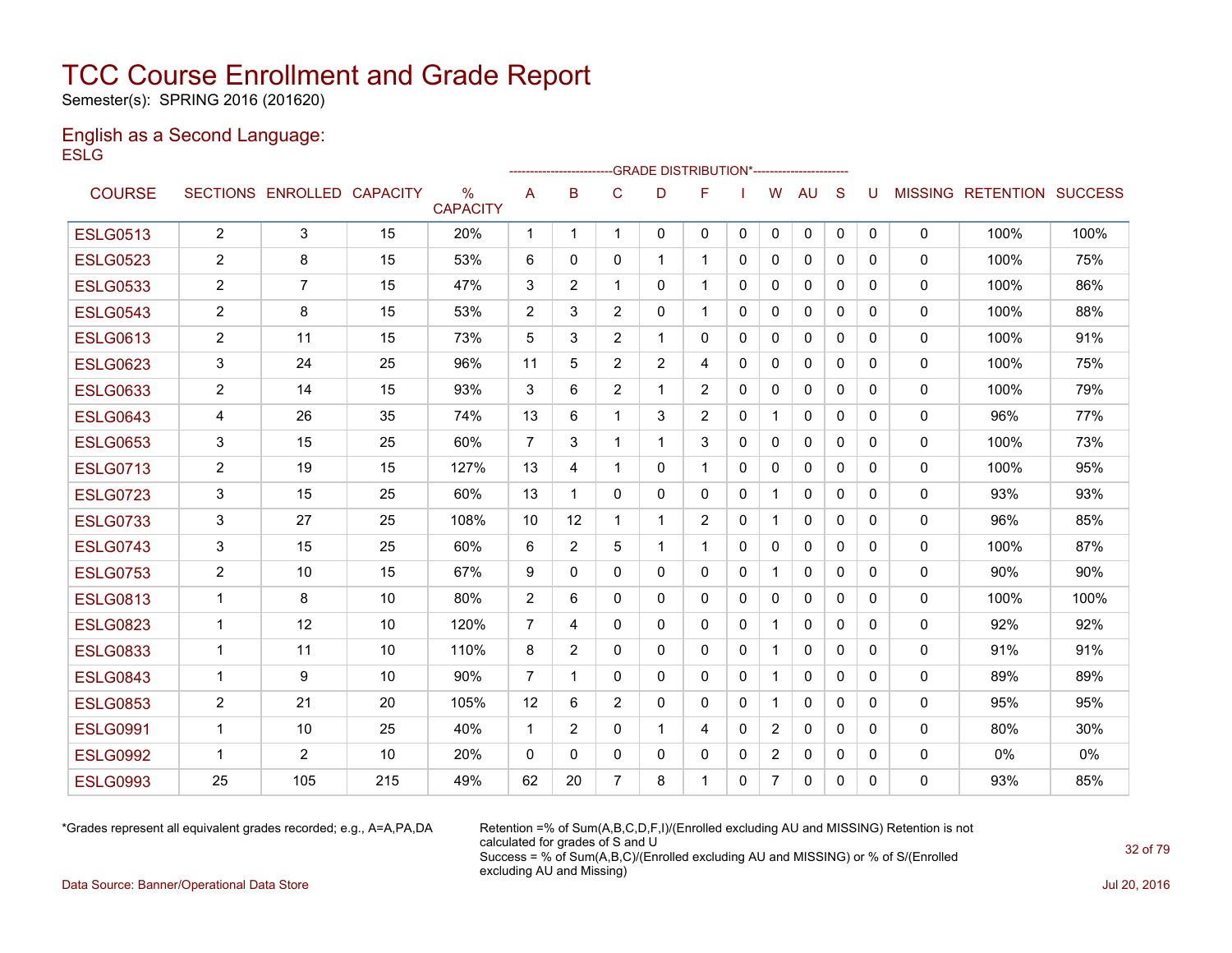# TCC Course Enrollment and Grade Report

Semester(s): SPRING 2016 (201620)

## English as a Second Language:

ESLG

| COURSE | SECTIONS | ENROLLED | CAPACITY | % CAPACITY | A | B | C | D | F | I | W | AU | S | U | MISSING | RETENTION | SUCCESS |
|---|---|---|---|---|---|---|---|---|---|---|---|---|---|---|---|---|---|
| | | | | | GRADE DISTRIBUTION* | | | | | | | | | | | | |
| ESLG0513 | 2 | 3 | 15 | 20% | 1 | 1 | 1 | 0 | 0 | 0 | 0 | 0 | 0 | 0 | 0 | 100% | 100% |
| ESLG0523 | 2 | 8 | 15 | 53% | 6 | 0 | 0 | 1 | 1 | 0 | 0 | 0 | 0 | 0 | 0 | 100% | 75% |
| ESLG0533 | 2 | 7 | 15 | 47% | 3 | 2 | 1 | 0 | 1 | 0 | 0 | 0 | 0 | 0 | 0 | 100% | 86% |
| ESLG0543 | 2 | 8 | 15 | 53% | 2 | 3 | 2 | 0 | 1 | 0 | 0 | 0 | 0 | 0 | 0 | 100% | 88% |
| ESLG0613 | 2 | 11 | 15 | 73% | 5 | 3 | 2 | 1 | 0 | 0 | 0 | 0 | 0 | 0 | 0 | 100% | 91% |
| ESLG0623 | 3 | 24 | 25 | 96% | 11 | 5 | 2 | 2 | 4 | 0 | 0 | 0 | 0 | 0 | 0 | 100% | 75% |
| ESLG0633 | 2 | 14 | 15 | 93% | 3 | 6 | 2 | 1 | 2 | 0 | 0 | 0 | 0 | 0 | 0 | 100% | 79% |
| ESLG0643 | 4 | 26 | 35 | 74% | 13 | 6 | 1 | 3 | 2 | 0 | 1 | 0 | 0 | 0 | 0 | 96% | 77% |
| ESLG0653 | 3 | 15 | 25 | 60% | 7 | 3 | 1 | 1 | 3 | 0 | 0 | 0 | 0 | 0 | 0 | 100% | 73% |
| ESLG0713 | 2 | 19 | 15 | 127% | 13 | 4 | 1 | 0 | 1 | 0 | 0 | 0 | 0 | 0 | 0 | 100% | 95% |
| ESLG0723 | 3 | 15 | 25 | 60% | 13 | 1 | 0 | 0 | 0 | 0 | 1 | 0 | 0 | 0 | 0 | 93% | 93% |
| ESLG0733 | 3 | 27 | 25 | 108% | 10 | 12 | 1 | 1 | 2 | 0 | 1 | 0 | 0 | 0 | 0 | 96% | 85% |
| ESLG0743 | 3 | 15 | 25 | 60% | 6 | 2 | 5 | 1 | 1 | 0 | 0 | 0 | 0 | 0 | 0 | 100% | 87% |
| ESLG0753 | 2 | 10 | 15 | 67% | 9 | 0 | 0 | 0 | 0 | 0 | 1 | 0 | 0 | 0 | 0 | 90% | 90% |
| ESLG0813 | 1 | 8 | 10 | 80% | 2 | 6 | 0 | 0 | 0 | 0 | 0 | 0 | 0 | 0 | 0 | 100% | 100% |
| ESLG0823 | 1 | 12 | 10 | 120% | 7 | 4 | 0 | 0 | 0 | 0 | 1 | 0 | 0 | 0 | 0 | 92% | 92% |
| ESLG0833 | 1 | 11 | 10 | 110% | 8 | 2 | 0 | 0 | 0 | 0 | 1 | 0 | 0 | 0 | 0 | 91% | 91% |
| ESLG0843 | 1 | 9 | 10 | 90% | 7 | 1 | 0 | 0 | 0 | 0 | 1 | 0 | 0 | 0 | 0 | 89% | 89% |
| ESLG0853 | 2 | 21 | 20 | 105% | 12 | 6 | 2 | 0 | 0 | 0 | 1 | 0 | 0 | 0 | 0 | 95% | 95% |
| ESLG0991 | 1 | 10 | 25 | 40% | 1 | 2 | 0 | 1 | 4 | 0 | 2 | 0 | 0 | 0 | 0 | 80% | 30% |
| ESLG0992 | 1 | 2 | 10 | 20% | 0 | 0 | 0 | 0 | 0 | 0 | 2 | 0 | 0 | 0 | 0 | 0% | 0% |
| ESLG0993 | 25 | 105 | 215 | 49% | 62 | 20 | 7 | 8 | 1 | 0 | 7 | 0 | 0 | 0 | 0 | 93% | 85% |

*Grades represent all equivalent grades recorded; e.g., A=A,PA,DA

Retention =% of Sum(A,B,C,D,F,I)/(Enrolled excluding AU and MISSING) Retention is not calculated for grades of S and U
Success = % of Sum(A,B,C)/(Enrolled excluding AU and MISSING) or % of S/(Enrolled excluding AU and Missing)

Data Source: Banner/Operational Data Store

Jul 20, 2016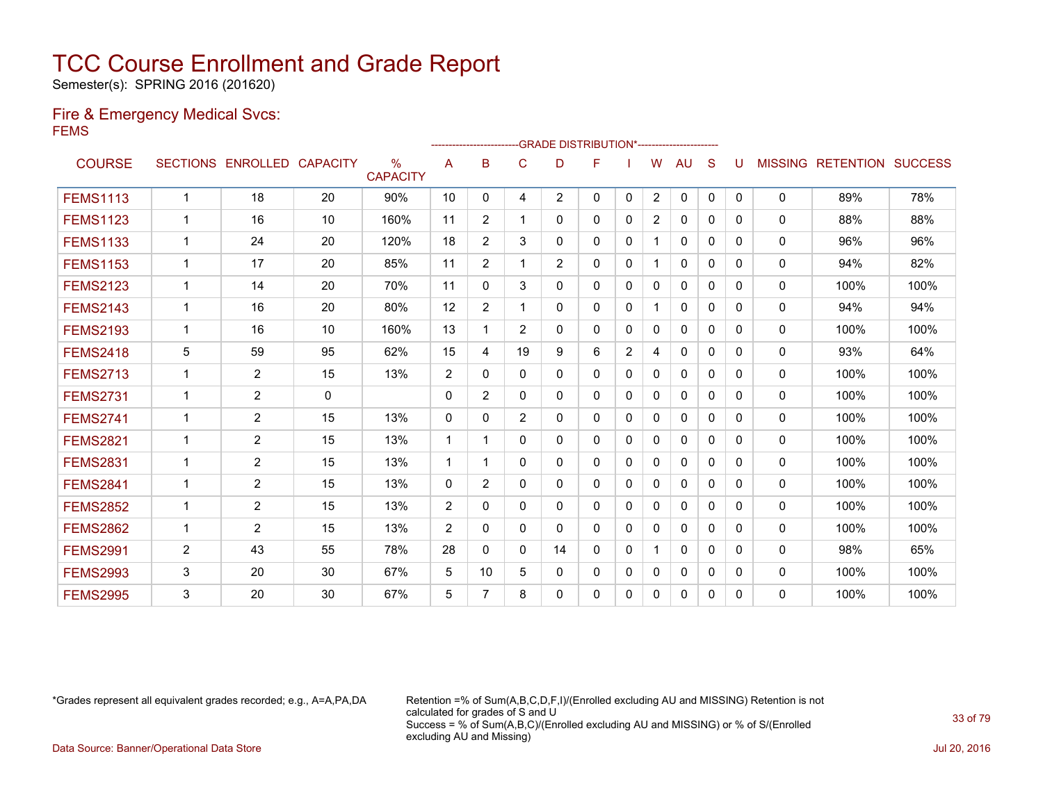# TCC Course Enrollment and Grade Report

Semester(s): SPRING 2016 (201620)

## Fire & Emergency Medical Svcs:

FEMS

| COURSE | SECTIONS | ENROLLED | CAPACITY | % CAPACITY | A | B | C | D | F | I | W | AU | S | U | MISSING | RETENTION | SUCCESS |
|---|---|---|---|---|---|---|---|---|---|---|---|---|---|---|---|---|---|
| | | | | | -------------------------GRADE DISTRIBUTION*---------------------- | | | | | | | | | | | | |
| FEMS1113 | 1 | 18 | 20 | 90% | 10 | 0 | 4 | 2 | 0 | 0 | 2 | 0 | 0 | 0 | 0 | 89% | 78% |
| FEMS1123 | 1 | 16 | 10 | 160% | 11 | 2 | 1 | 0 | 0 | 0 | 2 | 0 | 0 | 0 | 0 | 88% | 88% |
| FEMS1133 | 1 | 24 | 20 | 120% | 18 | 2 | 3 | 0 | 0 | 0 | 1 | 0 | 0 | 0 | 0 | 96% | 96% |
| FEMS1153 | 1 | 17 | 20 | 85% | 11 | 2 | 1 | 2 | 0 | 0 | 1 | 0 | 0 | 0 | 0 | 94% | 82% |
| FEMS2123 | 1 | 14 | 20 | 70% | 11 | 0 | 3 | 0 | 0 | 0 | 0 | 0 | 0 | 0 | 0 | 100% | 100% |
| FEMS2143 | 1 | 16 | 20 | 80% | 12 | 2 | 1 | 0 | 0 | 0 | 1 | 0 | 0 | 0 | 0 | 94% | 94% |
| FEMS2193 | 1 | 16 | 10 | 160% | 13 | 1 | 2 | 0 | 0 | 0 | 0 | 0 | 0 | 0 | 0 | 100% | 100% |
| FEMS2418 | 5 | 59 | 95 | 62% | 15 | 4 | 19 | 9 | 6 | 2 | 4 | 0 | 0 | 0 | 0 | 93% | 64% |
| FEMS2713 | 1 | 2 | 15 | 13% | 2 | 0 | 0 | 0 | 0 | 0 | 0 | 0 | 0 | 0 | 0 | 100% | 100% |
| FEMS2731 | 1 | 2 | 0 | | 0 | 2 | 0 | 0 | 0 | 0 | 0 | 0 | 0 | 0 | 0 | 100% | 100% |
| FEMS2741 | 1 | 2 | 15 | 13% | 0 | 0 | 2 | 0 | 0 | 0 | 0 | 0 | 0 | 0 | 0 | 100% | 100% |
| FEMS2821 | 1 | 2 | 15 | 13% | 1 | 1 | 0 | 0 | 0 | 0 | 0 | 0 | 0 | 0 | 0 | 100% | 100% |
| FEMS2831 | 1 | 2 | 15 | 13% | 1 | 1 | 0 | 0 | 0 | 0 | 0 | 0 | 0 | 0 | 0 | 100% | 100% |
| FEMS2841 | 1 | 2 | 15 | 13% | 0 | 2 | 0 | 0 | 0 | 0 | 0 | 0 | 0 | 0 | 0 | 100% | 100% |
| FEMS2852 | 1 | 2 | 15 | 13% | 2 | 0 | 0 | 0 | 0 | 0 | 0 | 0 | 0 | 0 | 0 | 100% | 100% |
| FEMS2862 | 1 | 2 | 15 | 13% | 2 | 0 | 0 | 0 | 0 | 0 | 0 | 0 | 0 | 0 | 0 | 100% | 100% |
| FEMS2991 | 2 | 43 | 55 | 78% | 28 | 0 | 0 | 14 | 0 | 0 | 1 | 0 | 0 | 0 | 0 | 98% | 65% |
| FEMS2993 | 3 | 20 | 30 | 67% | 5 | 10 | 5 | 0 | 0 | 0 | 0 | 0 | 0 | 0 | 0 | 100% | 100% |
| FEMS2995 | 3 | 20 | 30 | 67% | 5 | 7 | 8 | 0 | 0 | 0 | 0 | 0 | 0 | 0 | 0 | 100% | 100% |

*Grades represent all equivalent grades recorded; e.g., A=A,PA,DA

Retention =% of Sum(A,B,C,D,F,I)/(Enrolled excluding AU and MISSING) Retention is not calculated for grades of S and U

Success = % of Sum(A,B,C)/(Enrolled excluding AU and MISSING) or % of S/(Enrolled excluding AU and Missing)

Data Source: Banner/Operational Data Store

Jul 20, 2016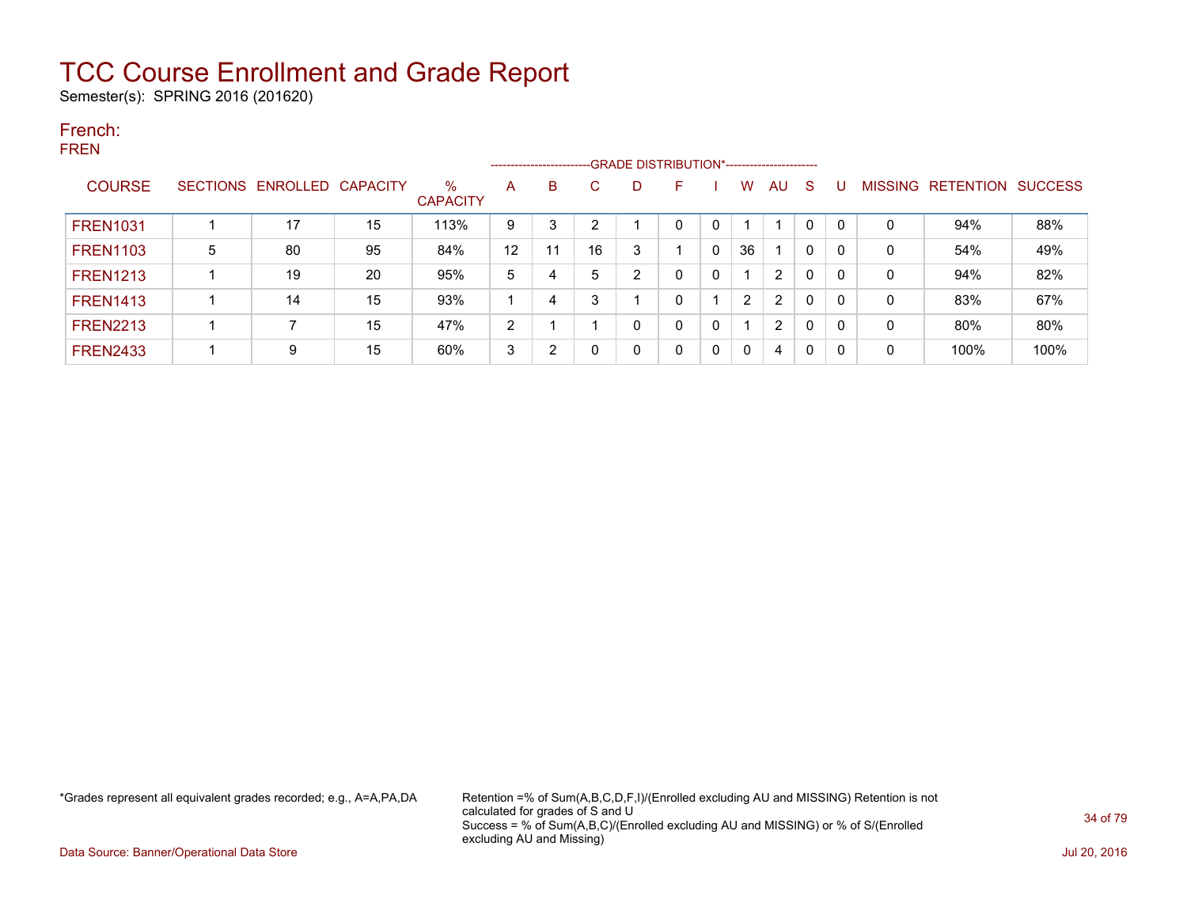# TCC Course Enrollment and Grade Report

Semester(s): SPRING 2016 (201620)

## French:

FREN

| COURSE | SECTIONS | ENROLLED | CAPACITY | % CAPACITY | A | B | C | D | F | I | W | AU | S | U | MISSING | RETENTION | SUCCESS |
|---|---|---|---|---|---|---|---|---|---|---|---|---|---|---|---|---|---|
| | | | | | GRADE DISTRIBUTION* | | | | | | | | | | | | |
| FREN1031 | 1 | 17 | 15 | 113% | 9 | 3 | 2 | 1 | 0 | 0 | 1 | 1 | 0 | 0 | 0 | 94% | 88% |
| FREN1103 | 5 | 80 | 95 | 84% | 12 | 11 | 16 | 3 | 1 | 0 | 36 | 1 | 0 | 0 | 0 | 54% | 49% |
| FREN1213 | 1 | 19 | 20 | 95% | 5 | 4 | 5 | 2 | 0 | 0 | 1 | 2 | 0 | 0 | 0 | 94% | 82% |
| FREN1413 | 1 | 14 | 15 | 93% | 1 | 4 | 3 | 1 | 0 | 1 | 2 | 2 | 0 | 0 | 0 | 83% | 67% |
| FREN2213 | 1 | 7 | 15 | 47% | 2 | 1 | 1 | 0 | 0 | 0 | 1 | 2 | 0 | 0 | 0 | 80% | 80% |
| FREN2433 | 1 | 9 | 15 | 60% | 3 | 2 | 0 | 0 | 0 | 0 | 0 | 4 | 0 | 0 | 0 | 100% | 100% |

*Grades represent all equivalent grades recorded; e.g., A=A,PA,DA

Retention =% of Sum(A,B,C,D,F,I)/(Enrolled excluding AU and MISSING) Retention is not calculated for grades of S and U
Success = % of Sum(A,B,C)/(Enrolled excluding AU and MISSING) or % of S/(Enrolled excluding AU and Missing)

Data Source: Banner/Operational Data Store

Jul 20, 2016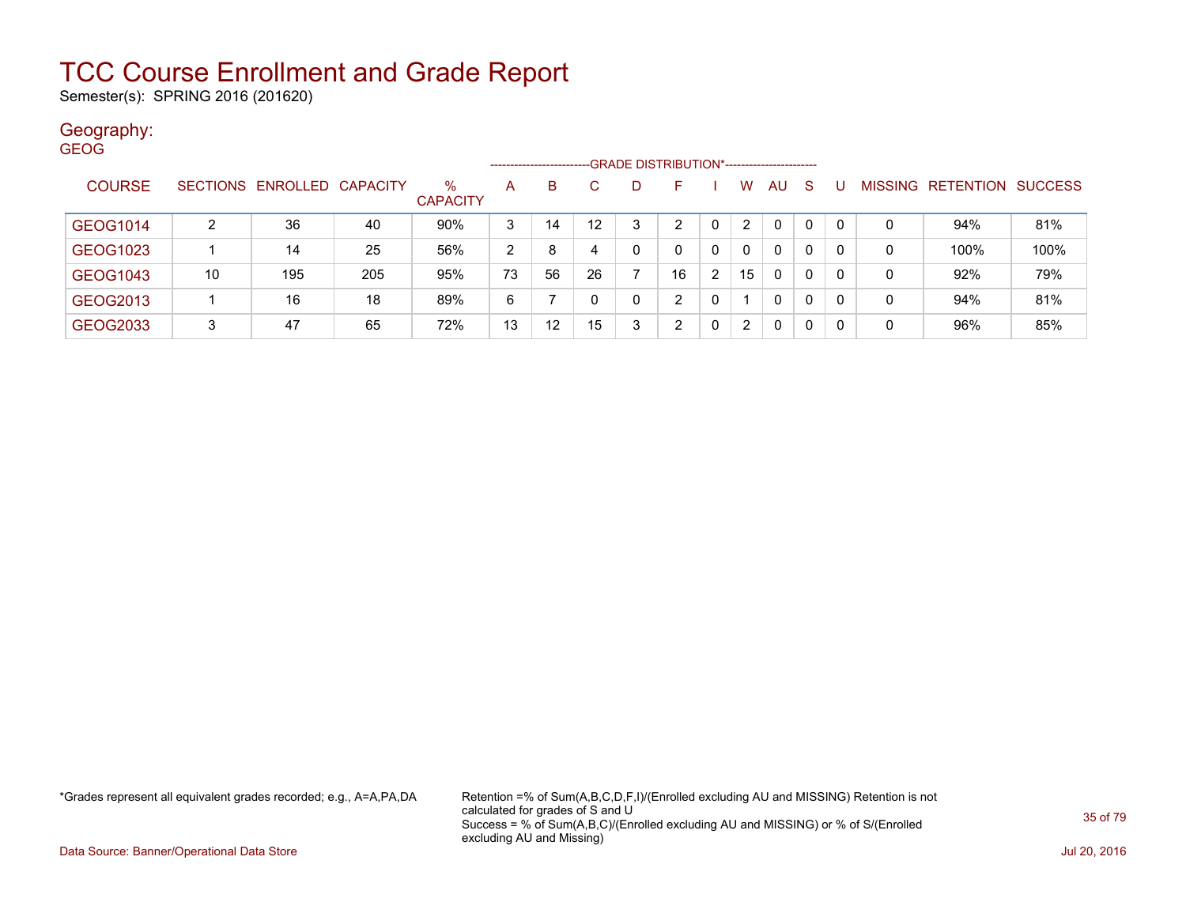# TCC Course Enrollment and Grade Report

Semester(s): SPRING 2016 (201620)

## Geography:

GEOG

| COURSE | SECTIONS | ENROLLED | CAPACITY | % CAPACITY | A | B | C | D | F | I | W | AU | S | U | MISSING | RETENTION | SUCCESS |
|---|---|---|---|---|---|---|---|---|---|---|---|---|---|---|---|---|---|
| | | | | | GRADE DISTRIBUTION* | | | | | | | | | | | | |
| GEOG1014 | 2 | 36 | 40 | 90% | 3 | 14 | 12 | 3 | 2 | 0 | 2 | 0 | 0 | 0 | 0 | 94% | 81% |
| GEOG1023 | 1 | 14 | 25 | 56% | 2 | 8 | 4 | 0 | 0 | 0 | 0 | 0 | 0 | 0 | 0 | 100% | 100% |
| GEOG1043 | 10 | 195 | 205 | 95% | 73 | 56 | 26 | 7 | 16 | 2 | 15 | 0 | 0 | 0 | 0 | 92% | 79% |
| GEOG2013 | 1 | 16 | 18 | 89% | 6 | 7 | 0 | 0 | 2 | 0 | 1 | 0 | 0 | 0 | 0 | 94% | 81% |
| GEOG2033 | 3 | 47 | 65 | 72% | 13 | 12 | 15 | 3 | 2 | 0 | 2 | 0 | 0 | 0 | 0 | 96% | 85% |

*Grades represent all equivalent grades recorded; e.g., A=A,PA,DA

Retention =% of Sum(A,B,C,D,F,I)/(Enrolled excluding AU and MISSING) Retention is not calculated for grades of S and U
Success = % of Sum(A,B,C)/(Enrolled excluding AU and MISSING) or % of S/(Enrolled excluding AU and Missing)

Data Source: Banner/Operational Data Store

Jul 20, 2016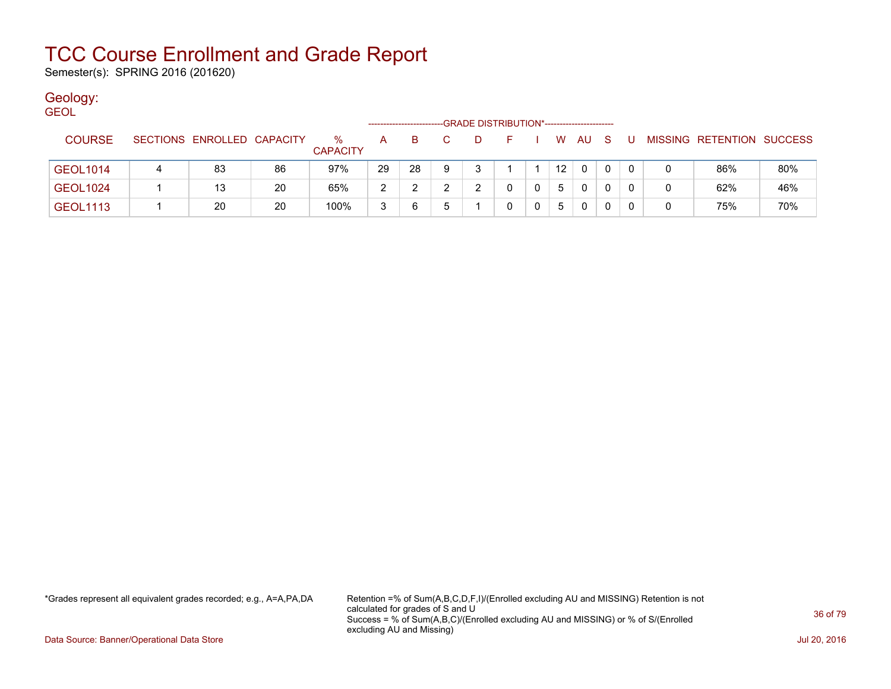# TCC Course Enrollment and Grade Report

Semester(s): SPRING 2016 (201620)

## Geology:

GEOL

| COURSE | SECTIONS | ENROLLED | CAPACITY | % CAPACITY | A | B | C | D | F | I | W | AU | S | U | MISSING | RETENTION | SUCCESS |
|---|---|---|---|---|---|---|---|---|---|---|---|---|---|---|---|---|---|
| | | | | | GRADE DISTRIBUTION* | | | | | | | | | | | | |
| GEOL1014 | 4 | 83 | 86 | 97% | 29 | 28 | 9 | 3 | 1 | 1 | 12 | 0 | 0 | 0 | 0 | 86% | 80% |
| GEOL1024 | 1 | 13 | 20 | 65% | 2 | 2 | 2 | 2 | 0 | 0 | 5 | 0 | 0 | 0 | 0 | 62% | 46% |
| GEOL1113 | 1 | 20 | 20 | 100% | 3 | 6 | 5 | 1 | 0 | 0 | 5 | 0 | 0 | 0 | 0 | 75% | 70% |

*Grades represent all equivalent grades recorded; e.g., A=A,PA,DA

Retention =% of Sum(A,B,C,D,F,I)/(Enrolled excluding AU and MISSING) Retention is not calculated for grades of S and U
Success = % of Sum(A,B,C)/(Enrolled excluding AU and MISSING) or % of S/(Enrolled excluding AU and Missing)

Data Source: Banner/Operational Data Store

Jul 20, 2016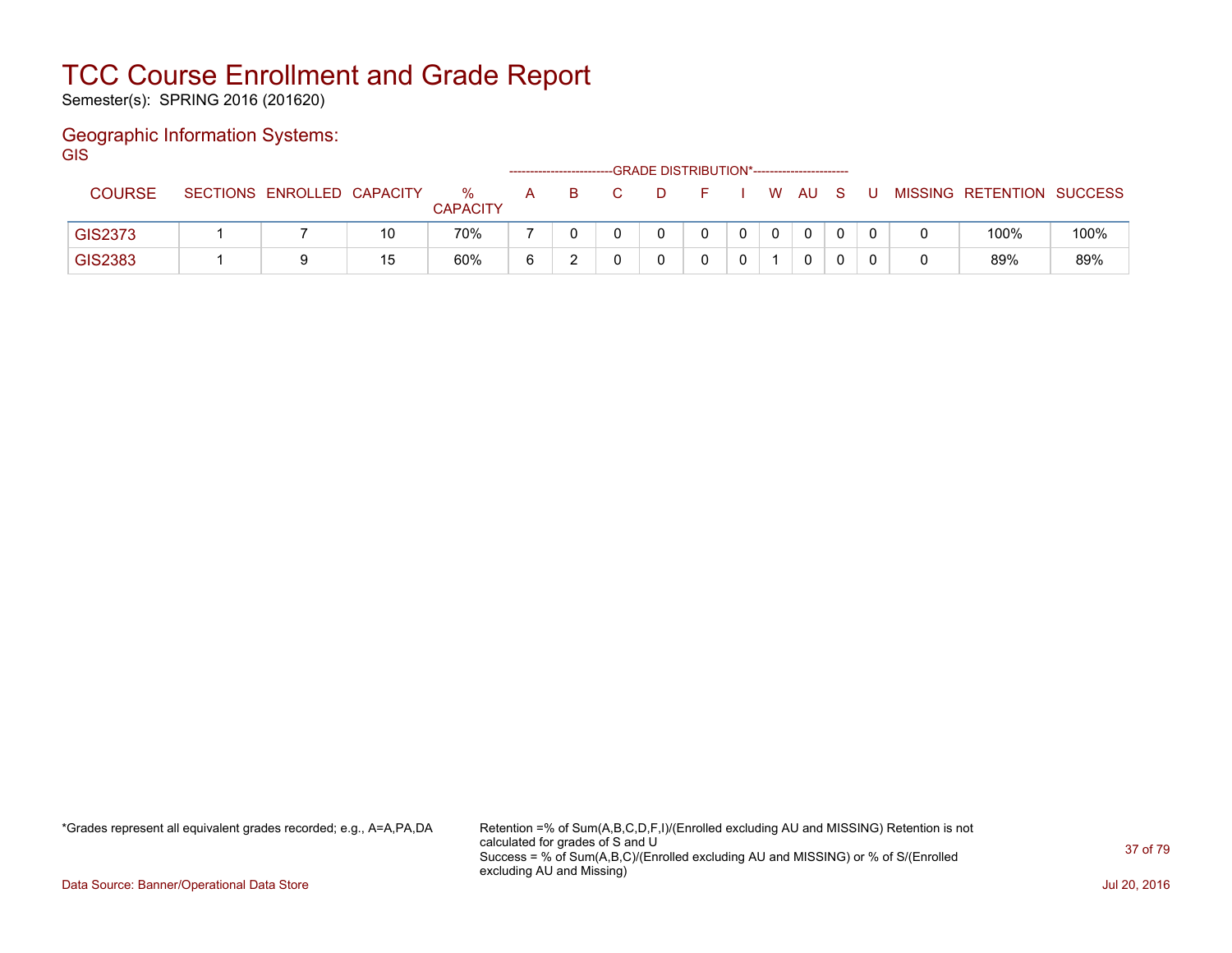# TCC Course Enrollment and Grade Report

Semester(s): SPRING 2016 (201620)

## Geographic Information Systems:

GIS

| COURSE | SECTIONS | ENROLLED | CAPACITY | % CAPACITY | A | B | C | D | F | I | W | AU | S | U | MISSING | RETENTION | SUCCESS |
|---|---|---|---|---|---|---|---|---|---|---|---|---|---|---|---|---|---|
| | | | | | GRADE DISTRIBUTION* | | | | | | | | | | | | |
| GIS2373 | 1 | 7 | 10 | 70% | 7 | 0 | 0 | 0 | 0 | 0 | 0 | 0 | 0 | 0 | 0 | 100% | 100% |
| GIS2383 | 1 | 9 | 15 | 60% | 6 | 2 | 0 | 0 | 0 | 0 | 1 | 0 | 0 | 0 | 0 | 89% | 89% |

*Grades represent all equivalent grades recorded; e.g., A=A,PA,DA

Retention =% of Sum(A,B,C,D,F,I)/(Enrolled excluding AU and MISSING) Retention is not calculated for grades of S and U
Success = % of Sum(A,B,C)/(Enrolled excluding AU and MISSING) or % of S/(Enrolled excluding AU and Missing)

Data Source: Banner/Operational Data Store

Jul 20, 2016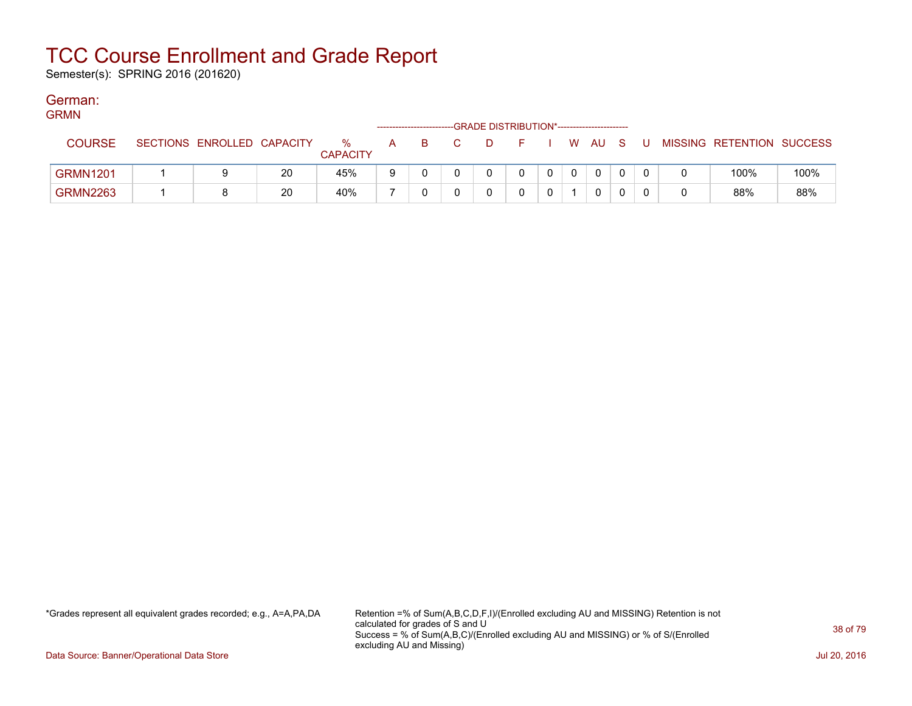# TCC Course Enrollment and Grade Report

Semester(s): SPRING 2016 (201620)

## German:

GRMN

| COURSE | SECTIONS | ENROLLED | CAPACITY | % CAPACITY | A | B | C | D | F | I | W | AU | S | U | MISSING | RETENTION | SUCCESS |
|---|---|---|---|---|---|---|---|---|---|---|---|---|---|---|---|---|---|
| | | | | | GRADE DISTRIBUTION* | | | | | | | | | | | | |
| GRMN1201 | 1 | 9 | 20 | 45% | 9 | 0 | 0 | 0 | 0 | 0 | 0 | 0 | 0 | 0 | 0 | 100% | 100% |
| GRMN2263 | 1 | 8 | 20 | 40% | 7 | 0 | 0 | 0 | 0 | 0 | 1 | 0 | 0 | 0 | 0 | 88% | 88% |

*Grades represent all equivalent grades recorded; e.g., A=A,PA,DA

Retention =% of Sum(A,B,C,D,F,I)/(Enrolled excluding AU and MISSING) Retention is not calculated for grades of S and U
Success = % of Sum(A,B,C)/(Enrolled excluding AU and MISSING) or % of S/(Enrolled excluding AU and Missing)

Data Source: Banner/Operational Data Store

Jul 20, 2016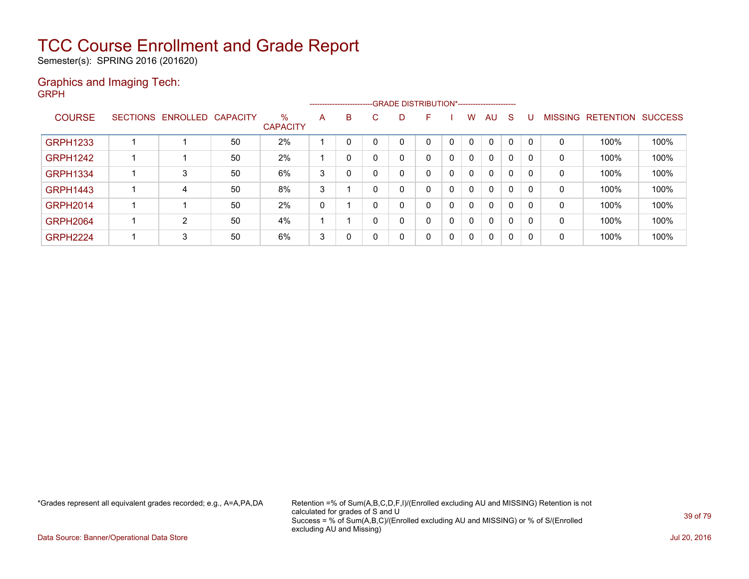# TCC Course Enrollment and Grade Report

Semester(s): SPRING 2016 (201620)

## Graphics and Imaging Tech:

GRPH

| COURSE | SECTIONS | ENROLLED | CAPACITY | % CAPACITY | A | B | C | D | F | I | W | AU | S | U | MISSING | RETENTION | SUCCESS |
|---|---|---|---|---|---|---|---|---|---|---|---|---|---|---|---|---|---|
| | | | | | GRADE DISTRIBUTION* | | | | | | | | | | | | |
| GRPH1233 | 1 | 1 | 50 | 2% | 1 | 0 | 0 | 0 | 0 | 0 | 0 | 0 | 0 | 0 | 0 | 100% | 100% |
| GRPH1242 | 1 | 1 | 50 | 2% | 1 | 0 | 0 | 0 | 0 | 0 | 0 | 0 | 0 | 0 | 0 | 100% | 100% |
| GRPH1334 | 1 | 3 | 50 | 6% | 3 | 0 | 0 | 0 | 0 | 0 | 0 | 0 | 0 | 0 | 0 | 100% | 100% |
| GRPH1443 | 1 | 4 | 50 | 8% | 3 | 1 | 0 | 0 | 0 | 0 | 0 | 0 | 0 | 0 | 0 | 100% | 100% |
| GRPH2014 | 1 | 1 | 50 | 2% | 0 | 1 | 0 | 0 | 0 | 0 | 0 | 0 | 0 | 0 | 0 | 100% | 100% |
| GRPH2064 | 1 | 2 | 50 | 4% | 1 | 1 | 0 | 0 | 0 | 0 | 0 | 0 | 0 | 0 | 0 | 100% | 100% |
| GRPH2224 | 1 | 3 | 50 | 6% | 3 | 0 | 0 | 0 | 0 | 0 | 0 | 0 | 0 | 0 | 0 | 100% | 100% |

*Grades represent all equivalent grades recorded; e.g., A=A,PA,DA

Retention =% of Sum(A,B,C,D,F,I)/(Enrolled excluding AU and MISSING) Retention is not calculated for grades of S and U
Success = % of Sum(A,B,C)/(Enrolled excluding AU and MISSING) or % of S/(Enrolled excluding AU and Missing)

Data Source: Banner/Operational Data Store

Jul 20, 2016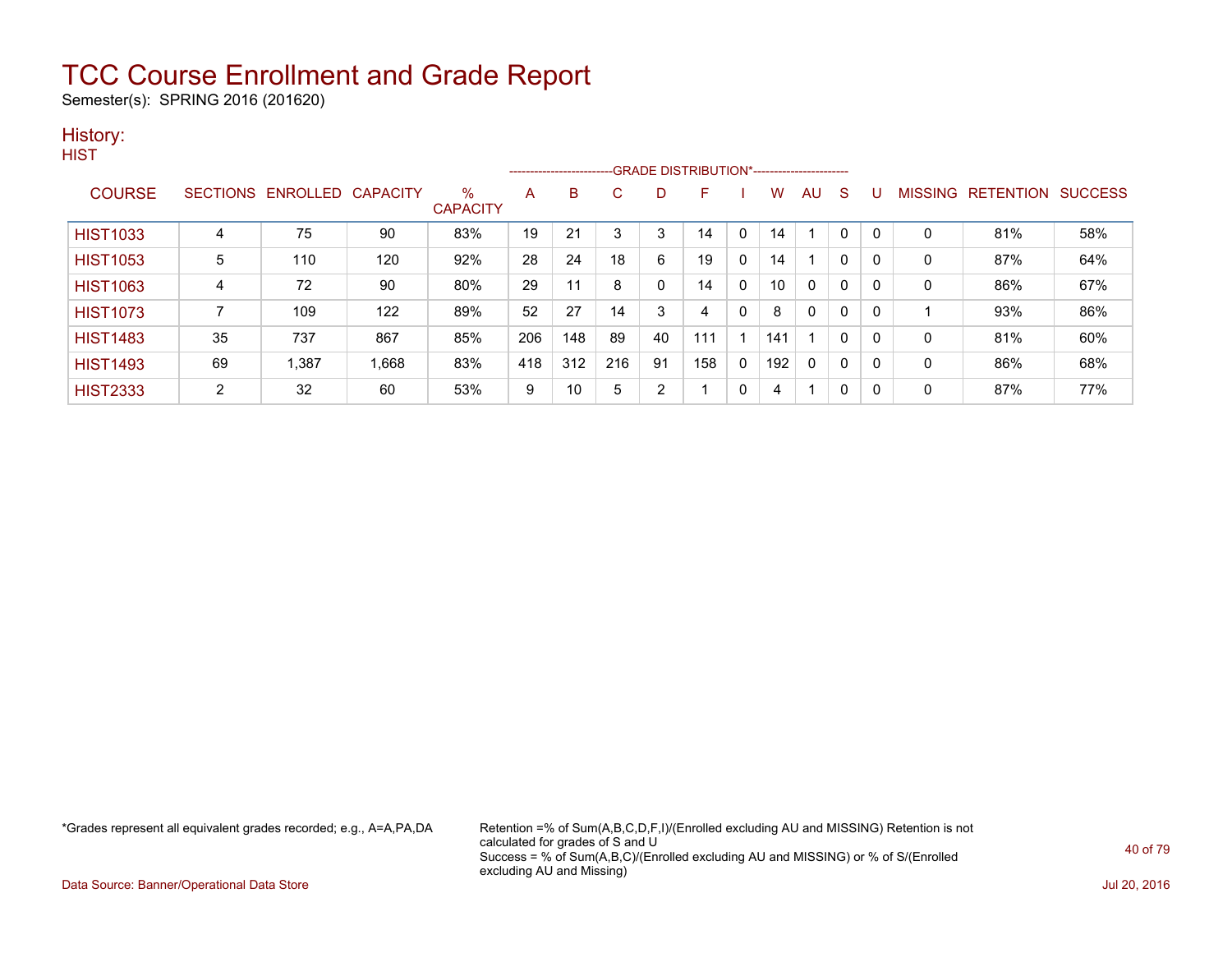# TCC Course Enrollment and Grade Report

Semester(s): SPRING 2016 (201620)

## History:

HIST

| COURSE | SECTIONS | ENROLLED | CAPACITY | % CAPACITY | A | B | C | D | F | I | W | AU | S | U | MISSING | RETENTION | SUCCESS |
|---|---|---|---|---|---|---|---|---|---|---|---|---|---|---|---|---|---|
| | | | | | GRADE DISTRIBUTION* | | | | | | | | | | | | |
| HIST1033 | 4 | 75 | 90 | 83% | 19 | 21 | 3 | 3 | 14 | 0 | 14 | 1 | 0 | 0 | 0 | 81% | 58% |
| HIST1053 | 5 | 110 | 120 | 92% | 28 | 24 | 18 | 6 | 19 | 0 | 14 | 1 | 0 | 0 | 0 | 87% | 64% |
| HIST1063 | 4 | 72 | 90 | 80% | 29 | 11 | 8 | 0 | 14 | 0 | 10 | 0 | 0 | 0 | 0 | 86% | 67% |
| HIST1073 | 7 | 109 | 122 | 89% | 52 | 27 | 14 | 3 | 4 | 0 | 8 | 0 | 0 | 0 | 1 | 93% | 86% |
| HIST1483 | 35 | 737 | 867 | 85% | 206 | 148 | 89 | 40 | 111 | 1 | 141 | 1 | 0 | 0 | 0 | 81% | 60% |
| HIST1493 | 69 | 1,387 | 1,668 | 83% | 418 | 312 | 216 | 91 | 158 | 0 | 192 | 0 | 0 | 0 | 0 | 86% | 68% |
| HIST2333 | 2 | 32 | 60 | 53% | 9 | 10 | 5 | 2 | 1 | 0 | 4 | 1 | 0 | 0 | 0 | 87% | 77% |

*Grades represent all equivalent grades recorded; e.g., A=A,PA,DA

Retention =% of Sum(A,B,C,D,F,I)/(Enrolled excluding AU and MISSING) Retention is not calculated for grades of S and U
Success = % of Sum(A,B,C)/(Enrolled excluding AU and MISSING) or % of S/(Enrolled excluding AU and Missing)

Data Source: Banner/Operational Data Store

Jul 20, 2016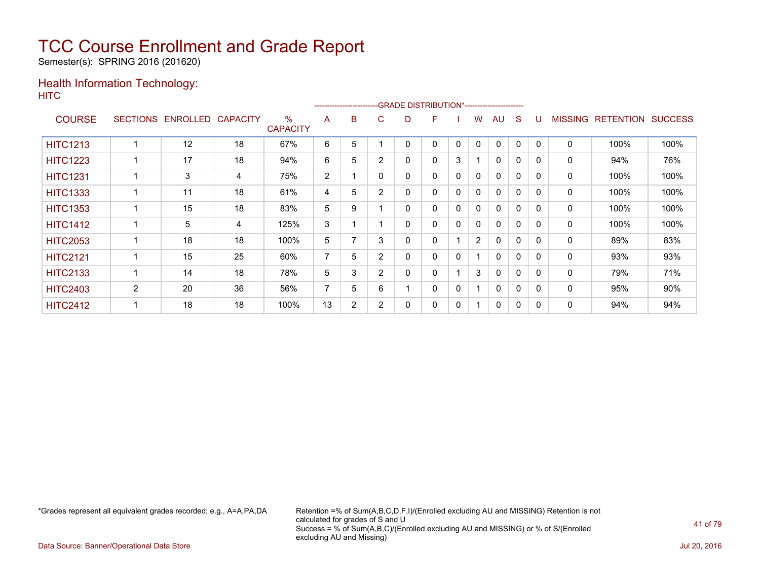# TCC Course Enrollment and Grade Report

Semester(s): SPRING 2016 (201620)

## Health Information Technology:

HITC

| COURSE | SECTIONS | ENROLLED | CAPACITY | % CAPACITY | A | B | C | D | F | I | W | AU | S | U | MISSING | RETENTION | SUCCESS |
|---|---|---|---|---|---|---|---|---|---|---|---|---|---|---|---|---|---|
| | | | | | GRADE DISTRIBUTION* | | | | | | | | | | | | |
| HITC1213 | 1 | 12 | 18 | 67% | 6 | 5 | 1 | 0 | 0 | 0 | 0 | 0 | 0 | 0 | 0 | 100% | 100% |
| HITC1223 | 1 | 17 | 18 | 94% | 6 | 5 | 2 | 0 | 0 | 3 | 1 | 0 | 0 | 0 | 0 | 94% | 76% |
| HITC1231 | 1 | 3 | 4 | 75% | 2 | 1 | 0 | 0 | 0 | 0 | 0 | 0 | 0 | 0 | 0 | 100% | 100% |
| HITC1333 | 1 | 11 | 18 | 61% | 4 | 5 | 2 | 0 | 0 | 0 | 0 | 0 | 0 | 0 | 0 | 100% | 100% |
| HITC1353 | 1 | 15 | 18 | 83% | 5 | 9 | 1 | 0 | 0 | 0 | 0 | 0 | 0 | 0 | 0 | 100% | 100% |
| HITC1412 | 1 | 5 | 4 | 125% | 3 | 1 | 1 | 0 | 0 | 0 | 0 | 0 | 0 | 0 | 0 | 100% | 100% |
| HITC2053 | 1 | 18 | 18 | 100% | 5 | 7 | 3 | 0 | 0 | 1 | 2 | 0 | 0 | 0 | 0 | 89% | 83% |
| HITC2121 | 1 | 15 | 25 | 60% | 7 | 5 | 2 | 0 | 0 | 0 | 1 | 0 | 0 | 0 | 0 | 93% | 93% |
| HITC2133 | 1 | 14 | 18 | 78% | 5 | 3 | 2 | 0 | 0 | 1 | 3 | 0 | 0 | 0 | 0 | 79% | 71% |
| HITC2403 | 2 | 20 | 36 | 56% | 7 | 5 | 6 | 1 | 0 | 0 | 1 | 0 | 0 | 0 | 0 | 95% | 90% |
| HITC2412 | 1 | 18 | 18 | 100% | 13 | 2 | 2 | 0 | 0 | 0 | 1 | 0 | 0 | 0 | 0 | 94% | 94% |

*Grades represent all equivalent grades recorded; e.g., A=A,PA,DA

Retention =% of Sum(A,B,C,D,F,I)/(Enrolled excluding AU and MISSING) Retention is not calculated for grades of S and U
Success = % of Sum(A,B,C)/(Enrolled excluding AU and MISSING) or % of S/(Enrolled excluding AU and Missing)

Data Source: Banner/Operational Data Store

Jul 20, 2016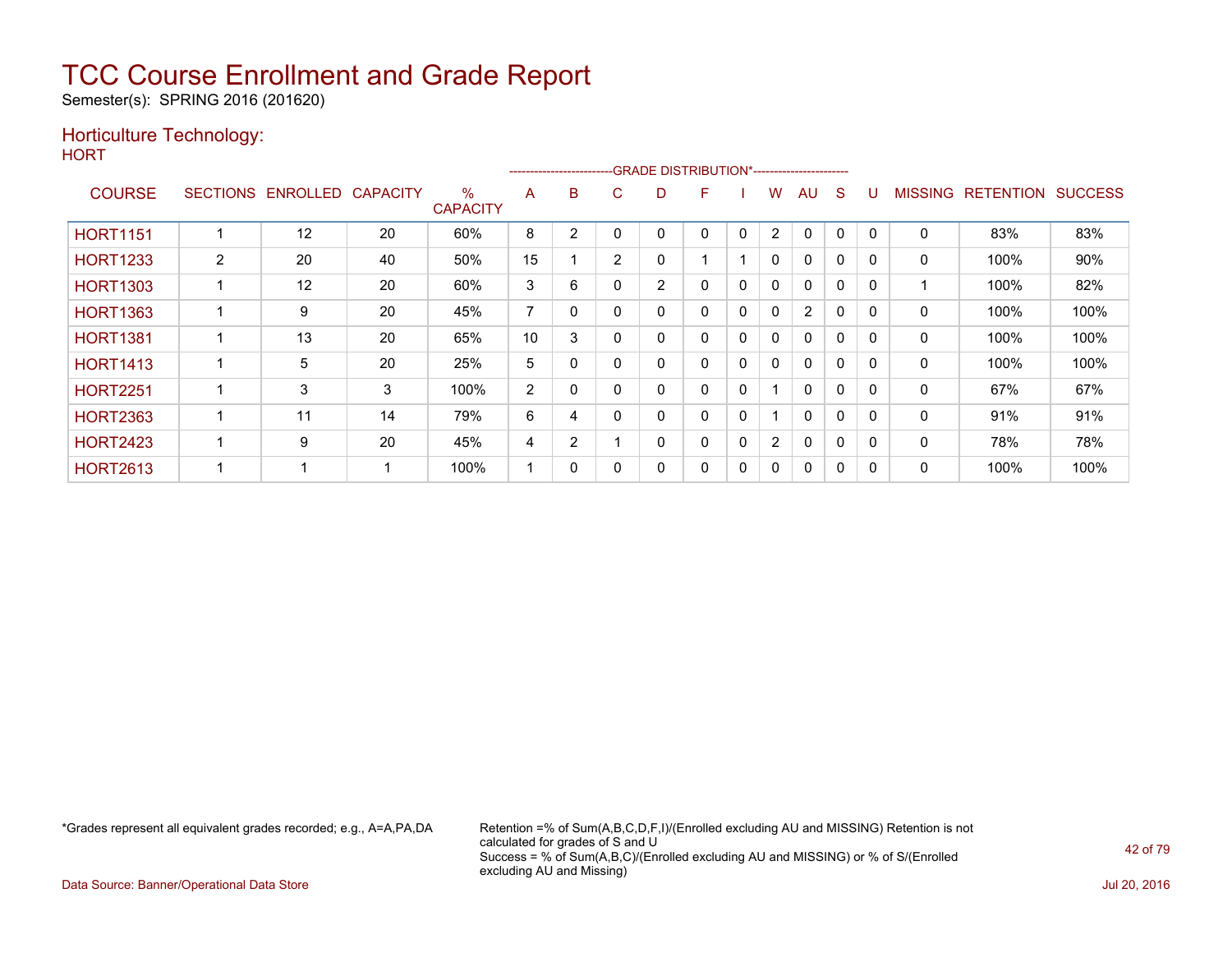# TCC Course Enrollment and Grade Report

Semester(s): SPRING 2016 (201620)

## Horticulture Technology:

HORT

| COURSE | SECTIONS | ENROLLED | CAPACITY | % CAPACITY | A | B | C | D | F | I | W | AU | S | U | MISSING | RETENTION | SUCCESS |
|---|---|---|---|---|---|---|---|---|---|---|---|---|---|---|---|---|---|
| | | | | | GRADE DISTRIBUTION* | | | | | | | | | | | | |
| HORT1151 | 1 | 12 | 20 | 60% | 8 | 2 | 0 | 0 | 0 | 0 | 2 | 0 | 0 | 0 | 0 | 83% | 83% |
| HORT1233 | 2 | 20 | 40 | 50% | 15 | 1 | 2 | 0 | 1 | 1 | 0 | 0 | 0 | 0 | 0 | 100% | 90% |
| HORT1303 | 1 | 12 | 20 | 60% | 3 | 6 | 0 | 2 | 0 | 0 | 0 | 0 | 0 | 0 | 1 | 100% | 82% |
| HORT1363 | 1 | 9 | 20 | 45% | 7 | 0 | 0 | 0 | 0 | 0 | 0 | 2 | 0 | 0 | 0 | 100% | 100% |
| HORT1381 | 1 | 13 | 20 | 65% | 10 | 3 | 0 | 0 | 0 | 0 | 0 | 0 | 0 | 0 | 0 | 100% | 100% |
| HORT1413 | 1 | 5 | 20 | 25% | 5 | 0 | 0 | 0 | 0 | 0 | 0 | 0 | 0 | 0 | 0 | 100% | 100% |
| HORT2251 | 1 | 3 | 3 | 100% | 2 | 0 | 0 | 0 | 0 | 0 | 1 | 0 | 0 | 0 | 0 | 67% | 67% |
| HORT2363 | 1 | 11 | 14 | 79% | 6 | 4 | 0 | 0 | 0 | 0 | 1 | 0 | 0 | 0 | 0 | 91% | 91% |
| HORT2423 | 1 | 9 | 20 | 45% | 4 | 2 | 1 | 0 | 0 | 0 | 2 | 0 | 0 | 0 | 0 | 78% | 78% |
| HORT2613 | 1 | 1 | 1 | 100% | 1 | 0 | 0 | 0 | 0 | 0 | 0 | 0 | 0 | 0 | 0 | 100% | 100% |

*Grades represent all equivalent grades recorded; e.g., A=A,PA,DA

Retention =% of Sum(A,B,C,D,F,I)/(Enrolled excluding AU and MISSING) Retention is not calculated for grades of S and U
Success = % of Sum(A,B,C)/(Enrolled excluding AU and MISSING) or % of S/(Enrolled excluding AU and Missing)

Data Source: Banner/Operational Data Store

Jul 20, 2016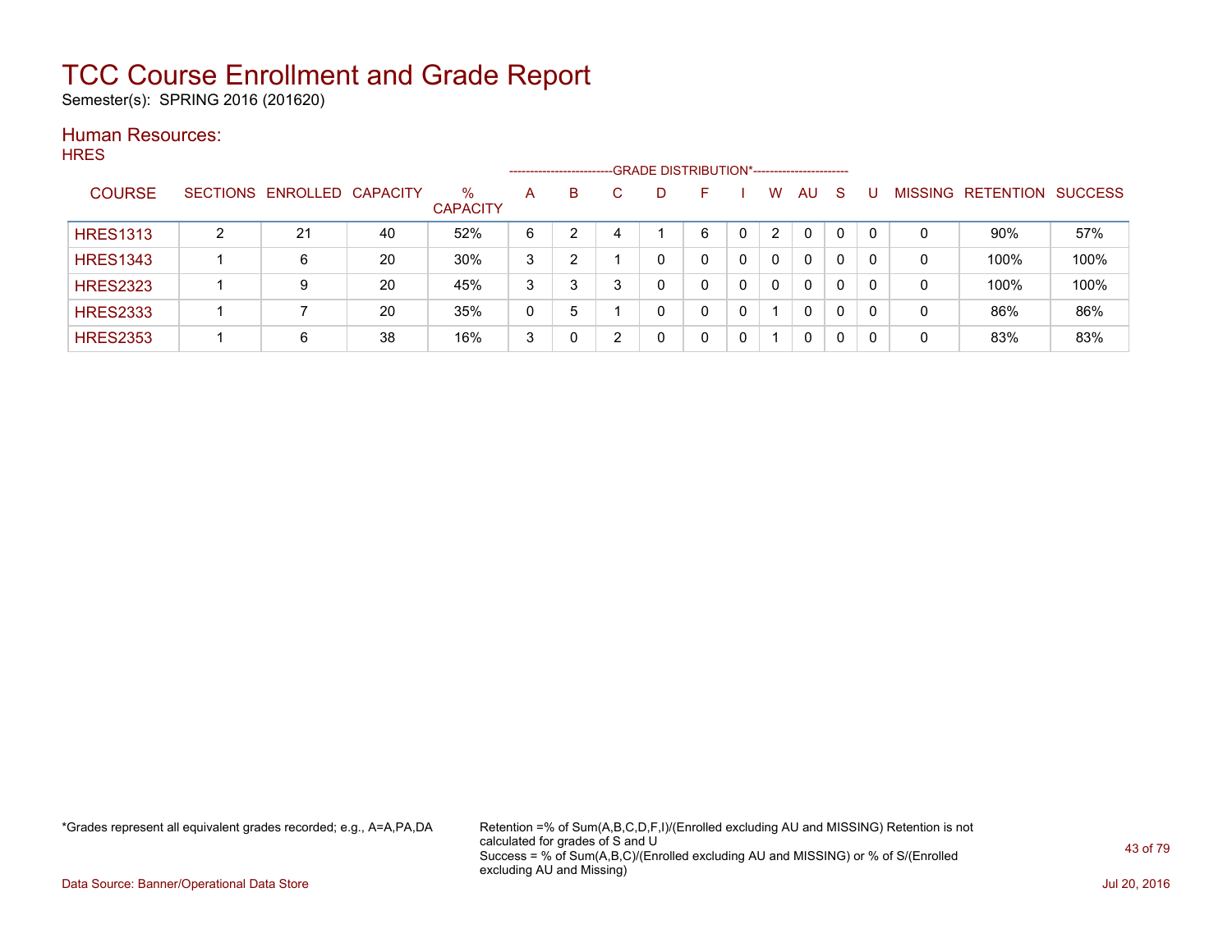# TCC Course Enrollment and Grade Report

Semester(s): SPRING 2016 (201620)

## Human Resources:

### HRES

| COURSE | SECTIONS | ENROLLED | CAPACITY | % CAPACITY | A | B | C | D | F | I | W | AU | S | U | MISSING | RETENTION | SUCCESS |
|---|---|---|---|---|---|---|---|---|---|---|---|---|---|---|---|---|---|
| | | | | | GRADE DISTRIBUTION* | | | | | | | | | | | | |
| HRES1313 | 2 | 21 | 40 | 52% | 6 | 2 | 4 | 1 | 6 | 0 | 2 | 0 | 0 | 0 | 0 | 90% | 57% |
| HRES1343 | 1 | 6 | 20 | 30% | 3 | 2 | 1 | 0 | 0 | 0 | 0 | 0 | 0 | 0 | 0 | 100% | 100% |
| HRES2323 | 1 | 9 | 20 | 45% | 3 | 3 | 3 | 0 | 0 | 0 | 0 | 0 | 0 | 0 | 0 | 100% | 100% |
| HRES2333 | 1 | 7 | 20 | 35% | 0 | 5 | 1 | 0 | 0 | 0 | 1 | 0 | 0 | 0 | 0 | 86% | 86% |
| HRES2353 | 1 | 6 | 38 | 16% | 3 | 0 | 2 | 0 | 0 | 0 | 1 | 0 | 0 | 0 | 0 | 83% | 83% |

*Grades represent all equivalent grades recorded; e.g., A=A,PA,DA

Retention =% of Sum(A,B,C,D,F,I)/(Enrolled excluding AU and MISSING) Retention is not calculated for grades of S and U
Success = % of Sum(A,B,C)/(Enrolled excluding AU and MISSING) or % of S/(Enrolled excluding AU and Missing)

Data Source: Banner/Operational Data Store

Jul 20, 2016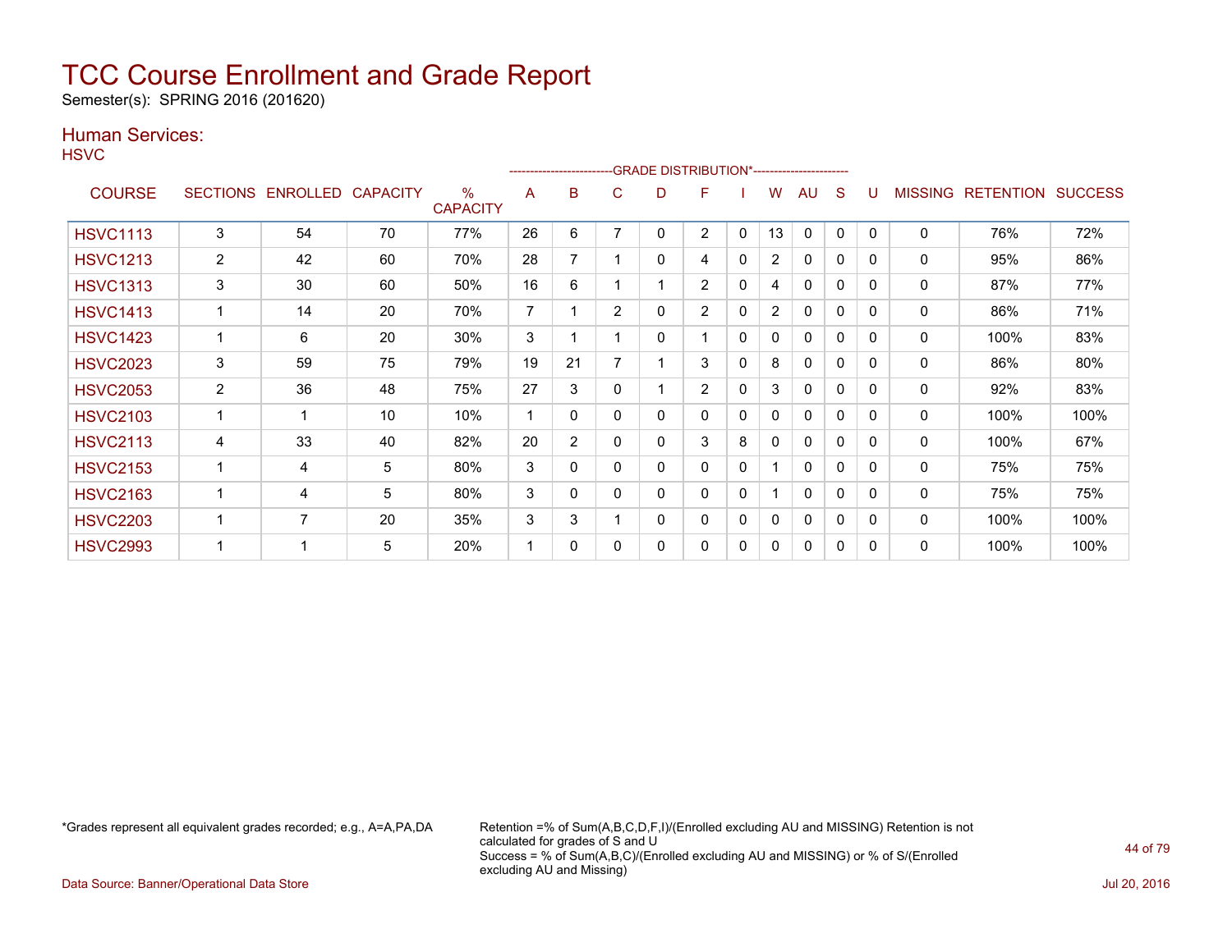# TCC Course Enrollment and Grade Report

Semester(s): SPRING 2016 (201620)

## Human Services:

HSVC

| COURSE | SECTIONS | ENROLLED | CAPACITY | % CAPACITY | A | B | C | D | F | I | W | AU | S | U | MISSING | RETENTION | SUCCESS |
|---|---|---|---|---|---|---|---|---|---|---|---|---|---|---|---|---|---|
| | | | | | GRADE DISTRIBUTION* | | | | | | | | | | | | |
| HSVC1113 | 3 | 54 | 70 | 77% | 26 | 6 | 7 | 0 | 2 | 0 | 13 | 0 | 0 | 0 | 0 | 76% | 72% |
| HSVC1213 | 2 | 42 | 60 | 70% | 28 | 7 | 1 | 0 | 4 | 0 | 2 | 0 | 0 | 0 | 0 | 95% | 86% |
| HSVC1313 | 3 | 30 | 60 | 50% | 16 | 6 | 1 | 1 | 2 | 0 | 4 | 0 | 0 | 0 | 0 | 87% | 77% |
| HSVC1413 | 1 | 14 | 20 | 70% | 7 | 1 | 2 | 0 | 2 | 0 | 2 | 0 | 0 | 0 | 0 | 86% | 71% |
| HSVC1423 | 1 | 6 | 20 | 30% | 3 | 1 | 1 | 0 | 1 | 0 | 0 | 0 | 0 | 0 | 0 | 100% | 83% |
| HSVC2023 | 3 | 59 | 75 | 79% | 19 | 21 | 7 | 1 | 3 | 0 | 8 | 0 | 0 | 0 | 0 | 86% | 80% |
| HSVC2053 | 2 | 36 | 48 | 75% | 27 | 3 | 0 | 1 | 2 | 0 | 3 | 0 | 0 | 0 | 0 | 92% | 83% |
| HSVC2103 | 1 | 1 | 10 | 10% | 1 | 0 | 0 | 0 | 0 | 0 | 0 | 0 | 0 | 0 | 0 | 100% | 100% |
| HSVC2113 | 4 | 33 | 40 | 82% | 20 | 2 | 0 | 0 | 3 | 8 | 0 | 0 | 0 | 0 | 0 | 100% | 67% |
| HSVC2153 | 1 | 4 | 5 | 80% | 3 | 0 | 0 | 0 | 0 | 0 | 1 | 0 | 0 | 0 | 0 | 75% | 75% |
| HSVC2163 | 1 | 4 | 5 | 80% | 3 | 0 | 0 | 0 | 0 | 0 | 1 | 0 | 0 | 0 | 0 | 75% | 75% |
| HSVC2203 | 1 | 7 | 20 | 35% | 3 | 3 | 1 | 0 | 0 | 0 | 0 | 0 | 0 | 0 | 0 | 100% | 100% |
| HSVC2993 | 1 | 1 | 5 | 20% | 1 | 0 | 0 | 0 | 0 | 0 | 0 | 0 | 0 | 0 | 0 | 100% | 100% |

*Grades represent all equivalent grades recorded; e.g., A=A,PA,DA

Retention =% of Sum(A,B,C,D,F,I)/(Enrolled excluding AU and MISSING) Retention is not calculated for grades of S and U
Success = % of Sum(A,B,C)/(Enrolled excluding AU and MISSING) or % of S/(Enrolled excluding AU and Missing)

Data Source: Banner/Operational Data Store

Jul 20, 2016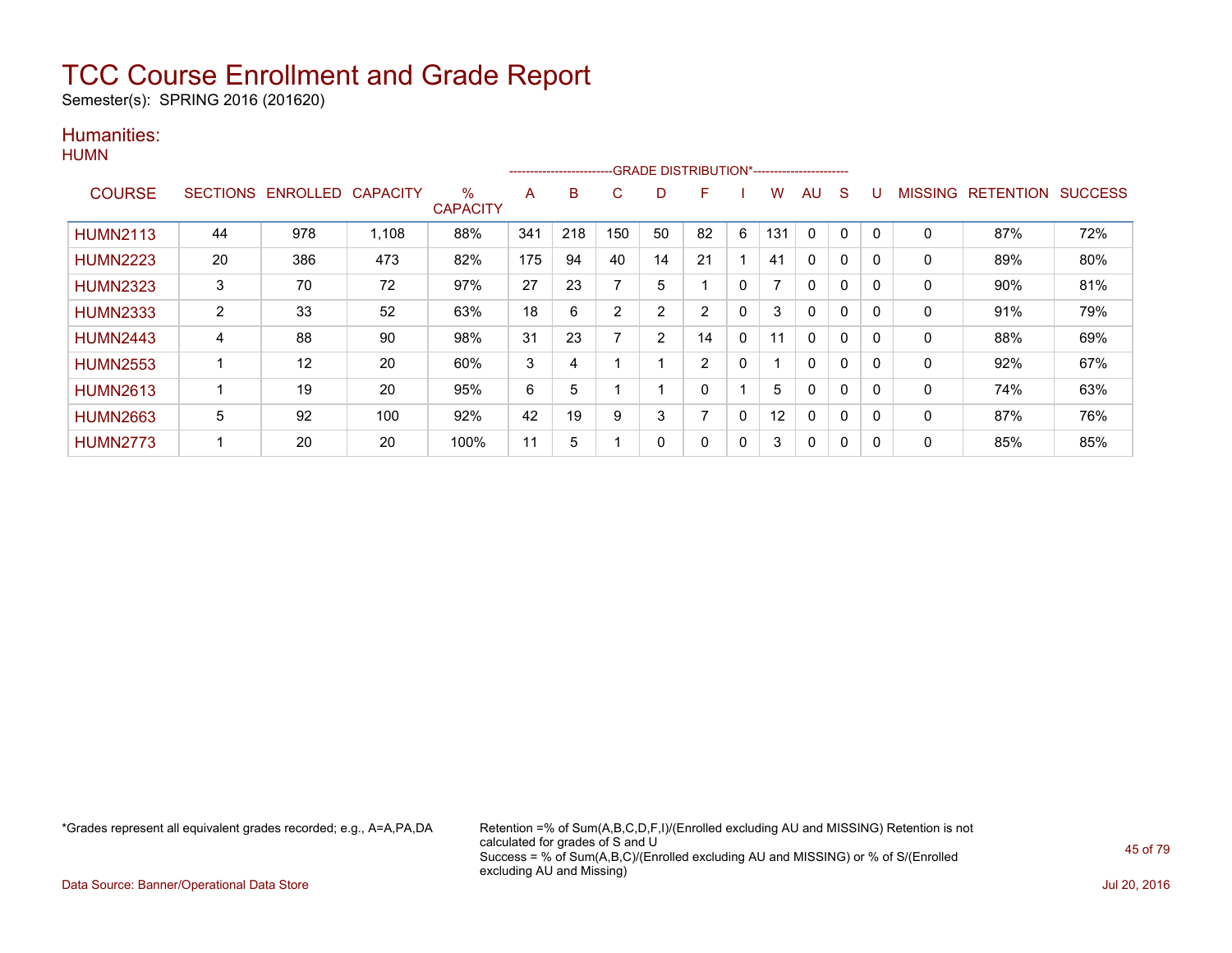# TCC Course Enrollment and Grade Report

Semester(s): SPRING 2016 (201620)

## Humanities:

### HUMN

| COURSE | SECTIONS | ENROLLED | CAPACITY | % CAPACITY | A | B | C | D | F | I | W | AU | S | U | MISSING | RETENTION | SUCCESS |
|---|---|---|---|---|---|---|---|---|---|---|---|---|---|---|---|---|---|
| | | | | | GRADE DISTRIBUTION* | | | | | | | | | | | | |
| HUMN2113 | 44 | 978 | 1,108 | 88% | 341 | 218 | 150 | 50 | 82 | 6 | 131 | 0 | 0 | 0 | 0 | 87% | 72% |
| HUMN2223 | 20 | 386 | 473 | 82% | 175 | 94 | 40 | 14 | 21 | 1 | 41 | 0 | 0 | 0 | 0 | 89% | 80% |
| HUMN2323 | 3 | 70 | 72 | 97% | 27 | 23 | 7 | 5 | 1 | 0 | 7 | 0 | 0 | 0 | 0 | 90% | 81% |
| HUMN2333 | 2 | 33 | 52 | 63% | 18 | 6 | 2 | 2 | 2 | 0 | 3 | 0 | 0 | 0 | 0 | 91% | 79% |
| HUMN2443 | 4 | 88 | 90 | 98% | 31 | 23 | 7 | 2 | 14 | 0 | 11 | 0 | 0 | 0 | 0 | 88% | 69% |
| HUMN2553 | 1 | 12 | 20 | 60% | 3 | 4 | 1 | 1 | 2 | 0 | 1 | 0 | 0 | 0 | 0 | 92% | 67% |
| HUMN2613 | 1 | 19 | 20 | 95% | 6 | 5 | 1 | 1 | 0 | 1 | 5 | 0 | 0 | 0 | 0 | 74% | 63% |
| HUMN2663 | 5 | 92 | 100 | 92% | 42 | 19 | 9 | 3 | 7 | 0 | 12 | 0 | 0 | 0 | 0 | 87% | 76% |
| HUMN2773 | 1 | 20 | 20 | 100% | 11 | 5 | 1 | 0 | 0 | 0 | 3 | 0 | 0 | 0 | 0 | 85% | 85% |

*Grades represent all equivalent grades recorded; e.g., A=A,PA,DA

Retention =% of Sum(A,B,C,D,F,I)/(Enrolled excluding AU and MISSING) Retention is not calculated for grades of S and U
Success = % of Sum(A,B,C)/(Enrolled excluding AU and MISSING) or % of S/(Enrolled excluding AU and Missing)

Data Source: Banner/Operational Data Store

Jul 20, 2016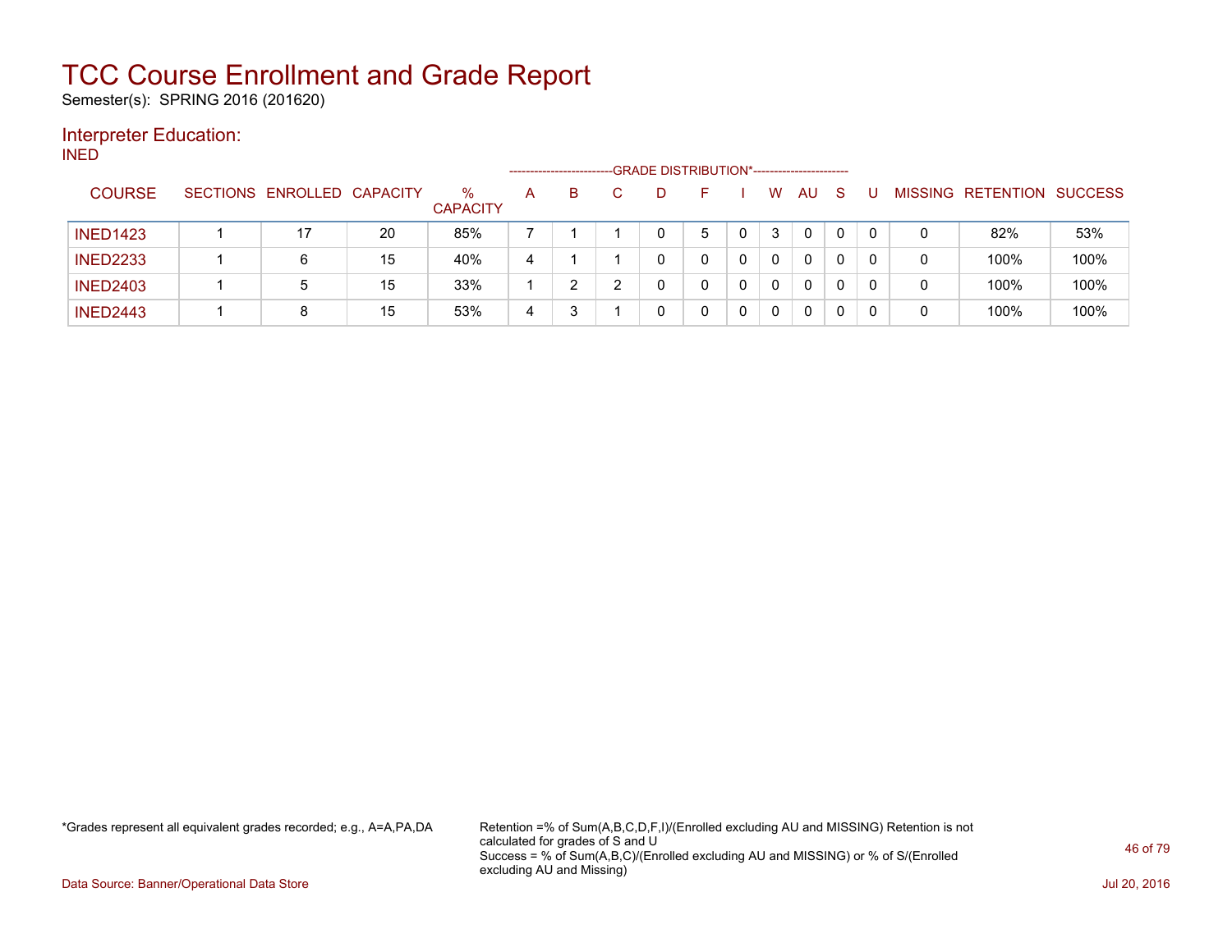# TCC Course Enrollment and Grade Report

Semester(s): SPRING 2016 (201620)

## Interpreter Education:

INED

| COURSE | SECTIONS | ENROLLED | CAPACITY | % CAPACITY | A | B | C | D | F | I | W | AU | S | U | MISSING | RETENTION | SUCCESS |
|---|---|---|---|---|---|---|---|---|---|---|---|---|---|---|---|---|---|
| | | | | | GRADE DISTRIBUTION* | | | | | | | | | | | | |
| INED1423 | 1 | 17 | 20 | 85% | 7 | 1 | 1 | 0 | 5 | 0 | 3 | 0 | 0 | 0 | 0 | 82% | 53% |
| INED2233 | 1 | 6 | 15 | 40% | 4 | 1 | 1 | 0 | 0 | 0 | 0 | 0 | 0 | 0 | 0 | 100% | 100% |
| INED2403 | 1 | 5 | 15 | 33% | 1 | 2 | 2 | 0 | 0 | 0 | 0 | 0 | 0 | 0 | 0 | 100% | 100% |
| INED2443 | 1 | 8 | 15 | 53% | 4 | 3 | 1 | 0 | 0 | 0 | 0 | 0 | 0 | 0 | 0 | 100% | 100% |

*Grades represent all equivalent grades recorded; e.g., A=A,PA,DA

Retention =% of Sum(A,B,C,D,F,I)/(Enrolled excluding AU and MISSING) Retention is not calculated for grades of S and U
Success = % of Sum(A,B,C)/(Enrolled excluding AU and MISSING) or % of S/(Enrolled excluding AU and Missing)

Data Source: Banner/Operational Data Store

Jul 20, 2016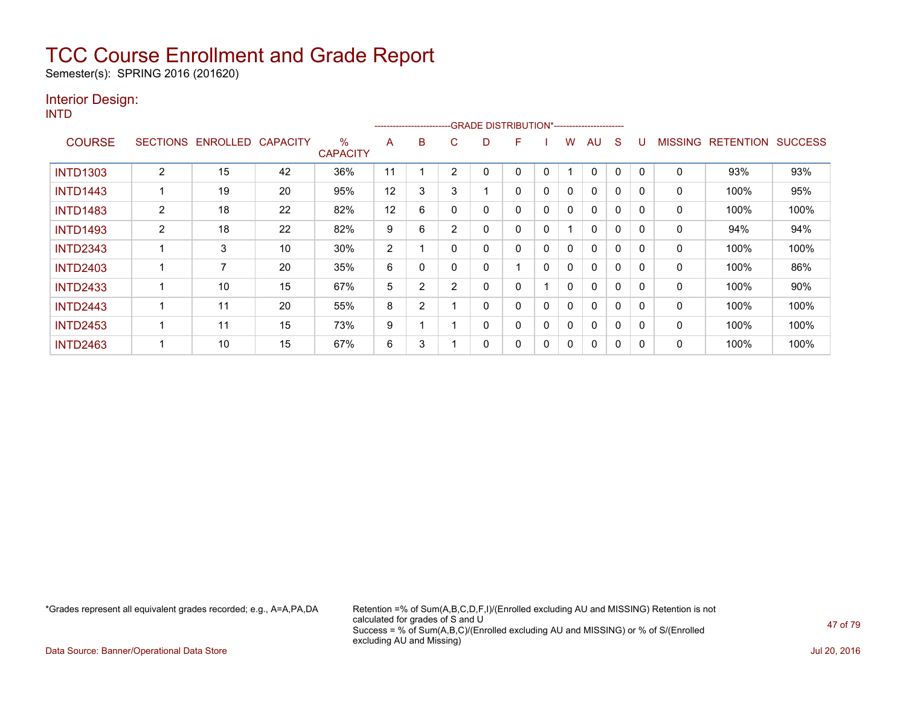# TCC Course Enrollment and Grade Report

Semester(s): SPRING 2016 (201620)

## Interior Design:

INTD

| COURSE | SECTIONS | ENROLLED | CAPACITY | % CAPACITY | A | B | C | D | F | I | W | AU | S | U | MISSING | RETENTION | SUCCESS |
|---|---|---|---|---|---|---|---|---|---|---|---|---|---|---|---|---|---|
| | | | | | GRADE DISTRIBUTION* | | | | | | | | | | | | |
| INTD1303 | 2 | 15 | 42 | 36% | 11 | 1 | 2 | 0 | 0 | 0 | 1 | 0 | 0 | 0 | 0 | 93% | 93% |
| INTD1443 | 1 | 19 | 20 | 95% | 12 | 3 | 3 | 1 | 0 | 0 | 0 | 0 | 0 | 0 | 0 | 100% | 95% |
| INTD1483 | 2 | 18 | 22 | 82% | 12 | 6 | 0 | 0 | 0 | 0 | 0 | 0 | 0 | 0 | 0 | 100% | 100% |
| INTD1493 | 2 | 18 | 22 | 82% | 9 | 6 | 2 | 0 | 0 | 0 | 1 | 0 | 0 | 0 | 0 | 94% | 94% |
| INTD2343 | 1 | 3 | 10 | 30% | 2 | 1 | 0 | 0 | 0 | 0 | 0 | 0 | 0 | 0 | 0 | 100% | 100% |
| INTD2403 | 1 | 7 | 20 | 35% | 6 | 0 | 0 | 0 | 1 | 0 | 0 | 0 | 0 | 0 | 0 | 100% | 86% |
| INTD2433 | 1 | 10 | 15 | 67% | 5 | 2 | 2 | 0 | 0 | 1 | 0 | 0 | 0 | 0 | 0 | 100% | 90% |
| INTD2443 | 1 | 11 | 20 | 55% | 8 | 2 | 1 | 0 | 0 | 0 | 0 | 0 | 0 | 0 | 0 | 100% | 100% |
| INTD2453 | 1 | 11 | 15 | 73% | 9 | 1 | 1 | 0 | 0 | 0 | 0 | 0 | 0 | 0 | 0 | 100% | 100% |
| INTD2463 | 1 | 10 | 15 | 67% | 6 | 3 | 1 | 0 | 0 | 0 | 0 | 0 | 0 | 0 | 0 | 100% | 100% |

*Grades represent all equivalent grades recorded; e.g., A=A,PA,DA

Retention =% of Sum(A,B,C,D,F,I)/(Enrolled excluding AU and MISSING) Retention is not calculated for grades of S and U
Success = % of Sum(A,B,C)/(Enrolled excluding AU and MISSING) or % of S/(Enrolled excluding AU and Missing)

Data Source: Banner/Operational Data Store

Jul 20, 2016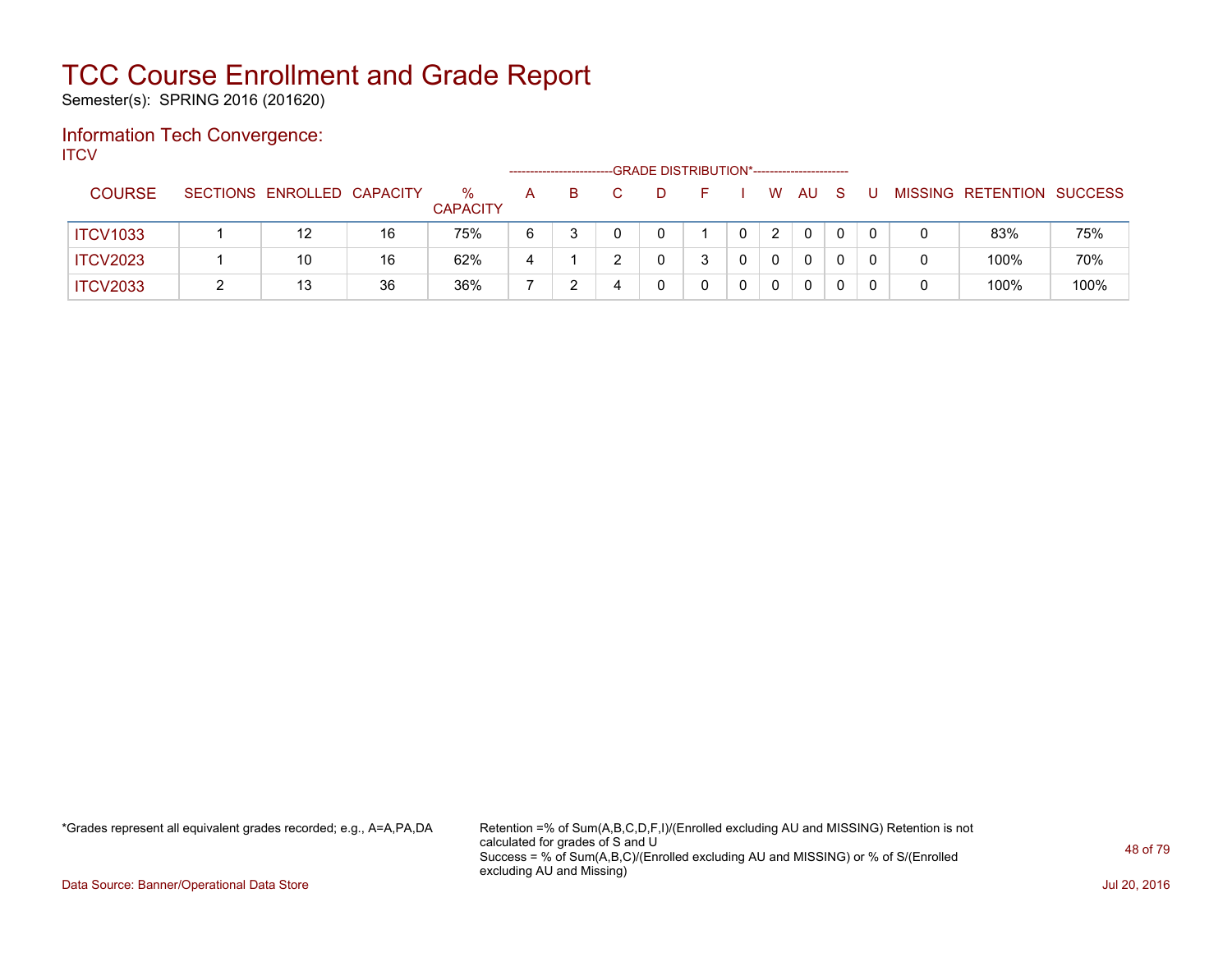# TCC Course Enrollment and Grade Report

Semester(s): SPRING 2016 (201620)

## Information Tech Convergence:

ITCV

| COURSE | SECTIONS | ENROLLED | CAPACITY | % CAPACITY | A | B | C | D | F | I | W | AU | S | U | MISSING | RETENTION | SUCCESS |
|---|---|---|---|---|---|---|---|---|---|---|---|---|---|---|---|---|---|
| | | | | | GRADE DISTRIBUTION* | | | | | | | | | | | | |
| ITCV1033 | 1 | 12 | 16 | 75% | 6 | 3 | 0 | 0 | 1 | 0 | 2 | 0 | 0 | 0 | 0 | 83% | 75% |
| ITCV2023 | 1 | 10 | 16 | 62% | 4 | 1 | 2 | 0 | 3 | 0 | 0 | 0 | 0 | 0 | 0 | 100% | 70% |
| ITCV2033 | 2 | 13 | 36 | 36% | 7 | 2 | 4 | 0 | 0 | 0 | 0 | 0 | 0 | 0 | 0 | 100% | 100% |

*Grades represent all equivalent grades recorded; e.g., A=A,PA,DA

Retention =% of Sum(A,B,C,D,F,I)/(Enrolled excluding AU and MISSING) Retention is not calculated for grades of S and U
Success = % of Sum(A,B,C)/(Enrolled excluding AU and MISSING) or % of S/(Enrolled excluding AU and Missing)

Data Source: Banner/Operational Data Store

Jul 20, 2016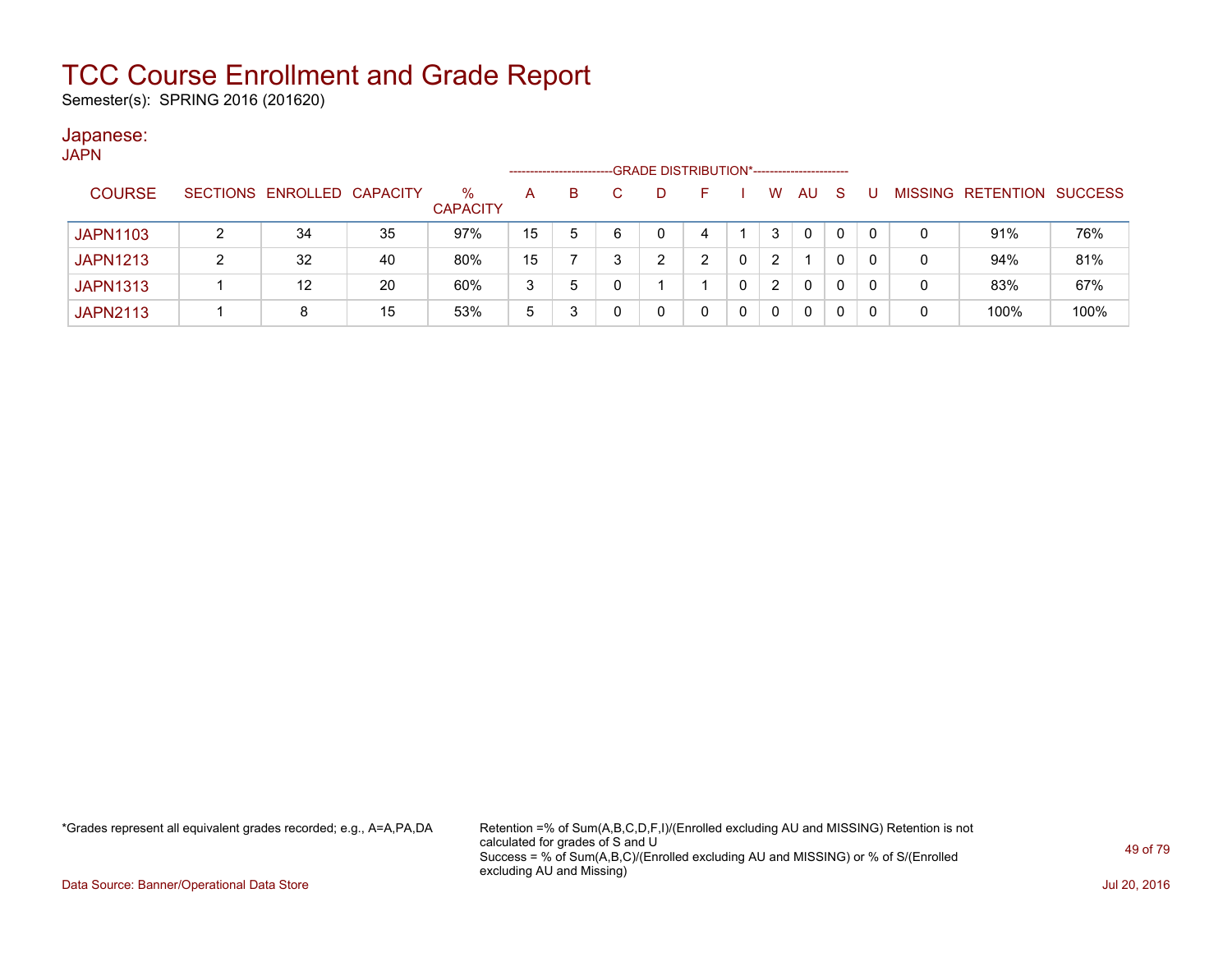# TCC Course Enrollment and Grade Report

Semester(s): SPRING 2016 (201620)

## Japanese:

JAPN

| COURSE | SECTIONS | ENROLLED | CAPACITY | % CAPACITY | GRADE DISTRIBUTION* A | B | C | D | F | I | W | AU | S | U | MISSING | RETENTION | SUCCESS |
|---|---|---|---|---|---|---|---|---|---|---|---|---|---|---|---|---|---|
| JAPN1103 | 2 | 34 | 35 | 97% | 15 | 5 | 6 | 0 | 4 | 1 | 3 | 0 | 0 | 0 | 0 | 91% | 76% |
| JAPN1213 | 2 | 32 | 40 | 80% | 15 | 7 | 3 | 2 | 2 | 0 | 2 | 1 | 0 | 0 | 0 | 94% | 81% |
| JAPN1313 | 1 | 12 | 20 | 60% | 3 | 5 | 0 | 1 | 1 | 0 | 2 | 0 | 0 | 0 | 0 | 83% | 67% |
| JAPN2113 | 1 | 8 | 15 | 53% | 5 | 3 | 0 | 0 | 0 | 0 | 0 | 0 | 0 | 0 | 0 | 100% | 100% |

*Grades represent all equivalent grades recorded; e.g., A=A,PA,DA

Retention =% of Sum(A,B,C,D,F,I)/(Enrolled excluding AU and MISSING) Retention is not calculated for grades of S and U
Success = % of Sum(A,B,C)/(Enrolled excluding AU and MISSING) or % of S/(Enrolled excluding AU and Missing)

Data Source: Banner/Operational Data Store

Jul 20, 2016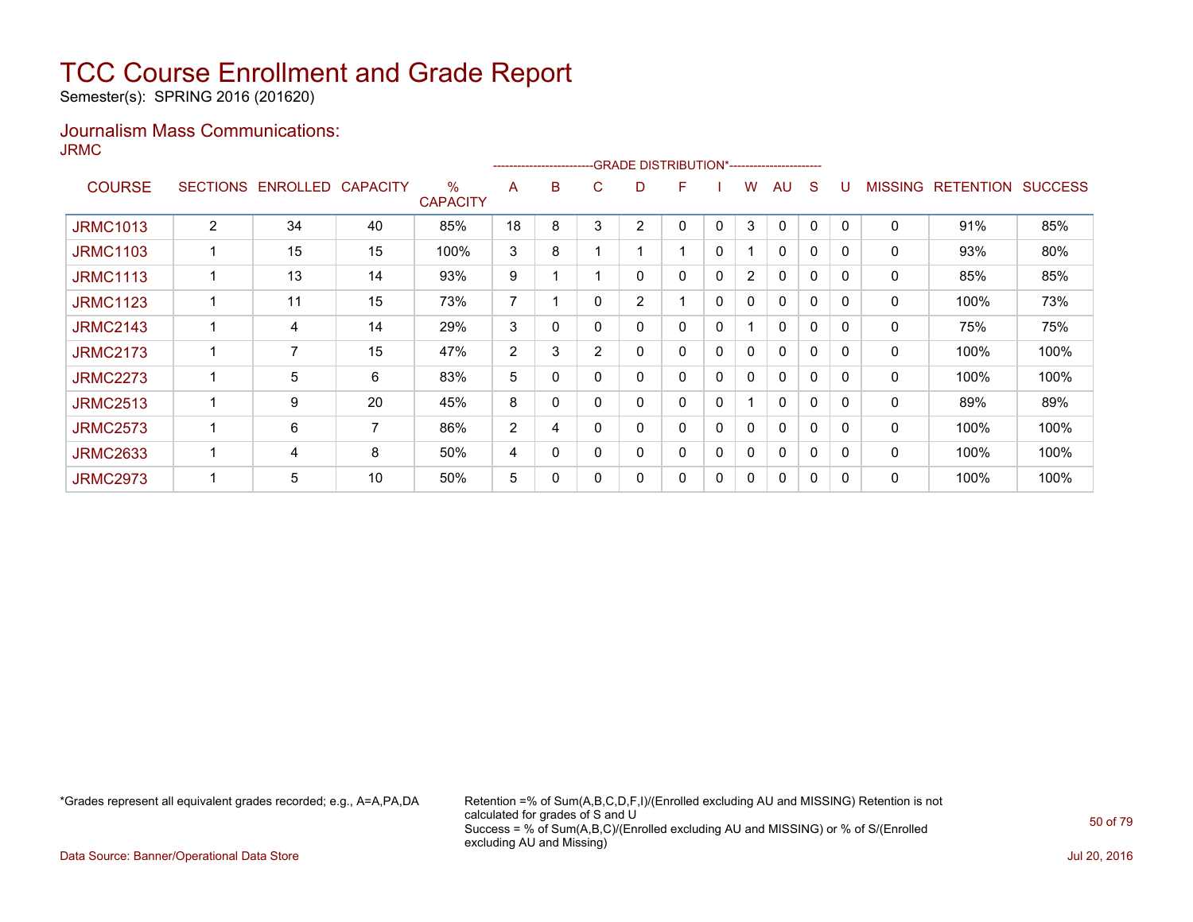# TCC Course Enrollment and Grade Report

Semester(s): SPRING 2016 (201620)

## Journalism Mass Communications:

JRMC

| COURSE | SECTIONS | ENROLLED | CAPACITY | % CAPACITY | A | B | C | D | F | I | W | AU | S | U | MISSING | RETENTION | SUCCESS |
|---|---|---|---|---|---|---|---|---|---|---|---|---|---|---|---|---|---|
| | | | | | GRADE DISTRIBUTION* | | | | | | | | | | | | |
| JRMC1013 | 2 | 34 | 40 | 85% | 18 | 8 | 3 | 2 | 0 | 0 | 3 | 0 | 0 | 0 | 0 | 91% | 85% |
| JRMC1103 | 1 | 15 | 15 | 100% | 3 | 8 | 1 | 1 | 1 | 0 | 1 | 0 | 0 | 0 | 0 | 93% | 80% |
| JRMC1113 | 1 | 13 | 14 | 93% | 9 | 1 | 1 | 0 | 0 | 0 | 2 | 0 | 0 | 0 | 0 | 85% | 85% |
| JRMC1123 | 1 | 11 | 15 | 73% | 7 | 1 | 0 | 2 | 1 | 0 | 0 | 0 | 0 | 0 | 0 | 100% | 73% |
| JRMC2143 | 1 | 4 | 14 | 29% | 3 | 0 | 0 | 0 | 0 | 0 | 1 | 0 | 0 | 0 | 0 | 75% | 75% |
| JRMC2173 | 1 | 7 | 15 | 47% | 2 | 3 | 2 | 0 | 0 | 0 | 0 | 0 | 0 | 0 | 0 | 100% | 100% |
| JRMC2273 | 1 | 5 | 6 | 83% | 5 | 0 | 0 | 0 | 0 | 0 | 0 | 0 | 0 | 0 | 0 | 100% | 100% |
| JRMC2513 | 1 | 9 | 20 | 45% | 8 | 0 | 0 | 0 | 0 | 0 | 1 | 0 | 0 | 0 | 0 | 89% | 89% |
| JRMC2573 | 1 | 6 | 7 | 86% | 2 | 4 | 0 | 0 | 0 | 0 | 0 | 0 | 0 | 0 | 0 | 100% | 100% |
| JRMC2633 | 1 | 4 | 8 | 50% | 4 | 0 | 0 | 0 | 0 | 0 | 0 | 0 | 0 | 0 | 0 | 100% | 100% |
| JRMC2973 | 1 | 5 | 10 | 50% | 5 | 0 | 0 | 0 | 0 | 0 | 0 | 0 | 0 | 0 | 0 | 100% | 100% |

*Grades represent all equivalent grades recorded; e.g., A=A,PA,DA

Retention =% of Sum(A,B,C,D,F,I)/(Enrolled excluding AU and MISSING) Retention is not calculated for grades of S and U
Success = % of Sum(A,B,C)/(Enrolled excluding AU and MISSING) or % of S/(Enrolled excluding AU and Missing)

Data Source: Banner/Operational Data Store

Jul 20, 2016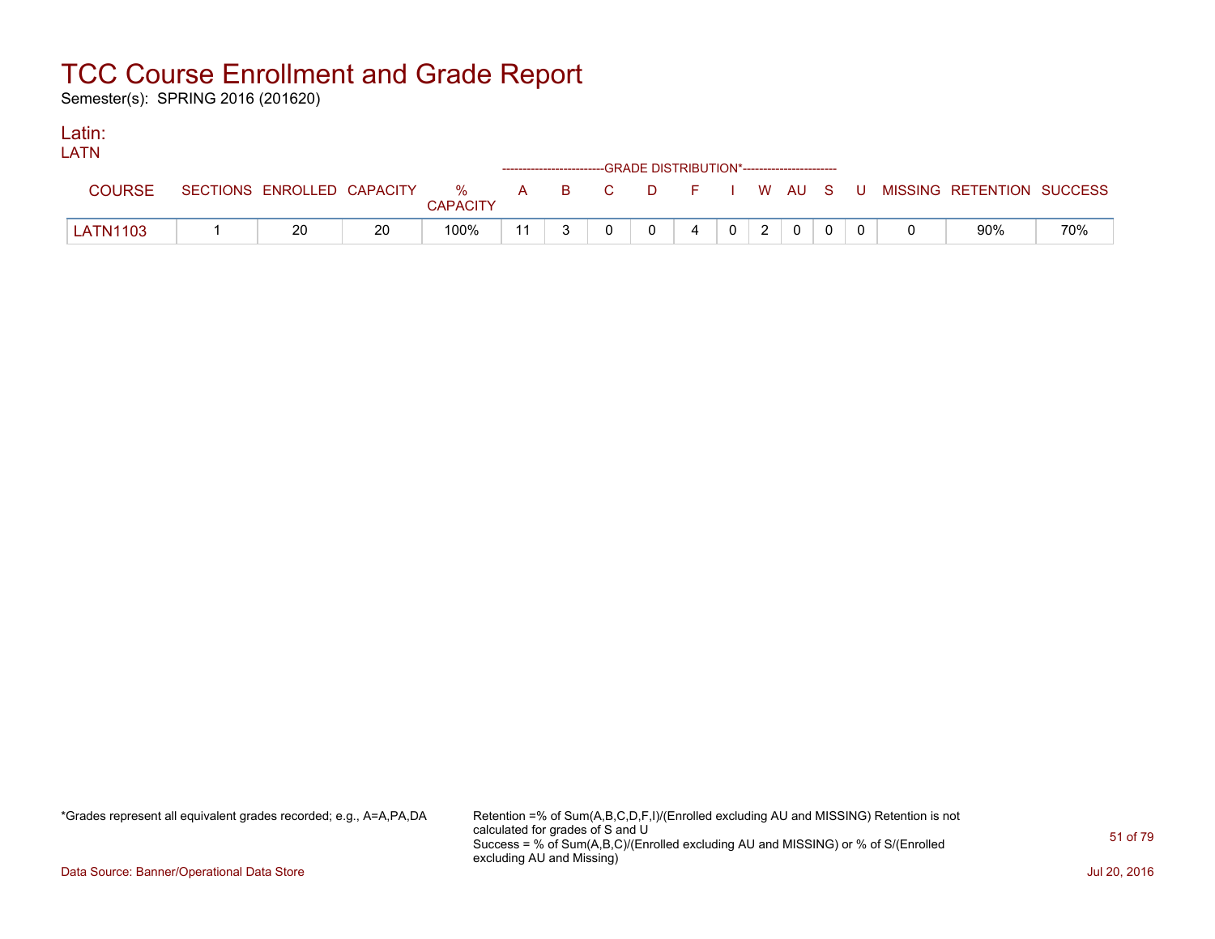# TCC Course Enrollment and Grade Report

Semester(s): SPRING 2016 (201620)

## Latin:

LATN

| COURSE | SECTIONS | ENROLLED | CAPACITY | % CAPACITY | A | B | C | D | F | I | W | AU | S | U | MISSING | RETENTION | SUCCESS |
|---|---|---|---|---|---|---|---|---|---|---|---|---|---|---|---|---|---|
| | | | | | GRADE DISTRIBUTION* | | | | | | | | | | | | |
| LATN1103 | 1 | 20 | 20 | 100% | 11 | 3 | 0 | 0 | 4 | 0 | 2 | 0 | 0 | 0 | 0 | 90% | 70% |

*Grades represent all equivalent grades recorded; e.g., A=A,PA,DA

Retention =% of Sum(A,B,C,D,F,I)/(Enrolled excluding AU and MISSING) Retention is not calculated for grades of S and U
Success = % of Sum(A,B,C)/(Enrolled excluding AU and MISSING) or % of S/(Enrolled excluding AU and Missing)

Data Source: Banner/Operational Data Store

Jul 20, 2016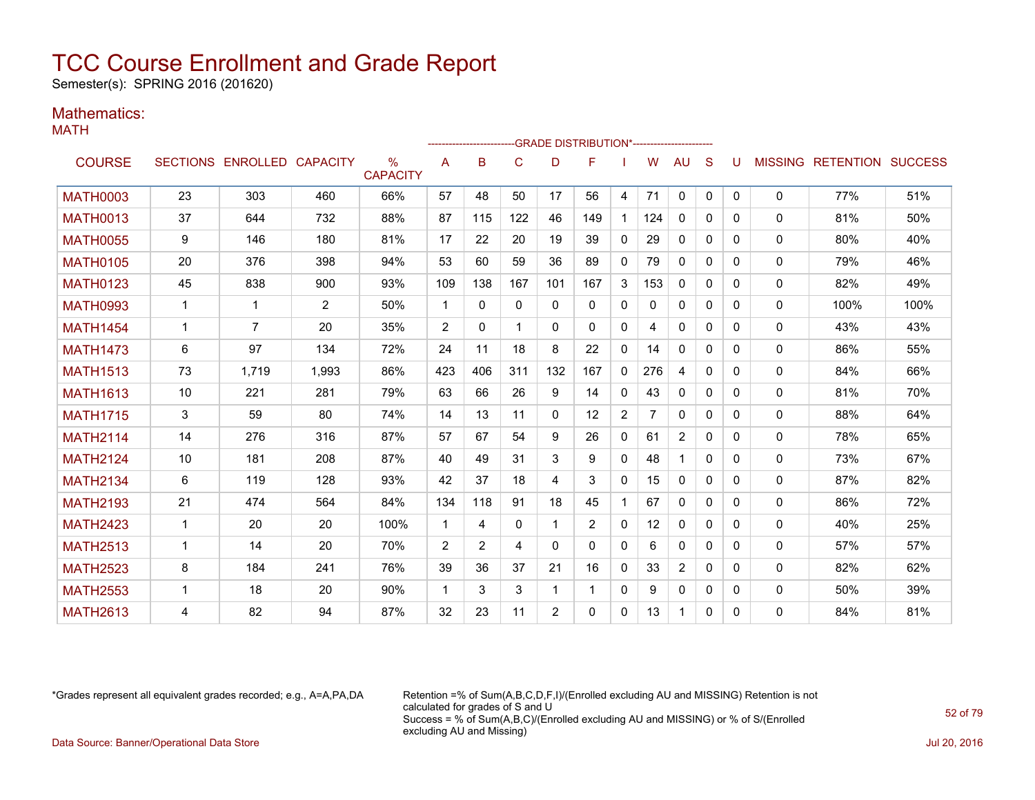# TCC Course Enrollment and Grade Report

Semester(s): SPRING 2016 (201620)

## Mathematics:

MATH

| COURSE | SECTIONS | ENROLLED | CAPACITY | % CAPACITY | A | B | C | D | F | I | W | AU | S | U | MISSING | RETENTION | SUCCESS |
|---|---|---|---|---|---|---|---|---|---|---|---|---|---|---|---|---|---|
| | | | | | -------------------------GRADE DISTRIBUTION*----------------------- | | | | | | | | | | | | |
| MATH0003 | 23 | 303 | 460 | 66% | 57 | 48 | 50 | 17 | 56 | 4 | 71 | 0 | 0 | 0 | 0 | 77% | 51% |
| MATH0013 | 37 | 644 | 732 | 88% | 87 | 115 | 122 | 46 | 149 | 1 | 124 | 0 | 0 | 0 | 0 | 81% | 50% |
| MATH0055 | 9 | 146 | 180 | 81% | 17 | 22 | 20 | 19 | 39 | 0 | 29 | 0 | 0 | 0 | 0 | 80% | 40% |
| MATH0105 | 20 | 376 | 398 | 94% | 53 | 60 | 59 | 36 | 89 | 0 | 79 | 0 | 0 | 0 | 0 | 79% | 46% |
| MATH0123 | 45 | 838 | 900 | 93% | 109 | 138 | 167 | 101 | 167 | 3 | 153 | 0 | 0 | 0 | 0 | 82% | 49% |
| MATH0993 | 1 | 1 | 2 | 50% | 1 | 0 | 0 | 0 | 0 | 0 | 0 | 0 | 0 | 0 | 0 | 100% | 100% |
| MATH1454 | 1 | 7 | 20 | 35% | 2 | 0 | 1 | 0 | 0 | 0 | 4 | 0 | 0 | 0 | 0 | 43% | 43% |
| MATH1473 | 6 | 97 | 134 | 72% | 24 | 11 | 18 | 8 | 22 | 0 | 14 | 0 | 0 | 0 | 0 | 86% | 55% |
| MATH1513 | 73 | 1,719 | 1,993 | 86% | 423 | 406 | 311 | 132 | 167 | 0 | 276 | 4 | 0 | 0 | 0 | 84% | 66% |
| MATH1613 | 10 | 221 | 281 | 79% | 63 | 66 | 26 | 9 | 14 | 0 | 43 | 0 | 0 | 0 | 0 | 81% | 70% |
| MATH1715 | 3 | 59 | 80 | 74% | 14 | 13 | 11 | 0 | 12 | 2 | 7 | 0 | 0 | 0 | 0 | 88% | 64% |
| MATH2114 | 14 | 276 | 316 | 87% | 57 | 67 | 54 | 9 | 26 | 0 | 61 | 2 | 0 | 0 | 0 | 78% | 65% |
| MATH2124 | 10 | 181 | 208 | 87% | 40 | 49 | 31 | 3 | 9 | 0 | 48 | 1 | 0 | 0 | 0 | 73% | 67% |
| MATH2134 | 6 | 119 | 128 | 93% | 42 | 37 | 18 | 4 | 3 | 0 | 15 | 0 | 0 | 0 | 0 | 87% | 82% |
| MATH2193 | 21 | 474 | 564 | 84% | 134 | 118 | 91 | 18 | 45 | 1 | 67 | 0 | 0 | 0 | 0 | 86% | 72% |
| MATH2423 | 1 | 20 | 20 | 100% | 1 | 4 | 0 | 1 | 2 | 0 | 12 | 0 | 0 | 0 | 0 | 40% | 25% |
| MATH2513 | 1 | 14 | 20 | 70% | 2 | 2 | 4 | 0 | 0 | 0 | 6 | 0 | 0 | 0 | 0 | 57% | 57% |
| MATH2523 | 8 | 184 | 241 | 76% | 39 | 36 | 37 | 21 | 16 | 0 | 33 | 2 | 0 | 0 | 0 | 82% | 62% |
| MATH2553 | 1 | 18 | 20 | 90% | 1 | 3 | 3 | 1 | 1 | 0 | 9 | 0 | 0 | 0 | 0 | 50% | 39% |
| MATH2613 | 4 | 82 | 94 | 87% | 32 | 23 | 11 | 2 | 0 | 0 | 13 | 1 | 0 | 0 | 0 | 84% | 81% |

*Grades represent all equivalent grades recorded; e.g., A=A,PA,DA

Retention =% of Sum(A,B,C,D,F,I)/(Enrolled excluding AU and MISSING) Retention is not calculated for grades of S and U
Success = % of Sum(A,B,C)/(Enrolled excluding AU and MISSING) or % of S/(Enrolled excluding AU and Missing)

Data Source: Banner/Operational Data Store

Jul 20, 2016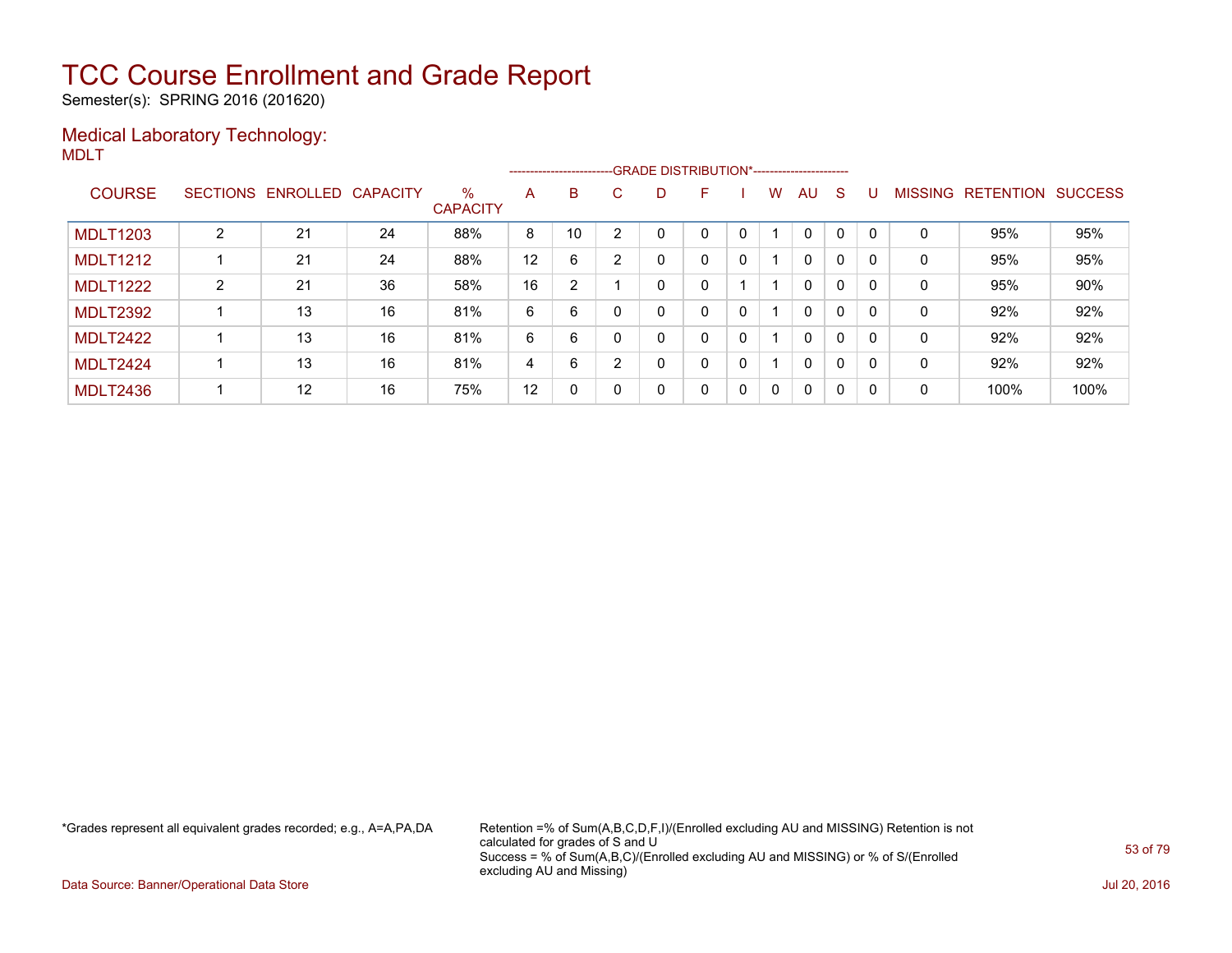# TCC Course Enrollment and Grade Report

Semester(s): SPRING 2016 (201620)

## Medical Laboratory Technology:

MDLT

| COURSE | SECTIONS | ENROLLED | CAPACITY | % CAPACITY | A | B | C | D | F | I | W | AU | S | U | MISSING | RETENTION | SUCCESS |
|---|---|---|---|---|---|---|---|---|---|---|---|---|---|---|---|---|---|
| MDLT1203 | 2 | 21 | 24 | 88% | 8 | 10 | 2 | 0 | 0 | 0 | 1 | 0 | 0 | 0 | 0 | 95% | 95% |
| MDLT1212 | 1 | 21 | 24 | 88% | 12 | 6 | 2 | 0 | 0 | 0 | 1 | 0 | 0 | 0 | 0 | 95% | 95% |
| MDLT1222 | 2 | 21 | 36 | 58% | 16 | 2 | 1 | 0 | 0 | 1 | 1 | 0 | 0 | 0 | 0 | 95% | 90% |
| MDLT2392 | 1 | 13 | 16 | 81% | 6 | 6 | 0 | 0 | 0 | 0 | 1 | 0 | 0 | 0 | 0 | 92% | 92% |
| MDLT2422 | 1 | 13 | 16 | 81% | 6 | 6 | 0 | 0 | 0 | 0 | 1 | 0 | 0 | 0 | 0 | 92% | 92% |
| MDLT2424 | 1 | 13 | 16 | 81% | 4 | 6 | 2 | 0 | 0 | 0 | 1 | 0 | 0 | 0 | 0 | 92% | 92% |
| MDLT2436 | 1 | 12 | 16 | 75% | 12 | 0 | 0 | 0 | 0 | 0 | 0 | 0 | 0 | 0 | 0 | 100% | 100% |

*Grades represent all equivalent grades recorded; e.g., A=A,PA,DA

Retention =% of Sum(A,B,C,D,F,I)/(Enrolled excluding AU and MISSING) Retention is not calculated for grades of S and U
Success = % of Sum(A,B,C)/(Enrolled excluding AU and MISSING) or % of S/(Enrolled excluding AU and Missing)

Data Source: Banner/Operational Data Store

Jul 20, 2016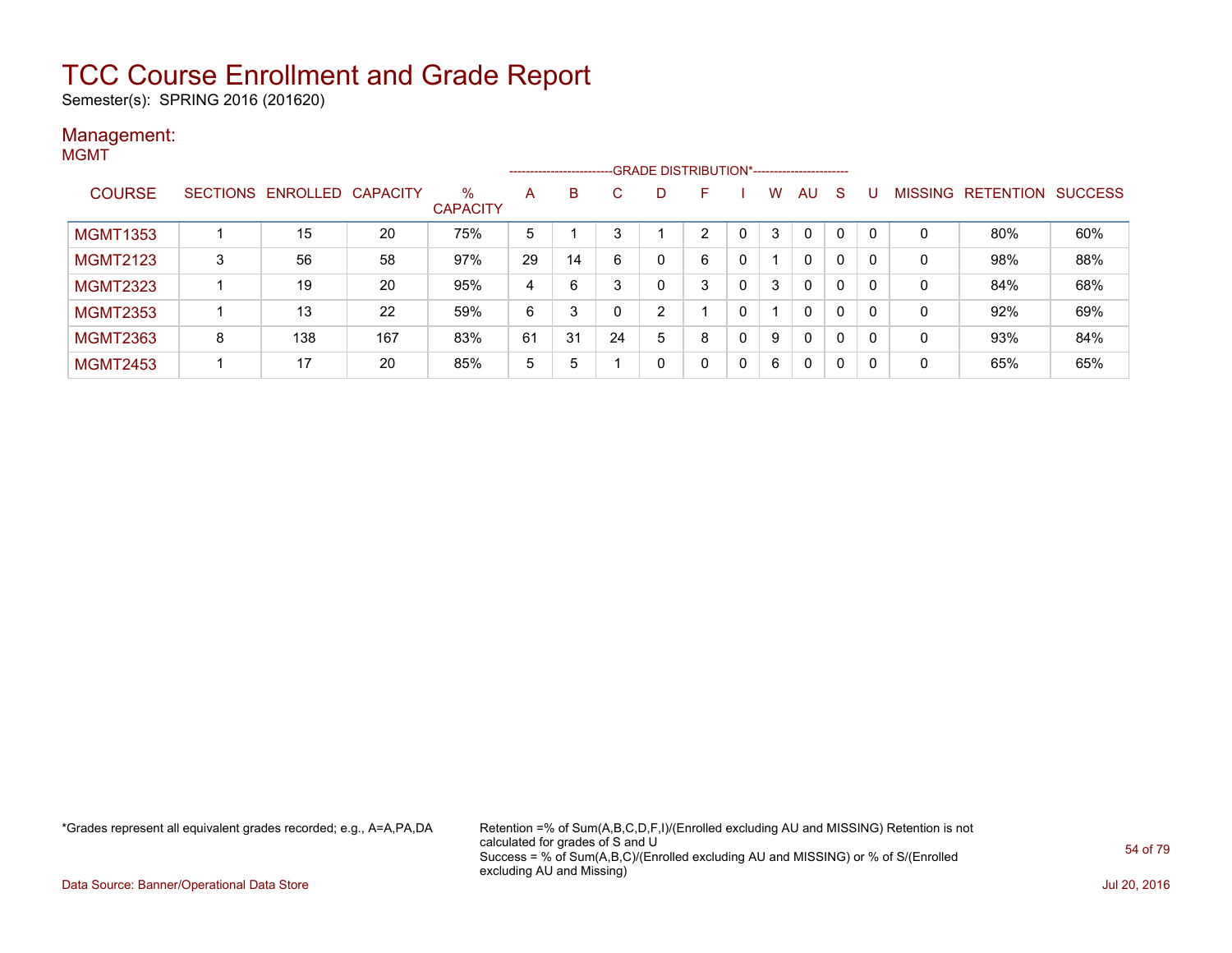# TCC Course Enrollment and Grade Report

Semester(s): SPRING 2016 (201620)

## Management:

MGMT

| COURSE | SECTIONS | ENROLLED | CAPACITY | % CAPACITY | GRADE DISTRIBUTION* A | B | C | D | F | I | W | AU | S | U | MISSING | RETENTION | SUCCESS |
|---|---|---|---|---|---|---|---|---|---|---|---|---|---|---|---|---|---|
| MGMT1353 | 1 | 15 | 20 | 75% | 5 | 1 | 3 | 1 | 2 | 0 | 3 | 0 | 0 | 0 | 0 | 80% | 60% |
| MGMT2123 | 3 | 56 | 58 | 97% | 29 | 14 | 6 | 0 | 6 | 0 | 1 | 0 | 0 | 0 | 0 | 98% | 88% |
| MGMT2323 | 1 | 19 | 20 | 95% | 4 | 6 | 3 | 0 | 3 | 0 | 3 | 0 | 0 | 0 | 0 | 84% | 68% |
| MGMT2353 | 1 | 13 | 22 | 59% | 6 | 3 | 0 | 2 | 1 | 0 | 1 | 0 | 0 | 0 | 0 | 92% | 69% |
| MGMT2363 | 8 | 138 | 167 | 83% | 61 | 31 | 24 | 5 | 8 | 0 | 9 | 0 | 0 | 0 | 0 | 93% | 84% |
| MGMT2453 | 1 | 17 | 20 | 85% | 5 | 5 | 1 | 0 | 0 | 0 | 6 | 0 | 0 | 0 | 0 | 65% | 65% |

*Grades represent all equivalent grades recorded; e.g., A=A,PA,DA

Retention =% of Sum(A,B,C,D,F,I)/(Enrolled excluding AU and MISSING) Retention is not calculated for grades of S and U
Success = % of Sum(A,B,C)/(Enrolled excluding AU and MISSING) or % of S/(Enrolled excluding AU and Missing)

Data Source: Banner/Operational Data Store

Jul 20, 2016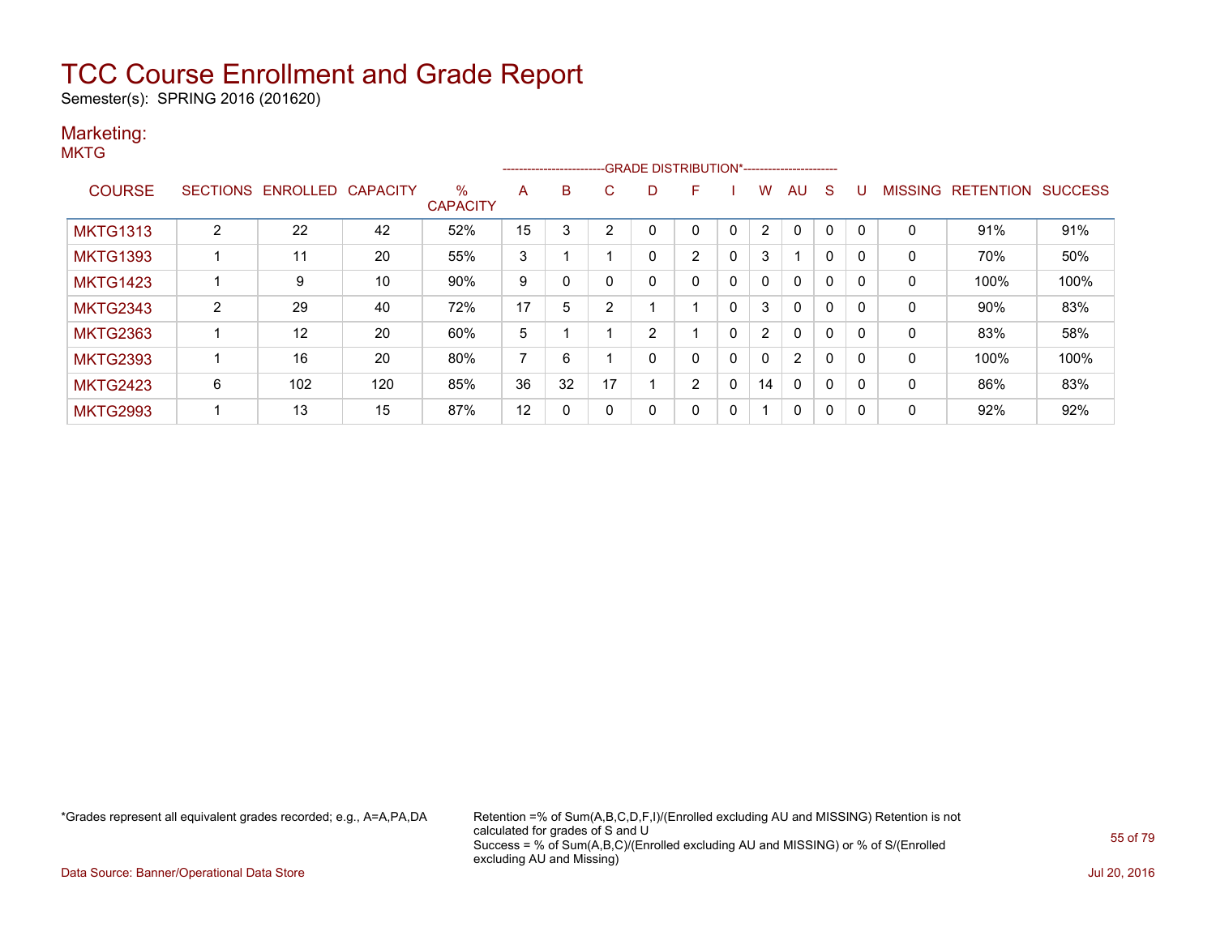# TCC Course Enrollment and Grade Report

Semester(s): SPRING 2016 (201620)

## Marketing:

MKTG

| COURSE | SECTIONS | ENROLLED | CAPACITY | % CAPACITY | A | B | C | D | F | I | W | AU | S | U | MISSING | RETENTION | SUCCESS |
|---|---|---|---|---|---|---|---|---|---|---|---|---|---|---|---|---|---|
| | | | | | GRADE DISTRIBUTION* | | | | | | | | | | | | |
| MKTG1313 | 2 | 22 | 42 | 52% | 15 | 3 | 2 | 0 | 0 | 0 | 2 | 0 | 0 | 0 | 0 | 91% | 91% |
| MKTG1393 | 1 | 11 | 20 | 55% | 3 | 1 | 1 | 0 | 2 | 0 | 3 | 1 | 0 | 0 | 0 | 70% | 50% |
| MKTG1423 | 1 | 9 | 10 | 90% | 9 | 0 | 0 | 0 | 0 | 0 | 0 | 0 | 0 | 0 | 0 | 100% | 100% |
| MKTG2343 | 2 | 29 | 40 | 72% | 17 | 5 | 2 | 1 | 1 | 0 | 3 | 0 | 0 | 0 | 0 | 90% | 83% |
| MKTG2363 | 1 | 12 | 20 | 60% | 5 | 1 | 1 | 2 | 1 | 0 | 2 | 0 | 0 | 0 | 0 | 83% | 58% |
| MKTG2393 | 1 | 16 | 20 | 80% | 7 | 6 | 1 | 0 | 0 | 0 | 0 | 2 | 0 | 0 | 0 | 100% | 100% |
| MKTG2423 | 6 | 102 | 120 | 85% | 36 | 32 | 17 | 1 | 2 | 0 | 14 | 0 | 0 | 0 | 0 | 86% | 83% |
| MKTG2993 | 1 | 13 | 15 | 87% | 12 | 0 | 0 | 0 | 0 | 0 | 1 | 0 | 0 | 0 | 0 | 92% | 92% |

*Grades represent all equivalent grades recorded; e.g., A=A,PA,DA

Retention =% of Sum(A,B,C,D,F,I)/(Enrolled excluding AU and MISSING) Retention is not calculated for grades of S and U
Success = % of Sum(A,B,C)/(Enrolled excluding AU and MISSING) or % of S/(Enrolled excluding AU and Missing)

Data Source: Banner/Operational Data Store

Jul 20, 2016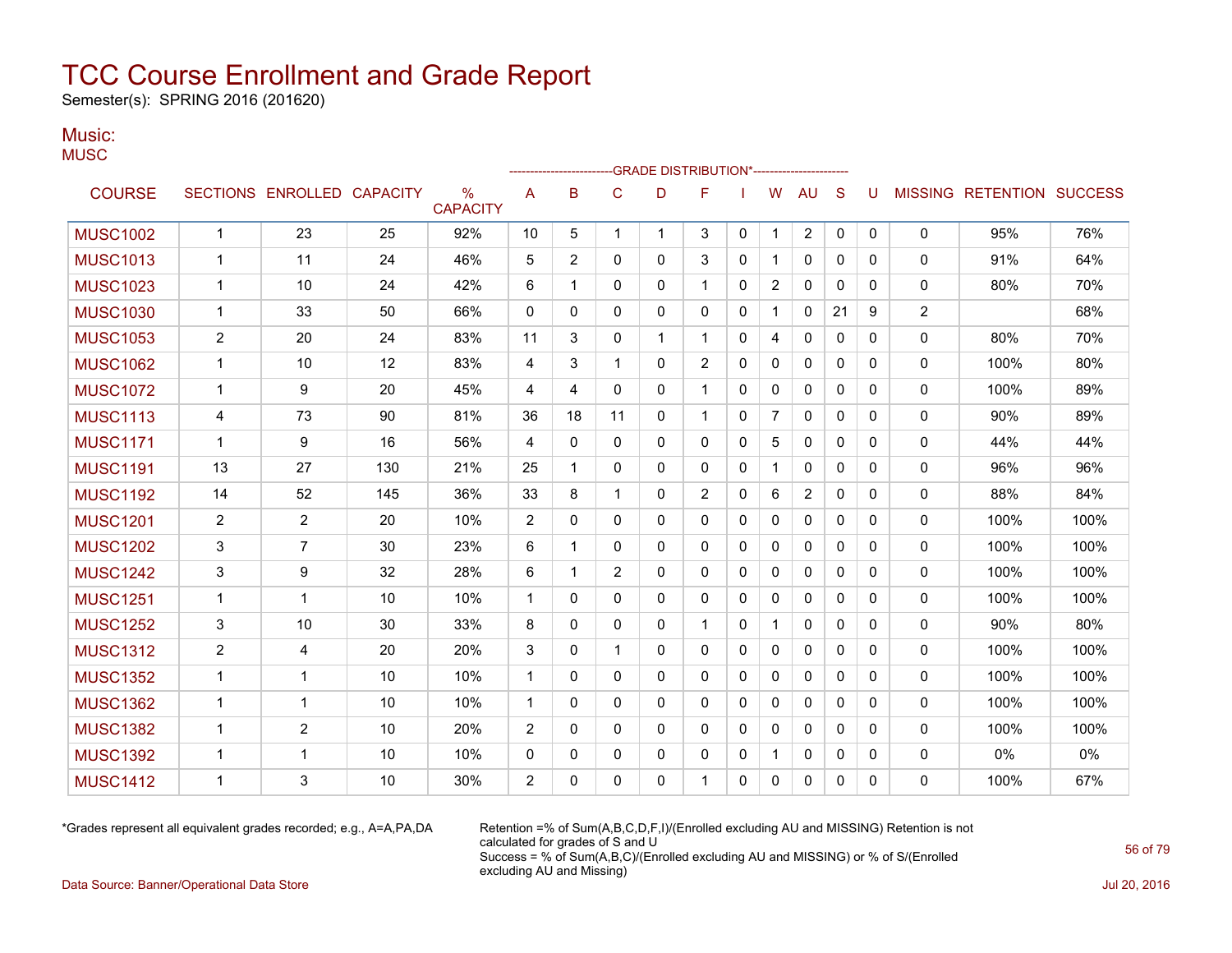# TCC Course Enrollment and Grade Report

Semester(s): SPRING 2016 (201620)

## Music:

MUSC

| COURSE | SECTIONS | ENROLLED | CAPACITY | % CAPACITY | A | B | C | D | F | I | W | AU | S | U | MISSING | RETENTION | SUCCESS |
|---|---|---|---|---|---|---|---|---|---|---|---|---|---|---|---|---|---|
| | | | | | GRADE DISTRIBUTION* | | | | | | | | | | | | |
| MUSC1002 | 1 | 23 | 25 | 92% | 10 | 5 | 1 | 1 | 3 | 0 | 1 | 2 | 0 | 0 | 0 | 95% | 76% |
| MUSC1013 | 1 | 11 | 24 | 46% | 5 | 2 | 0 | 0 | 3 | 0 | 1 | 0 | 0 | 0 | 0 | 91% | 64% |
| MUSC1023 | 1 | 10 | 24 | 42% | 6 | 1 | 0 | 0 | 1 | 0 | 2 | 0 | 0 | 0 | 0 | 80% | 70% |
| MUSC1030 | 1 | 33 | 50 | 66% | 0 | 0 | 0 | 0 | 0 | 0 | 1 | 0 | 21 | 9 | 2 | | 68% |
| MUSC1053 | 2 | 20 | 24 | 83% | 11 | 3 | 0 | 1 | 1 | 0 | 4 | 0 | 0 | 0 | 0 | 80% | 70% |
| MUSC1062 | 1 | 10 | 12 | 83% | 4 | 3 | 1 | 0 | 2 | 0 | 0 | 0 | 0 | 0 | 0 | 100% | 80% |
| MUSC1072 | 1 | 9 | 20 | 45% | 4 | 4 | 0 | 0 | 1 | 0 | 0 | 0 | 0 | 0 | 0 | 100% | 89% |
| MUSC1113 | 4 | 73 | 90 | 81% | 36 | 18 | 11 | 0 | 1 | 0 | 7 | 0 | 0 | 0 | 0 | 90% | 89% |
| MUSC1171 | 1 | 9 | 16 | 56% | 4 | 0 | 0 | 0 | 0 | 0 | 5 | 0 | 0 | 0 | 0 | 44% | 44% |
| MUSC1191 | 13 | 27 | 130 | 21% | 25 | 1 | 0 | 0 | 0 | 0 | 1 | 0 | 0 | 0 | 0 | 96% | 96% |
| MUSC1192 | 14 | 52 | 145 | 36% | 33 | 8 | 1 | 0 | 2 | 0 | 6 | 2 | 0 | 0 | 0 | 88% | 84% |
| MUSC1201 | 2 | 2 | 20 | 10% | 2 | 0 | 0 | 0 | 0 | 0 | 0 | 0 | 0 | 0 | 0 | 100% | 100% |
| MUSC1202 | 3 | 7 | 30 | 23% | 6 | 1 | 0 | 0 | 0 | 0 | 0 | 0 | 0 | 0 | 0 | 100% | 100% |
| MUSC1242 | 3 | 9 | 32 | 28% | 6 | 1 | 2 | 0 | 0 | 0 | 0 | 0 | 0 | 0 | 0 | 100% | 100% |
| MUSC1251 | 1 | 1 | 10 | 10% | 1 | 0 | 0 | 0 | 0 | 0 | 0 | 0 | 0 | 0 | 0 | 100% | 100% |
| MUSC1252 | 3 | 10 | 30 | 33% | 8 | 0 | 0 | 0 | 1 | 0 | 1 | 0 | 0 | 0 | 0 | 90% | 80% |
| MUSC1312 | 2 | 4 | 20 | 20% | 3 | 0 | 1 | 0 | 0 | 0 | 0 | 0 | 0 | 0 | 0 | 100% | 100% |
| MUSC1352 | 1 | 1 | 10 | 10% | 1 | 0 | 0 | 0 | 0 | 0 | 0 | 0 | 0 | 0 | 0 | 100% | 100% |
| MUSC1362 | 1 | 1 | 10 | 10% | 1 | 0 | 0 | 0 | 0 | 0 | 0 | 0 | 0 | 0 | 0 | 100% | 100% |
| MUSC1382 | 1 | 2 | 10 | 20% | 2 | 0 | 0 | 0 | 0 | 0 | 0 | 0 | 0 | 0 | 0 | 100% | 100% |
| MUSC1392 | 1 | 1 | 10 | 10% | 0 | 0 | 0 | 0 | 0 | 0 | 1 | 0 | 0 | 0 | 0 | 0% | 0% |
| MUSC1412 | 1 | 3 | 10 | 30% | 2 | 0 | 0 | 0 | 1 | 0 | 0 | 0 | 0 | 0 | 0 | 100% | 67% |

*Grades represent all equivalent grades recorded; e.g., A=A,PA,DA

Retention =% of Sum(A,B,C,D,F,I)/(Enrolled excluding AU and MISSING) Retention is not calculated for grades of S and U
Success = % of Sum(A,B,C)/(Enrolled excluding AU and MISSING) or % of S/(Enrolled excluding AU and Missing)

Data Source: Banner/Operational Data Store

Jul 20, 2016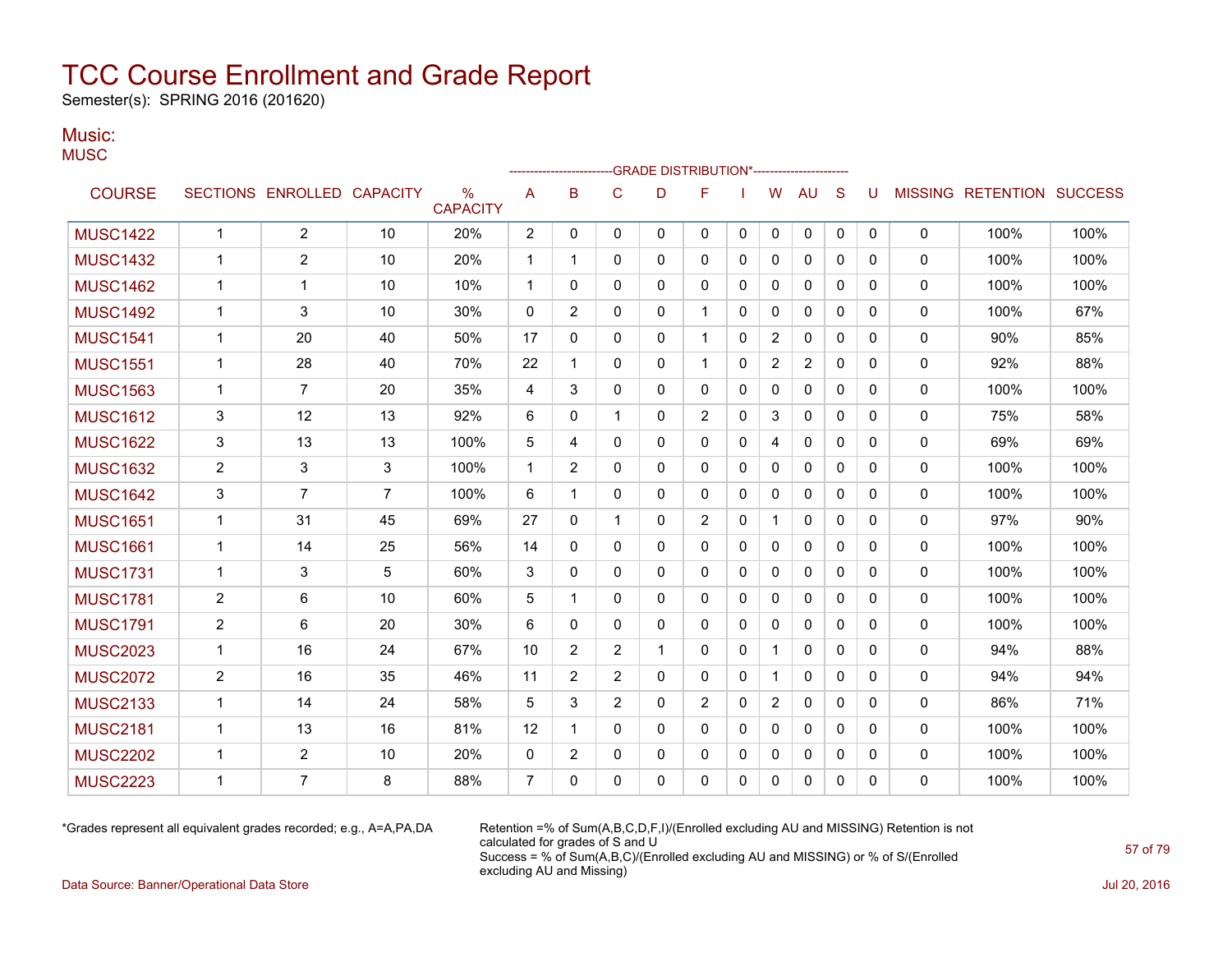# TCC Course Enrollment and Grade Report

Semester(s): SPRING 2016 (201620)

## Music:

MUSC

| COURSE | SECTIONS | ENROLLED | CAPACITY | % CAPACITY | A | B | C | D | F | I | W | AU | S | U | MISSING | RETENTION | SUCCESS |
|---|---|---|---|---|---|---|---|---|---|---|---|---|---|---|---|---|---|
| | | | | | GRADE DISTRIBUTION* | | | | | | | | | | | | |
| MUSC1422 | 1 | 2 | 10 | 20% | 2 | 0 | 0 | 0 | 0 | 0 | 0 | 0 | 0 | 0 | 0 | 100% | 100% |
| MUSC1432 | 1 | 2 | 10 | 20% | 1 | 1 | 0 | 0 | 0 | 0 | 0 | 0 | 0 | 0 | 0 | 100% | 100% |
| MUSC1462 | 1 | 1 | 10 | 10% | 1 | 0 | 0 | 0 | 0 | 0 | 0 | 0 | 0 | 0 | 0 | 100% | 100% |
| MUSC1492 | 1 | 3 | 10 | 30% | 0 | 2 | 0 | 0 | 1 | 0 | 0 | 0 | 0 | 0 | 0 | 100% | 67% |
| MUSC1541 | 1 | 20 | 40 | 50% | 17 | 0 | 0 | 0 | 1 | 0 | 2 | 0 | 0 | 0 | 0 | 90% | 85% |
| MUSC1551 | 1 | 28 | 40 | 70% | 22 | 1 | 0 | 0 | 1 | 0 | 2 | 2 | 0 | 0 | 0 | 92% | 88% |
| MUSC1563 | 1 | 7 | 20 | 35% | 4 | 3 | 0 | 0 | 0 | 0 | 0 | 0 | 0 | 0 | 0 | 100% | 100% |
| MUSC1612 | 3 | 12 | 13 | 92% | 6 | 0 | 1 | 0 | 2 | 0 | 3 | 0 | 0 | 0 | 0 | 75% | 58% |
| MUSC1622 | 3 | 13 | 13 | 100% | 5 | 4 | 0 | 0 | 0 | 0 | 4 | 0 | 0 | 0 | 0 | 69% | 69% |
| MUSC1632 | 2 | 3 | 3 | 100% | 1 | 2 | 0 | 0 | 0 | 0 | 0 | 0 | 0 | 0 | 0 | 100% | 100% |
| MUSC1642 | 3 | 7 | 7 | 100% | 6 | 1 | 0 | 0 | 0 | 0 | 0 | 0 | 0 | 0 | 0 | 100% | 100% |
| MUSC1651 | 1 | 31 | 45 | 69% | 27 | 0 | 1 | 0 | 2 | 0 | 1 | 0 | 0 | 0 | 0 | 97% | 90% |
| MUSC1661 | 1 | 14 | 25 | 56% | 14 | 0 | 0 | 0 | 0 | 0 | 0 | 0 | 0 | 0 | 0 | 100% | 100% |
| MUSC1731 | 1 | 3 | 5 | 60% | 3 | 0 | 0 | 0 | 0 | 0 | 0 | 0 | 0 | 0 | 0 | 100% | 100% |
| MUSC1781 | 2 | 6 | 10 | 60% | 5 | 1 | 0 | 0 | 0 | 0 | 0 | 0 | 0 | 0 | 0 | 100% | 100% |
| MUSC1791 | 2 | 6 | 20 | 30% | 6 | 0 | 0 | 0 | 0 | 0 | 0 | 0 | 0 | 0 | 0 | 100% | 100% |
| MUSC2023 | 1 | 16 | 24 | 67% | 10 | 2 | 2 | 1 | 0 | 0 | 1 | 0 | 0 | 0 | 0 | 94% | 88% |
| MUSC2072 | 2 | 16 | 35 | 46% | 11 | 2 | 2 | 0 | 0 | 0 | 1 | 0 | 0 | 0 | 0 | 94% | 94% |
| MUSC2133 | 1 | 14 | 24 | 58% | 5 | 3 | 2 | 0 | 2 | 0 | 2 | 0 | 0 | 0 | 0 | 86% | 71% |
| MUSC2181 | 1 | 13 | 16 | 81% | 12 | 1 | 0 | 0 | 0 | 0 | 0 | 0 | 0 | 0 | 0 | 100% | 100% |
| MUSC2202 | 1 | 2 | 10 | 20% | 0 | 2 | 0 | 0 | 0 | 0 | 0 | 0 | 0 | 0 | 0 | 100% | 100% |
| MUSC2223 | 1 | 7 | 8 | 88% | 7 | 0 | 0 | 0 | 0 | 0 | 0 | 0 | 0 | 0 | 0 | 100% | 100% |

*Grades represent all equivalent grades recorded; e.g., A=A,PA,DA

Retention =% of Sum(A,B,C,D,F,I)/(Enrolled excluding AU and MISSING) Retention is not calculated for grades of S and U
Success = % of Sum(A,B,C)/(Enrolled excluding AU and MISSING) or % of S/(Enrolled excluding AU and Missing)

Data Source: Banner/Operational Data Store

Jul 20, 2016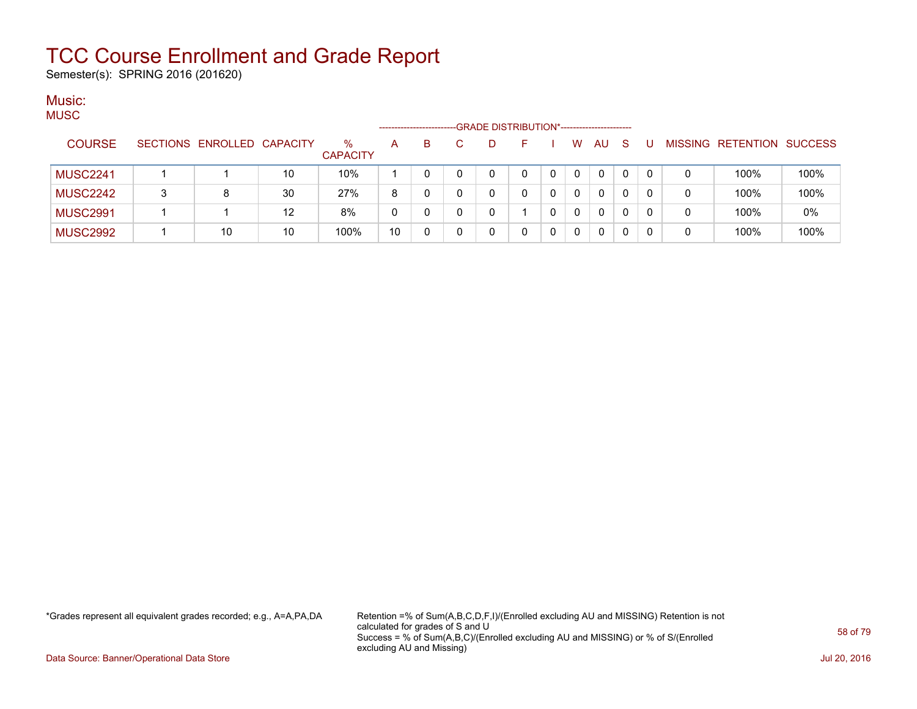# TCC Course Enrollment and Grade Report

Semester(s): SPRING 2016 (201620)

## Music:

MUSC

| COURSE | SECTIONS | ENROLLED | CAPACITY | % CAPACITY | A | B | C | D | F | I | W | AU | S | U | MISSING | RETENTION | SUCCESS |
|---|---|---|---|---|---|---|---|---|---|---|---|---|---|---|---|---|---|
| | | | | | GRADE DISTRIBUTION* | | | | | | | | | | | | |
| MUSC2241 | 1 | 1 | 10 | 10% | 1 | 0 | 0 | 0 | 0 | 0 | 0 | 0 | 0 | 0 | 0 | 100% | 100% |
| MUSC2242 | 3 | 8 | 30 | 27% | 8 | 0 | 0 | 0 | 0 | 0 | 0 | 0 | 0 | 0 | 0 | 100% | 100% |
| MUSC2991 | 1 | 1 | 12 | 8% | 0 | 0 | 0 | 0 | 1 | 0 | 0 | 0 | 0 | 0 | 0 | 100% | 0% |
| MUSC2992 | 1 | 10 | 10 | 100% | 10 | 0 | 0 | 0 | 0 | 0 | 0 | 0 | 0 | 0 | 0 | 100% | 100% |

*Grades represent all equivalent grades recorded; e.g., A=A,PA,DA

Retention =% of Sum(A,B,C,D,F,I)/(Enrolled excluding AU and MISSING) Retention is not calculated for grades of S and U

Success = % of Sum(A,B,C)/(Enrolled excluding AU and MISSING) or % of S/(Enrolled excluding AU and Missing)

Data Source: Banner/Operational Data Store

Jul 20, 2016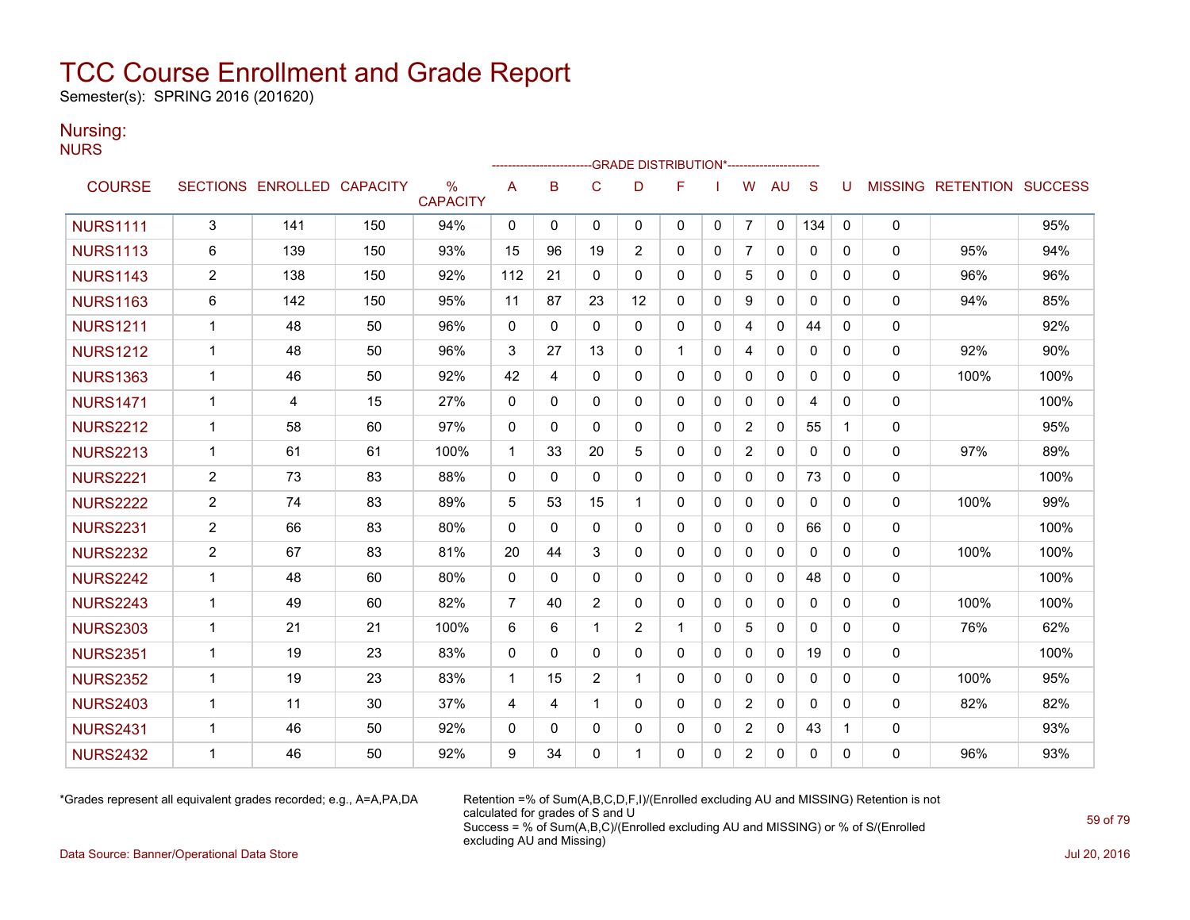# TCC Course Enrollment and Grade Report

Semester(s): SPRING 2016 (201620)

## Nursing:

NURS

| COURSE | SECTIONS | ENROLLED | CAPACITY | % CAPACITY | A | B | C | D | F | I | W | AU | S | U | MISSING | RETENTION | SUCCESS |
|---|---|---|---|---|---|---|---|---|---|---|---|---|---|---|---|---|---|
| | | | | | GRADE DISTRIBUTION* | | | | | | | | | | | | |
| NURS1111 | 3 | 141 | 150 | 94% | 0 | 0 | 0 | 0 | 0 | 0 | 7 | 0 | 134 | 0 | 0 | | 95% |
| NURS1113 | 6 | 139 | 150 | 93% | 15 | 96 | 19 | 2 | 0 | 0 | 7 | 0 | 0 | 0 | 0 | 95% | 94% |
| NURS1143 | 2 | 138 | 150 | 92% | 112 | 21 | 0 | 0 | 0 | 0 | 5 | 0 | 0 | 0 | 0 | 96% | 96% |
| NURS1163 | 6 | 142 | 150 | 95% | 11 | 87 | 23 | 12 | 0 | 0 | 9 | 0 | 0 | 0 | 0 | 94% | 85% |
| NURS1211 | 1 | 48 | 50 | 96% | 0 | 0 | 0 | 0 | 0 | 0 | 4 | 0 | 44 | 0 | 0 | | 92% |
| NURS1212 | 1 | 48 | 50 | 96% | 3 | 27 | 13 | 0 | 1 | 0 | 4 | 0 | 0 | 0 | 0 | 92% | 90% |
| NURS1363 | 1 | 46 | 50 | 92% | 42 | 4 | 0 | 0 | 0 | 0 | 0 | 0 | 0 | 0 | 0 | 100% | 100% |
| NURS1471 | 1 | 4 | 15 | 27% | 0 | 0 | 0 | 0 | 0 | 0 | 0 | 0 | 4 | 0 | 0 | | 100% |
| NURS2212 | 1 | 58 | 60 | 97% | 0 | 0 | 0 | 0 | 0 | 0 | 2 | 0 | 55 | 1 | 0 | | 95% |
| NURS2213 | 1 | 61 | 61 | 100% | 1 | 33 | 20 | 5 | 0 | 0 | 2 | 0 | 0 | 0 | 0 | 97% | 89% |
| NURS2221 | 2 | 73 | 83 | 88% | 0 | 0 | 0 | 0 | 0 | 0 | 0 | 0 | 73 | 0 | 0 | | 100% |
| NURS2222 | 2 | 74 | 83 | 89% | 5 | 53 | 15 | 1 | 0 | 0 | 0 | 0 | 0 | 0 | 0 | 100% | 99% |
| NURS2231 | 2 | 66 | 83 | 80% | 0 | 0 | 0 | 0 | 0 | 0 | 0 | 0 | 66 | 0 | 0 | | 100% |
| NURS2232 | 2 | 67 | 83 | 81% | 20 | 44 | 3 | 0 | 0 | 0 | 0 | 0 | 0 | 0 | 0 | 100% | 100% |
| NURS2242 | 1 | 48 | 60 | 80% | 0 | 0 | 0 | 0 | 0 | 0 | 0 | 0 | 48 | 0 | 0 | | 100% |
| NURS2243 | 1 | 49 | 60 | 82% | 7 | 40 | 2 | 0 | 0 | 0 | 0 | 0 | 0 | 0 | 0 | 100% | 100% |
| NURS2303 | 1 | 21 | 21 | 100% | 6 | 6 | 1 | 2 | 1 | 0 | 5 | 0 | 0 | 0 | 0 | 76% | 62% |
| NURS2351 | 1 | 19 | 23 | 83% | 0 | 0 | 0 | 0 | 0 | 0 | 0 | 0 | 19 | 0 | 0 | | 100% |
| NURS2352 | 1 | 19 | 23 | 83% | 1 | 15 | 2 | 1 | 0 | 0 | 0 | 0 | 0 | 0 | 0 | 100% | 95% |
| NURS2403 | 1 | 11 | 30 | 37% | 4 | 4 | 1 | 0 | 0 | 0 | 2 | 0 | 0 | 0 | 0 | 82% | 82% |
| NURS2431 | 1 | 46 | 50 | 92% | 0 | 0 | 0 | 0 | 0 | 0 | 2 | 0 | 43 | 1 | 0 | | 93% |
| NURS2432 | 1 | 46 | 50 | 92% | 9 | 34 | 0 | 1 | 0 | 0 | 2 | 0 | 0 | 0 | 0 | 96% | 93% |

*Grades represent all equivalent grades recorded; e.g., A=A,PA,DA

Retention =% of Sum(A,B,C,D,F,I)/(Enrolled excluding AU and MISSING) Retention is not calculated for grades of S and U
Success = % of Sum(A,B,C)/(Enrolled excluding AU and MISSING) or % of S/(Enrolled excluding AU and Missing)

Data Source: Banner/Operational Data Store

Jul 20, 2016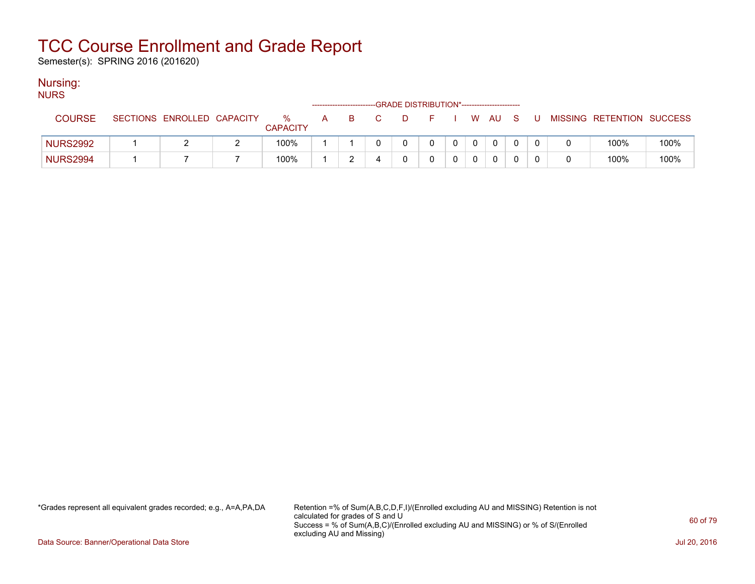# TCC Course Enrollment and Grade Report

Semester(s): SPRING 2016 (201620)

## Nursing:

NURS

| COURSE | SECTIONS | ENROLLED | CAPACITY | % CAPACITY | A | B | C | D | F | I | W | AU | S | U | MISSING | RETENTION | SUCCESS |
|---|---|---|---|---|---|---|---|---|---|---|---|---|---|---|---|---|---|
| | | | | | GRADE DISTRIBUTION* | | | | | | | | | | | | |
| NURS2992 | 1 | 2 | 2 | 100% | 1 | 1 | 0 | 0 | 0 | 0 | 0 | 0 | 0 | 0 | 0 | 100% | 100% |
| NURS2994 | 1 | 7 | 7 | 100% | 1 | 2 | 4 | 0 | 0 | 0 | 0 | 0 | 0 | 0 | 0 | 100% | 100% |

*Grades represent all equivalent grades recorded; e.g., A=A,PA,DA

Retention =% of Sum(A,B,C,D,F,I)/(Enrolled excluding AU and MISSING) Retention is not calculated for grades of S and U
Success = % of Sum(A,B,C)/(Enrolled excluding AU and MISSING) or % of S/(Enrolled excluding AU and Missing)

Data Source: Banner/Operational Data Store

Jul 20, 2016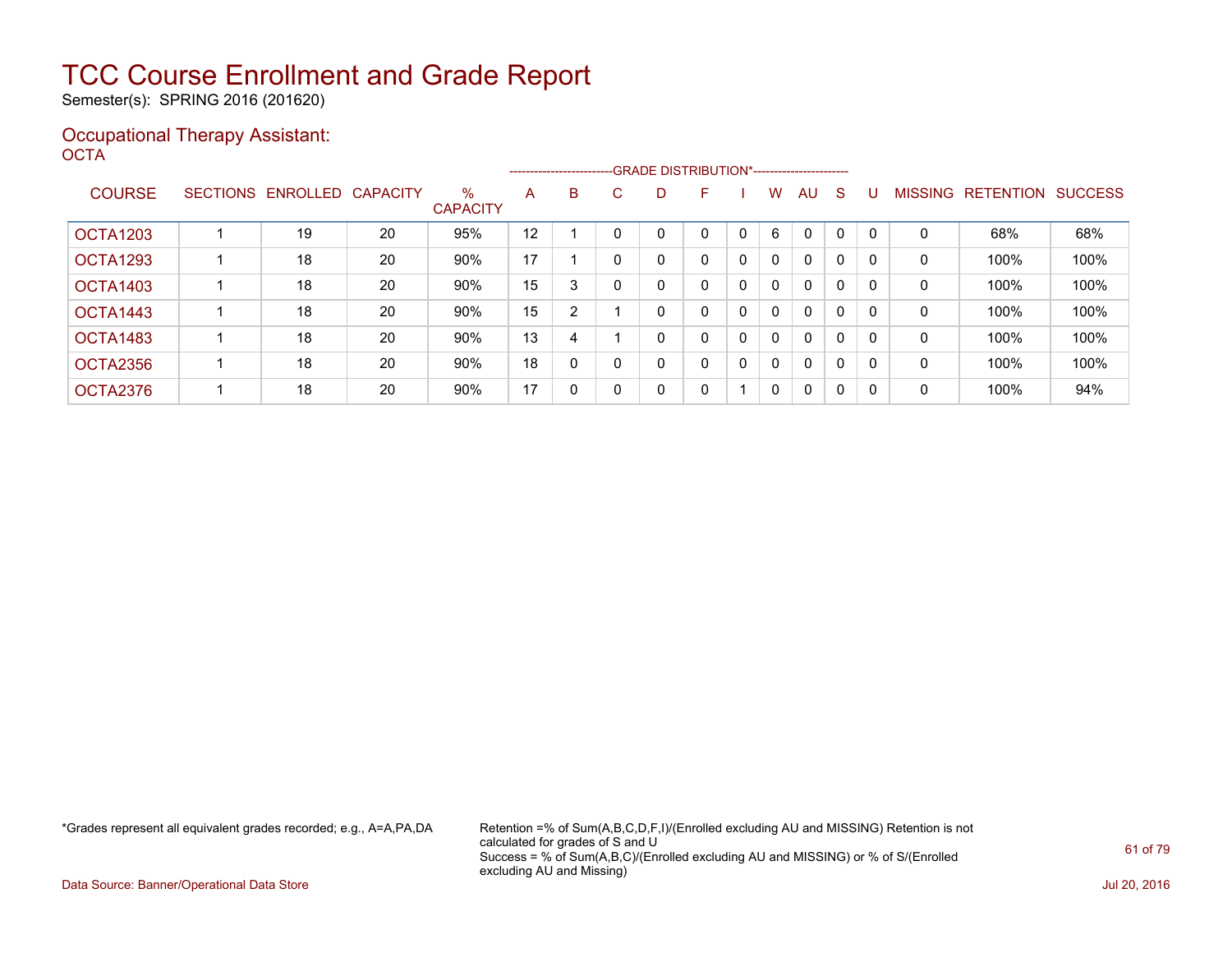# TCC Course Enrollment and Grade Report

Semester(s): SPRING 2016 (201620)

## Occupational Therapy Assistant:

OCTA

| COURSE | SECTIONS | ENROLLED | CAPACITY | % CAPACITY | A | B | C | D | F | I | W | AU | S | U | MISSING | RETENTION | SUCCESS |
|---|---|---|---|---|---|---|---|---|---|---|---|---|---|---|---|---|---|
| | | | | | GRADE DISTRIBUTION* | | | | | | | | | | | | |
| OCTA1203 | 1 | 19 | 20 | 95% | 12 | 1 | 0 | 0 | 0 | 0 | 6 | 0 | 0 | 0 | 0 | 68% | 68% |
| OCTA1293 | 1 | 18 | 20 | 90% | 17 | 1 | 0 | 0 | 0 | 0 | 0 | 0 | 0 | 0 | 0 | 100% | 100% |
| OCTA1403 | 1 | 18 | 20 | 90% | 15 | 3 | 0 | 0 | 0 | 0 | 0 | 0 | 0 | 0 | 0 | 100% | 100% |
| OCTA1443 | 1 | 18 | 20 | 90% | 15 | 2 | 1 | 0 | 0 | 0 | 0 | 0 | 0 | 0 | 0 | 100% | 100% |
| OCTA1483 | 1 | 18 | 20 | 90% | 13 | 4 | 1 | 0 | 0 | 0 | 0 | 0 | 0 | 0 | 0 | 100% | 100% |
| OCTA2356 | 1 | 18 | 20 | 90% | 18 | 0 | 0 | 0 | 0 | 0 | 0 | 0 | 0 | 0 | 0 | 100% | 100% |
| OCTA2376 | 1 | 18 | 20 | 90% | 17 | 0 | 0 | 0 | 0 | 1 | 0 | 0 | 0 | 0 | 0 | 100% | 94% |

*Grades represent all equivalent grades recorded; e.g., A=A,PA,DA

Retention =% of Sum(A,B,C,D,F,I)/(Enrolled excluding AU and MISSING) Retention is not calculated for grades of S and U
Success = % of Sum(A,B,C)/(Enrolled excluding AU and MISSING) or % of S/(Enrolled excluding AU and Missing)

Data Source: Banner/Operational Data Store

Jul 20, 2016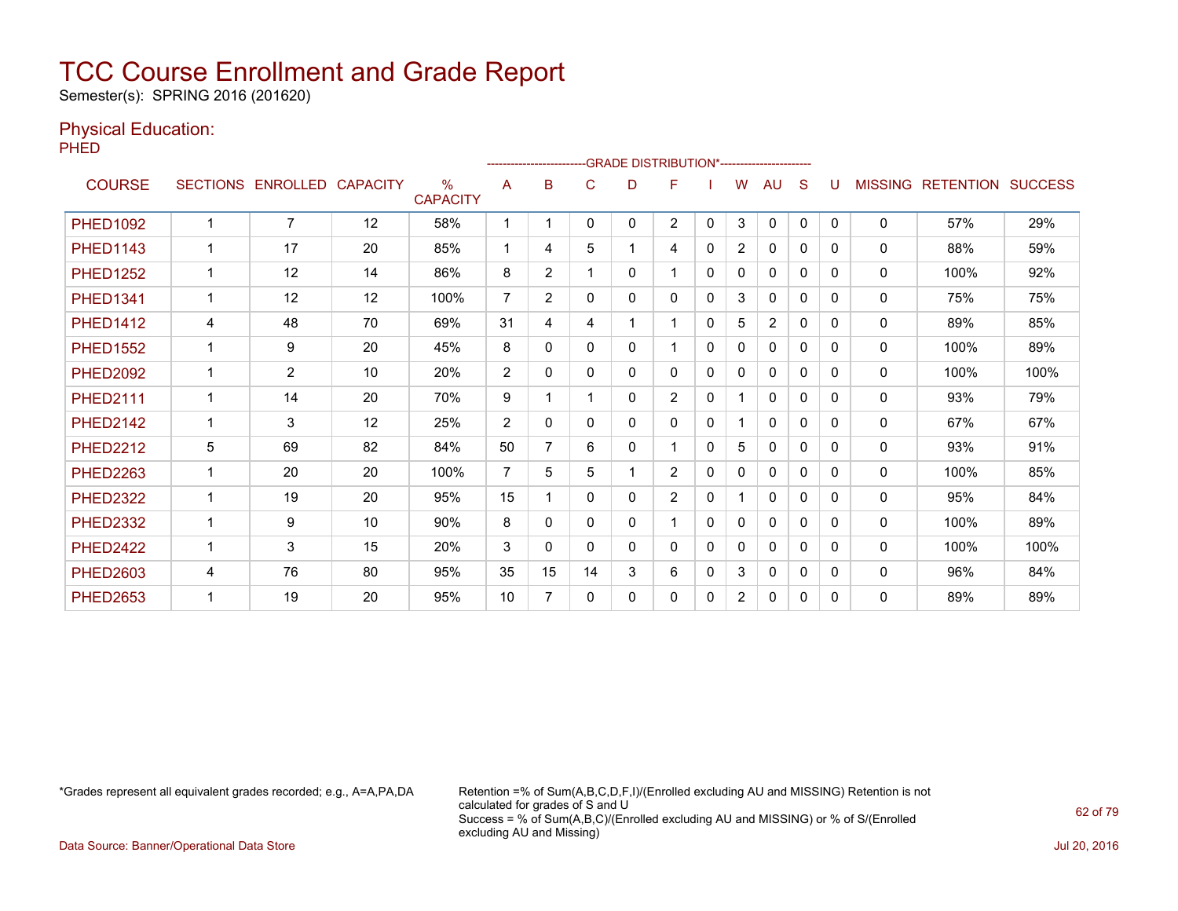# TCC Course Enrollment and Grade Report

Semester(s): SPRING 2016 (201620)

## Physical Education:

PHED

| COURSE | SECTIONS | ENROLLED | CAPACITY | % CAPACITY | A | B | C | D | F | I | W | AU | S | U | MISSING | RETENTION | SUCCESS |
|---|---|---|---|---|---|---|---|---|---|---|---|---|---|---|---|---|---|
| | | | | | GRADE DISTRIBUTION* | | | | | | | | | | | | |
| PHED1092 | 1 | 7 | 12 | 58% | 1 | 1 | 0 | 0 | 2 | 0 | 3 | 0 | 0 | 0 | 0 | 57% | 29% |
| PHED1143 | 1 | 17 | 20 | 85% | 1 | 4 | 5 | 1 | 4 | 0 | 2 | 0 | 0 | 0 | 0 | 88% | 59% |
| PHED1252 | 1 | 12 | 14 | 86% | 8 | 2 | 1 | 0 | 1 | 0 | 0 | 0 | 0 | 0 | 0 | 100% | 92% |
| PHED1341 | 1 | 12 | 12 | 100% | 7 | 2 | 0 | 0 | 0 | 0 | 3 | 0 | 0 | 0 | 0 | 75% | 75% |
| PHED1412 | 4 | 48 | 70 | 69% | 31 | 4 | 4 | 1 | 1 | 0 | 5 | 2 | 0 | 0 | 0 | 89% | 85% |
| PHED1552 | 1 | 9 | 20 | 45% | 8 | 0 | 0 | 0 | 1 | 0 | 0 | 0 | 0 | 0 | 0 | 100% | 89% |
| PHED2092 | 1 | 2 | 10 | 20% | 2 | 0 | 0 | 0 | 0 | 0 | 0 | 0 | 0 | 0 | 0 | 100% | 100% |
| PHED2111 | 1 | 14 | 20 | 70% | 9 | 1 | 1 | 0 | 2 | 0 | 1 | 0 | 0 | 0 | 0 | 93% | 79% |
| PHED2142 | 1 | 3 | 12 | 25% | 2 | 0 | 0 | 0 | 0 | 0 | 1 | 0 | 0 | 0 | 0 | 67% | 67% |
| PHED2212 | 5 | 69 | 82 | 84% | 50 | 7 | 6 | 0 | 1 | 0 | 5 | 0 | 0 | 0 | 0 | 93% | 91% |
| PHED2263 | 1 | 20 | 20 | 100% | 7 | 5 | 5 | 1 | 2 | 0 | 0 | 0 | 0 | 0 | 0 | 100% | 85% |
| PHED2322 | 1 | 19 | 20 | 95% | 15 | 1 | 0 | 0 | 2 | 0 | 1 | 0 | 0 | 0 | 0 | 95% | 84% |
| PHED2332 | 1 | 9 | 10 | 90% | 8 | 0 | 0 | 0 | 1 | 0 | 0 | 0 | 0 | 0 | 0 | 100% | 89% |
| PHED2422 | 1 | 3 | 15 | 20% | 3 | 0 | 0 | 0 | 0 | 0 | 0 | 0 | 0 | 0 | 0 | 100% | 100% |
| PHED2603 | 4 | 76 | 80 | 95% | 35 | 15 | 14 | 3 | 6 | 0 | 3 | 0 | 0 | 0 | 0 | 96% | 84% |
| PHED2653 | 1 | 19 | 20 | 95% | 10 | 7 | 0 | 0 | 0 | 0 | 2 | 0 | 0 | 0 | 0 | 89% | 89% |

*Grades represent all equivalent grades recorded; e.g., A=A,PA,DA

Retention =% of Sum(A,B,C,D,F,I)/(Enrolled excluding AU and MISSING) Retention is not calculated for grades of S and U
Success = % of Sum(A,B,C)/(Enrolled excluding AU and MISSING) or % of S/(Enrolled excluding AU and Missing)

Data Source: Banner/Operational Data Store

Jul 20, 2016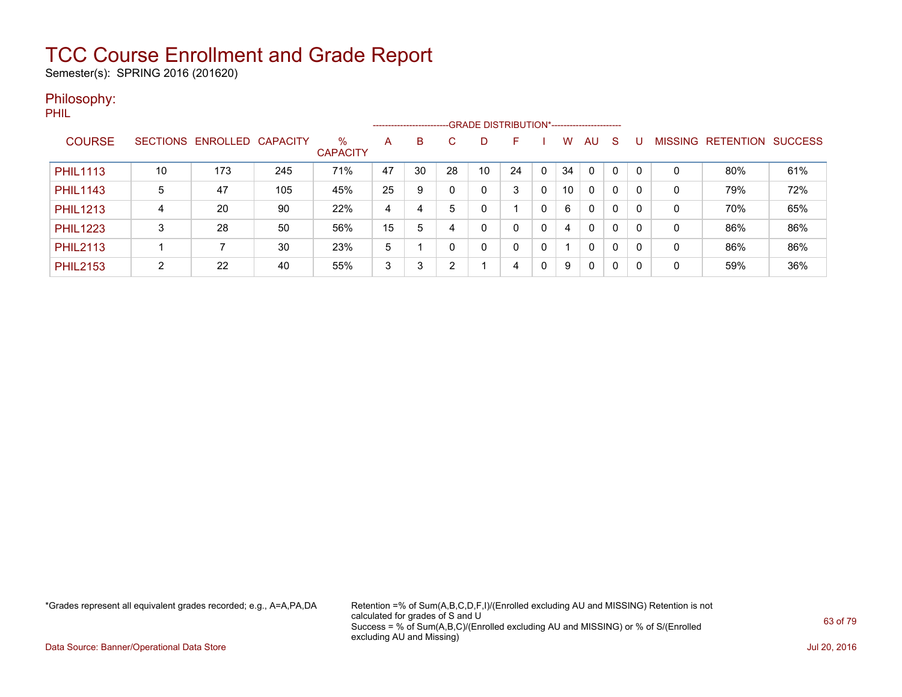# TCC Course Enrollment and Grade Report

Semester(s): SPRING 2016 (201620)

## Philosophy:

PHIL

| COURSE | SECTIONS | ENROLLED | CAPACITY | % CAPACITY | GRADE DISTRIBUTION* A | B | C | D | F | I | W | AU | S | U | MISSING | RETENTION | SUCCESS |
|---|---|---|---|---|---|---|---|---|---|---|---|---|---|---|---|---|---|
| PHIL1113 | 10 | 173 | 245 | 71% | 47 | 30 | 28 | 10 | 24 | 0 | 34 | 0 | 0 | 0 | 0 | 80% | 61% |
| PHIL1143 | 5 | 47 | 105 | 45% | 25 | 9 | 0 | 0 | 3 | 0 | 10 | 0 | 0 | 0 | 0 | 79% | 72% |
| PHIL1213 | 4 | 20 | 90 | 22% | 4 | 4 | 5 | 0 | 1 | 0 | 6 | 0 | 0 | 0 | 0 | 70% | 65% |
| PHIL1223 | 3 | 28 | 50 | 56% | 15 | 5 | 4 | 0 | 0 | 0 | 4 | 0 | 0 | 0 | 0 | 86% | 86% |
| PHIL2113 | 1 | 7 | 30 | 23% | 5 | 1 | 0 | 0 | 0 | 0 | 1 | 0 | 0 | 0 | 0 | 86% | 86% |
| PHIL2153 | 2 | 22 | 40 | 55% | 3 | 3 | 2 | 1 | 4 | 0 | 9 | 0 | 0 | 0 | 0 | 59% | 36% |

*Grades represent all equivalent grades recorded; e.g., A=A,PA,DA

Retention =% of Sum(A,B,C,D,F,I)/(Enrolled excluding AU and MISSING) Retention is not calculated for grades of S and U
Success = % of Sum(A,B,C)/(Enrolled excluding AU and MISSING) or % of S/(Enrolled excluding AU and Missing)

Data Source: Banner/Operational Data Store

Jul 20, 2016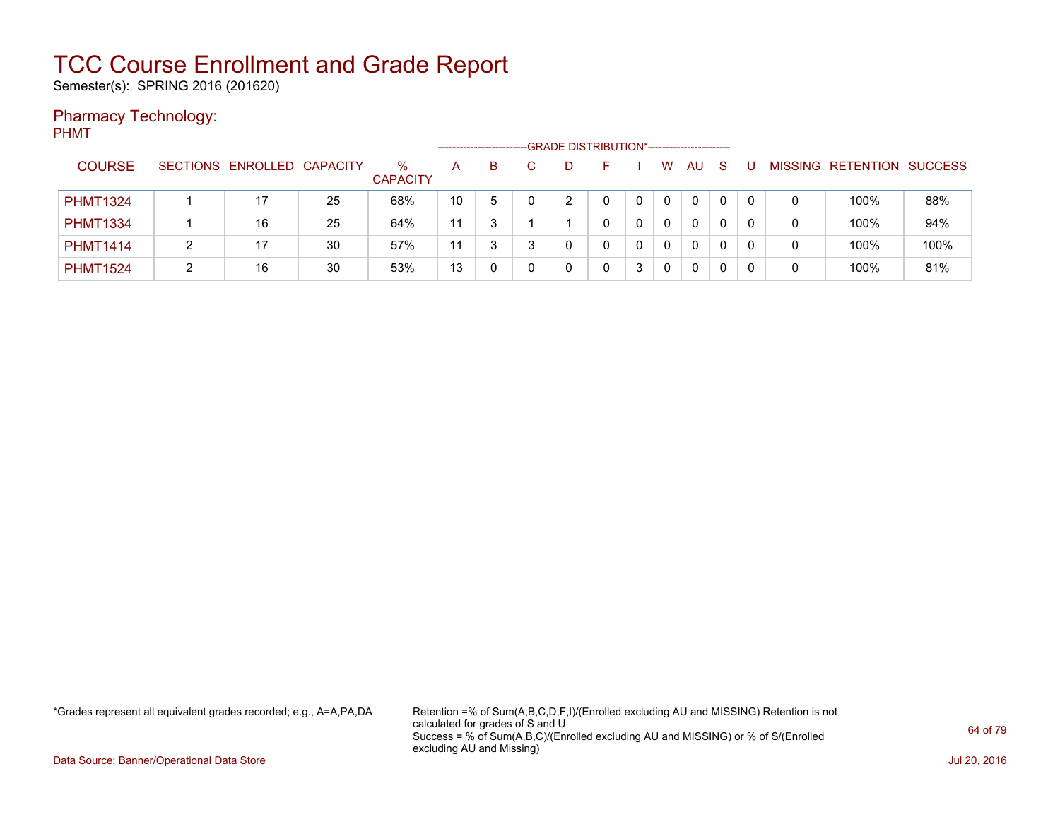# TCC Course Enrollment and Grade Report

Semester(s): SPRING 2016 (201620)

## Pharmacy Technology:

PHMT

| COURSE | SECTIONS | ENROLLED | CAPACITY | % CAPACITY | A | B | C | D | F | I | W | AU | S | U | MISSING | RETENTION | SUCCESS |
|---|---|---|---|---|---|---|---|---|---|---|---|---|---|---|---|---|---|
| | | | | | GRADE DISTRIBUTION* | | | | | | | | | | | | |
| PHMT1324 | 1 | 17 | 25 | 68% | 10 | 5 | 0 | 2 | 0 | 0 | 0 | 0 | 0 | 0 | 0 | 100% | 88% |
| PHMT1334 | 1 | 16 | 25 | 64% | 11 | 3 | 1 | 1 | 0 | 0 | 0 | 0 | 0 | 0 | 0 | 100% | 94% |
| PHMT1414 | 2 | 17 | 30 | 57% | 11 | 3 | 3 | 0 | 0 | 0 | 0 | 0 | 0 | 0 | 0 | 100% | 100% |
| PHMT1524 | 2 | 16 | 30 | 53% | 13 | 0 | 0 | 0 | 0 | 3 | 0 | 0 | 0 | 0 | 0 | 100% | 81% |

*Grades represent all equivalent grades recorded; e.g., A=A,PA,DA

Retention =% of Sum(A,B,C,D,F,I)/(Enrolled excluding AU and MISSING) Retention is not calculated for grades of S and U
Success = % of Sum(A,B,C)/(Enrolled excluding AU and MISSING) or % of S/(Enrolled excluding AU and Missing)

Data Source: Banner/Operational Data Store

Jul 20, 2016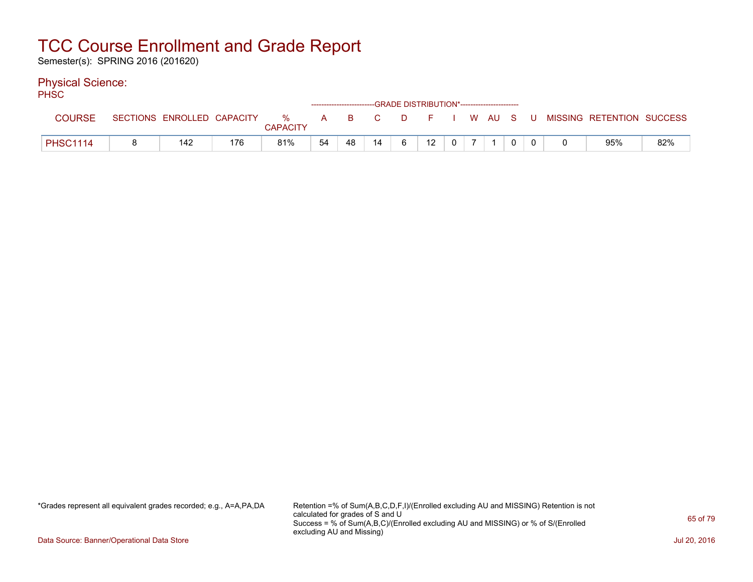# TCC Course Enrollment and Grade Report

Semester(s): SPRING 2016 (201620)

## Physical Science:

PHSC

| COURSE | SECTIONS | ENROLLED | CAPACITY | % CAPACITY | A | B | C | D | F | I | W | AU | S | U | MISSING | RETENTION | SUCCESS |
|---|---|---|---|---|---|---|---|---|---|---|---|---|---|---|---|---|---|
| | | | | | GRADE DISTRIBUTION* | | | | | | | | | | | | |
| PHSC1114 | 8 | 142 | 176 | 81% | 54 | 48 | 14 | 6 | 12 | 0 | 7 | 1 | 0 | 0 | 0 | 95% | 82% |

*Grades represent all equivalent grades recorded; e.g., A=A,PA,DA

Retention =% of Sum(A,B,C,D,F,I)/(Enrolled excluding AU and MISSING) Retention is not calculated for grades of S and U
Success = % of Sum(A,B,C)/(Enrolled excluding AU and MISSING) or % of S/(Enrolled excluding AU and Missing)

Data Source: Banner/Operational Data Store

Jul 20, 2016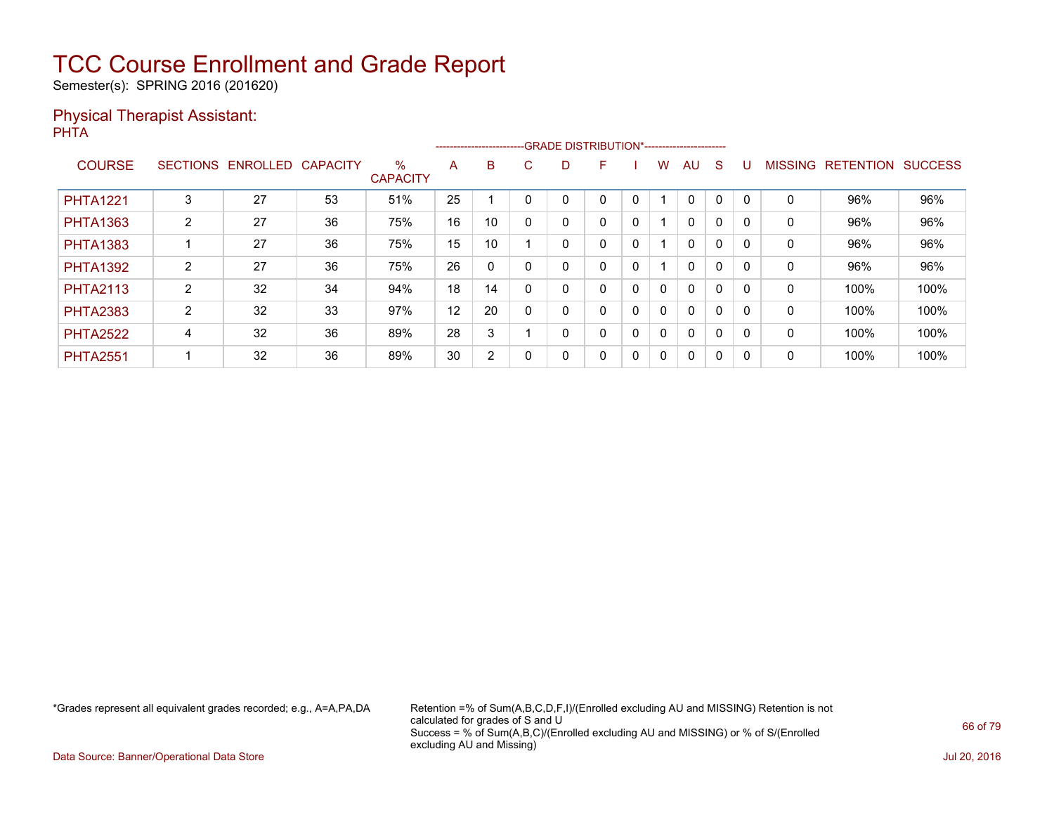# TCC Course Enrollment and Grade Report

Semester(s): SPRING 2016 (201620)

## Physical Therapist Assistant:

PHTA

| COURSE | SECTIONS | ENROLLED | CAPACITY | % CAPACITY | A | B | C | D | F | I | W | AU | S | U | MISSING | RETENTION | SUCCESS |
|---|---|---|---|---|---|---|---|---|---|---|---|---|---|---|---|---|---|
| | | | | | GRADE DISTRIBUTION* | | | | | | | | | | | | |
| PHTA1221 | 3 | 27 | 53 | 51% | 25 | 1 | 0 | 0 | 0 | 0 | 1 | 0 | 0 | 0 | 0 | 96% | 96% |
| PHTA1363 | 2 | 27 | 36 | 75% | 16 | 10 | 0 | 0 | 0 | 0 | 1 | 0 | 0 | 0 | 0 | 96% | 96% |
| PHTA1383 | 1 | 27 | 36 | 75% | 15 | 10 | 1 | 0 | 0 | 0 | 1 | 0 | 0 | 0 | 0 | 96% | 96% |
| PHTA1392 | 2 | 27 | 36 | 75% | 26 | 0 | 0 | 0 | 0 | 0 | 1 | 0 | 0 | 0 | 0 | 96% | 96% |
| PHTA2113 | 2 | 32 | 34 | 94% | 18 | 14 | 0 | 0 | 0 | 0 | 0 | 0 | 0 | 0 | 0 | 100% | 100% |
| PHTA2383 | 2 | 32 | 33 | 97% | 12 | 20 | 0 | 0 | 0 | 0 | 0 | 0 | 0 | 0 | 0 | 100% | 100% |
| PHTA2522 | 4 | 32 | 36 | 89% | 28 | 3 | 1 | 0 | 0 | 0 | 0 | 0 | 0 | 0 | 0 | 100% | 100% |
| PHTA2551 | 1 | 32 | 36 | 89% | 30 | 2 | 0 | 0 | 0 | 0 | 0 | 0 | 0 | 0 | 0 | 100% | 100% |

*Grades represent all equivalent grades recorded; e.g., A=A,PA,DA

Retention =% of Sum(A,B,C,D,F,I)/(Enrolled excluding AU and MISSING) Retention is not calculated for grades of S and U
Success = % of Sum(A,B,C)/(Enrolled excluding AU and MISSING) or % of S/(Enrolled excluding AU and Missing)

Data Source: Banner/Operational Data Store

Jul 20, 2016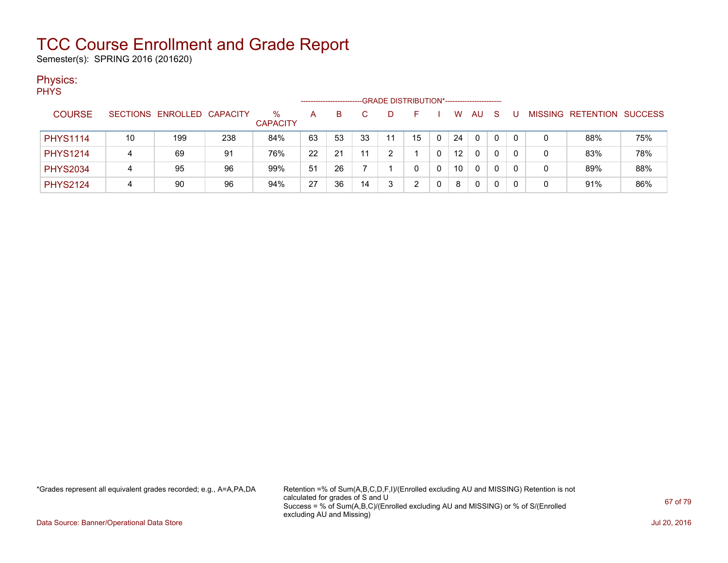# TCC Course Enrollment and Grade Report

Semester(s): SPRING 2016 (201620)

## Physics:

PHYS

| COURSE | SECTIONS | ENROLLED | CAPACITY | % CAPACITY | A | B | C | D | F | I | W | AU | S | U | MISSING | RETENTION | SUCCESS |
|---|---|---|---|---|---|---|---|---|---|---|---|---|---|---|---|---|---|
| | | | | | GRADE DISTRIBUTION* | | | | | | | | | | | | |
| PHYS1114 | 10 | 199 | 238 | 84% | 63 | 53 | 33 | 11 | 15 | 0 | 24 | 0 | 0 | 0 | 0 | 88% | 75% |
| PHYS1214 | 4 | 69 | 91 | 76% | 22 | 21 | 11 | 2 | 1 | 0 | 12 | 0 | 0 | 0 | 0 | 83% | 78% |
| PHYS2034 | 4 | 95 | 96 | 99% | 51 | 26 | 7 | 1 | 0 | 0 | 10 | 0 | 0 | 0 | 0 | 89% | 88% |
| PHYS2124 | 4 | 90 | 96 | 94% | 27 | 36 | 14 | 3 | 2 | 0 | 8 | 0 | 0 | 0 | 0 | 91% | 86% |

*Grades represent all equivalent grades recorded; e.g., A=A,PA,DA

Retention =% of Sum(A,B,C,D,F,I)/(Enrolled excluding AU and MISSING) Retention is not calculated for grades of S and U

Success = % of Sum(A,B,C)/(Enrolled excluding AU and MISSING) or % of S/(Enrolled excluding AU and Missing)

Data Source: Banner/Operational Data Store

Jul 20, 2016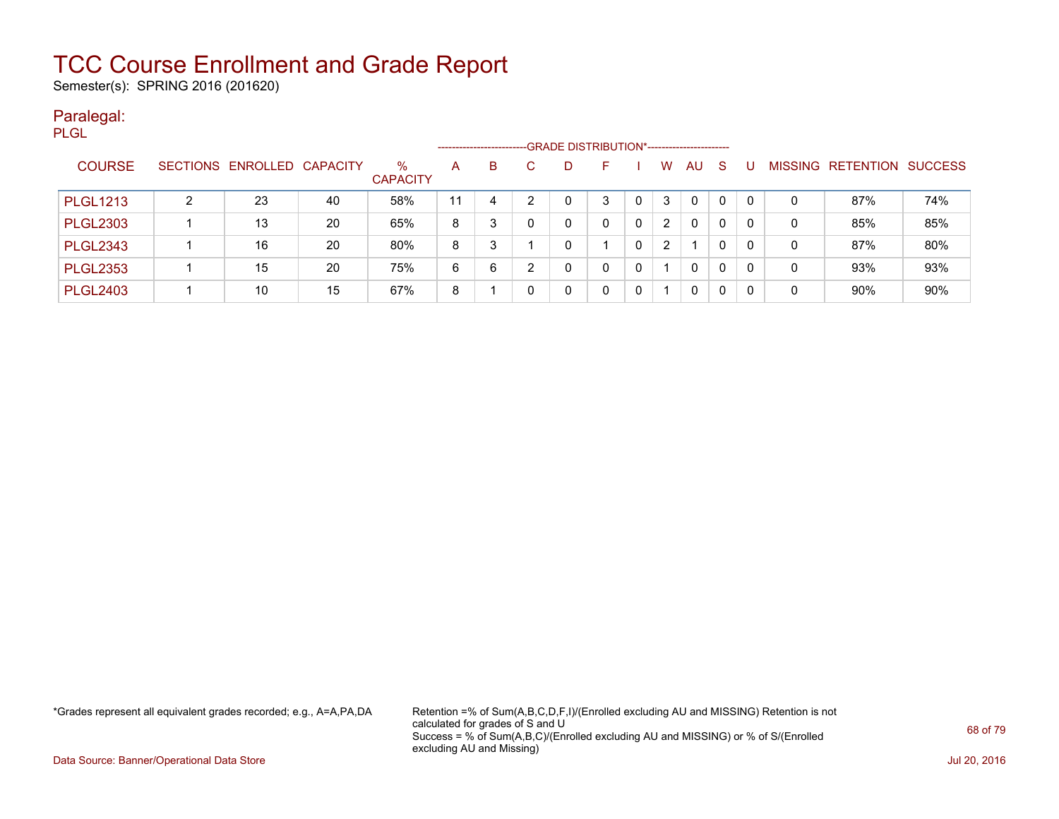# TCC Course Enrollment and Grade Report

Semester(s): SPRING 2016 (201620)

## Paralegal:

PLGL

| COURSE | SECTIONS | ENROLLED | CAPACITY | % CAPACITY | A | B | C | D | F | I | W | AU | S | U | MISSING | RETENTION | SUCCESS |
|---|---|---|---|---|---|---|---|---|---|---|---|---|---|---|---|---|---|
| | | | | | GRADE DISTRIBUTION* | | | | | | | | | | | | |
| PLGL1213 | 2 | 23 | 40 | 58% | 11 | 4 | 2 | 0 | 3 | 0 | 3 | 0 | 0 | 0 | 0 | 87% | 74% |
| PLGL2303 | 1 | 13 | 20 | 65% | 8 | 3 | 0 | 0 | 0 | 0 | 2 | 0 | 0 | 0 | 0 | 85% | 85% |
| PLGL2343 | 1 | 16 | 20 | 80% | 8 | 3 | 1 | 0 | 1 | 0 | 2 | 1 | 0 | 0 | 0 | 87% | 80% |
| PLGL2353 | 1 | 15 | 20 | 75% | 6 | 6 | 2 | 0 | 0 | 0 | 1 | 0 | 0 | 0 | 0 | 93% | 93% |
| PLGL2403 | 1 | 10 | 15 | 67% | 8 | 1 | 0 | 0 | 0 | 0 | 1 | 0 | 0 | 0 | 0 | 90% | 90% |

*Grades represent all equivalent grades recorded; e.g., A=A,PA,DA

Retention =% of Sum(A,B,C,D,F,I)/(Enrolled excluding AU and MISSING) Retention is not calculated for grades of S and U
Success = % of Sum(A,B,C)/(Enrolled excluding AU and MISSING) or % of S/(Enrolled excluding AU and Missing)

Data Source: Banner/Operational Data Store

Jul 20, 2016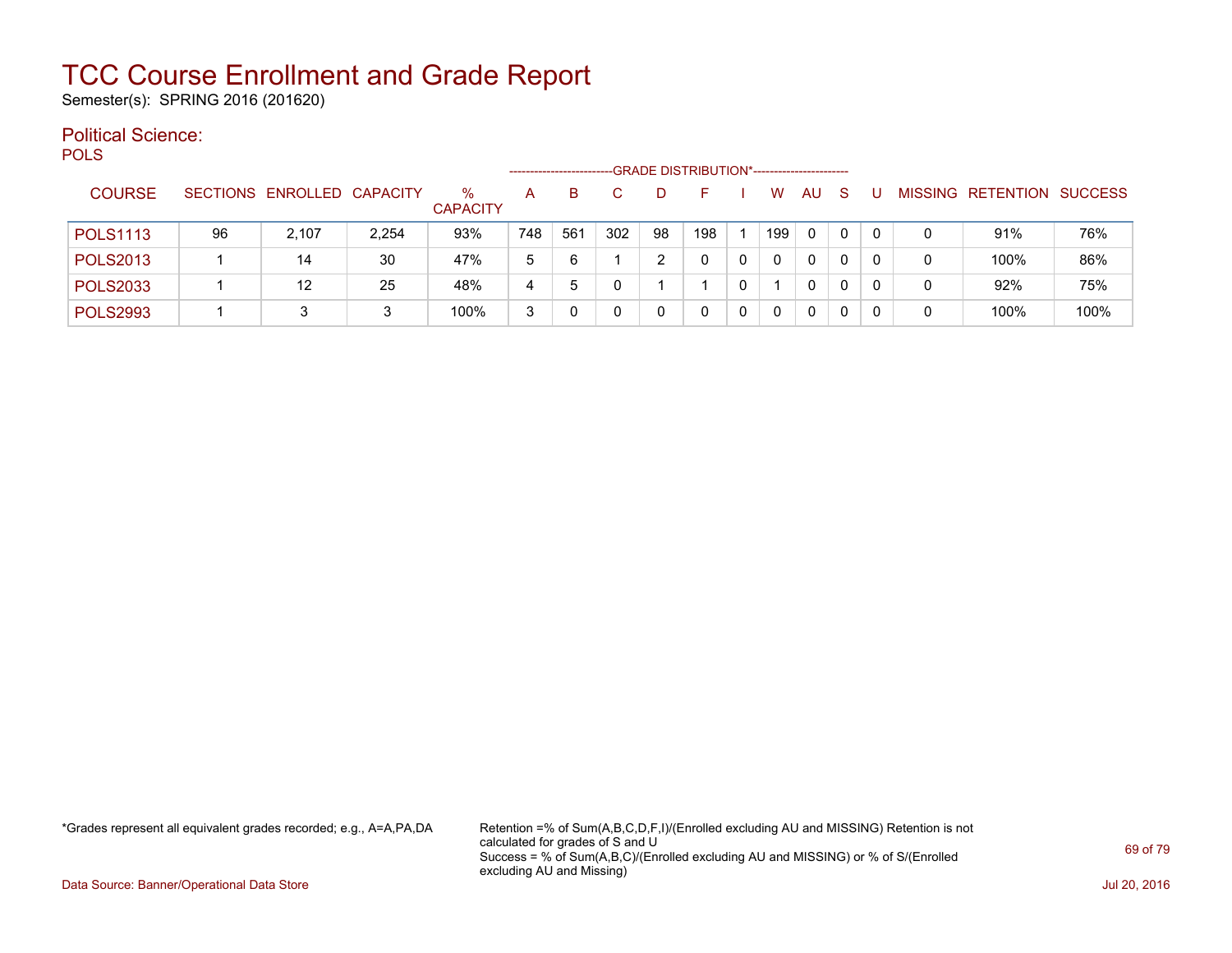# TCC Course Enrollment and Grade Report

Semester(s): SPRING 2016 (201620)

## Political Science:

POLS

| COURSE | SECTIONS | ENROLLED | CAPACITY | % CAPACITY | A | B | C | D | F | I | W | AU | S | U | MISSING | RETENTION | SUCCESS |
|---|---|---|---|---|---|---|---|---|---|---|---|---|---|---|---|---|---|
| | | | | | GRADE DISTRIBUTION* | | | | | | | | | | | | |
| POLS1113 | 96 | 2,107 | 2,254 | 93% | 748 | 561 | 302 | 98 | 198 | 1 | 199 | 0 | 0 | 0 | 0 | 91% | 76% |
| POLS2013 | 1 | 14 | 30 | 47% | 5 | 6 | 1 | 2 | 0 | 0 | 0 | 0 | 0 | 0 | 0 | 100% | 86% |
| POLS2033 | 1 | 12 | 25 | 48% | 4 | 5 | 0 | 1 | 1 | 0 | 1 | 0 | 0 | 0 | 0 | 92% | 75% |
| POLS2993 | 1 | 3 | 3 | 100% | 3 | 0 | 0 | 0 | 0 | 0 | 0 | 0 | 0 | 0 | 0 | 100% | 100% |

*Grades represent all equivalent grades recorded; e.g., A=A,PA,DA

Retention =% of Sum(A,B,C,D,F,I)/(Enrolled excluding AU and MISSING) Retention is not calculated for grades of S and U
Success = % of Sum(A,B,C)/(Enrolled excluding AU and MISSING) or % of S/(Enrolled excluding AU and Missing)

Data Source: Banner/Operational Data Store

Jul 20, 2016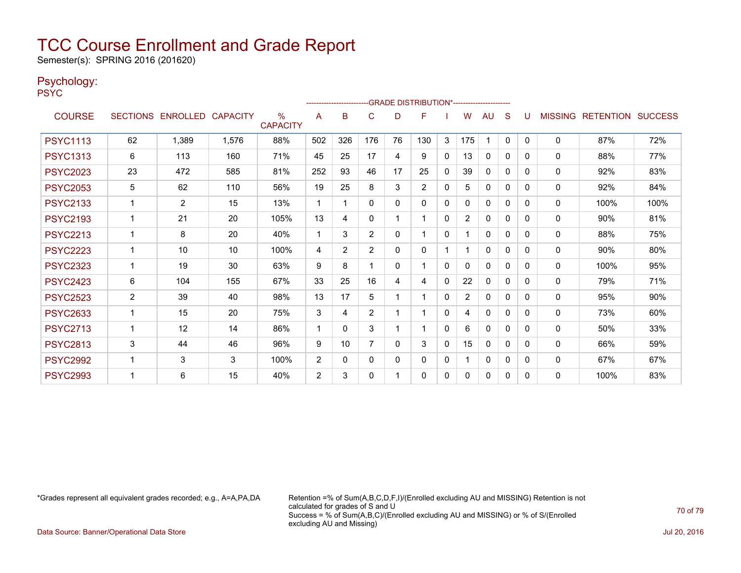# TCC Course Enrollment and Grade Report

Semester(s): SPRING 2016 (201620)

## Psychology:

PSYC

| COURSE | SECTIONS | ENROLLED | CAPACITY | % CAPACITY | A | B | C | D | F | I | W | AU | S | U | MISSING | RETENTION | SUCCESS |
|---|---|---|---|---|---|---|---|---|---|---|---|---|---|---|---|---|---|
| | | | | | GRADE DISTRIBUTION* | | | | | | | | | | | | |
| PSYC1113 | 62 | 1,389 | 1,576 | 88% | 502 | 326 | 176 | 76 | 130 | 3 | 175 | 1 | 0 | 0 | 0 | 87% | 72% |
| PSYC1313 | 6 | 113 | 160 | 71% | 45 | 25 | 17 | 4 | 9 | 0 | 13 | 0 | 0 | 0 | 0 | 88% | 77% |
| PSYC2023 | 23 | 472 | 585 | 81% | 252 | 93 | 46 | 17 | 25 | 0 | 39 | 0 | 0 | 0 | 0 | 92% | 83% |
| PSYC2053 | 5 | 62 | 110 | 56% | 19 | 25 | 8 | 3 | 2 | 0 | 5 | 0 | 0 | 0 | 0 | 92% | 84% |
| PSYC2133 | 1 | 2 | 15 | 13% | 1 | 1 | 0 | 0 | 0 | 0 | 0 | 0 | 0 | 0 | 0 | 100% | 100% |
| PSYC2193 | 1 | 21 | 20 | 105% | 13 | 4 | 0 | 1 | 1 | 0 | 2 | 0 | 0 | 0 | 0 | 90% | 81% |
| PSYC2213 | 1 | 8 | 20 | 40% | 1 | 3 | 2 | 0 | 1 | 0 | 1 | 0 | 0 | 0 | 0 | 88% | 75% |
| PSYC2223 | 1 | 10 | 10 | 100% | 4 | 2 | 2 | 0 | 0 | 1 | 1 | 0 | 0 | 0 | 0 | 90% | 80% |
| PSYC2323 | 1 | 19 | 30 | 63% | 9 | 8 | 1 | 0 | 1 | 0 | 0 | 0 | 0 | 0 | 0 | 100% | 95% |
| PSYC2423 | 6 | 104 | 155 | 67% | 33 | 25 | 16 | 4 | 4 | 0 | 22 | 0 | 0 | 0 | 0 | 79% | 71% |
| PSYC2523 | 2 | 39 | 40 | 98% | 13 | 17 | 5 | 1 | 1 | 0 | 2 | 0 | 0 | 0 | 0 | 95% | 90% |
| PSYC2633 | 1 | 15 | 20 | 75% | 3 | 4 | 2 | 1 | 1 | 0 | 4 | 0 | 0 | 0 | 0 | 73% | 60% |
| PSYC2713 | 1 | 12 | 14 | 86% | 1 | 0 | 3 | 1 | 1 | 0 | 6 | 0 | 0 | 0 | 0 | 50% | 33% |
| PSYC2813 | 3 | 44 | 46 | 96% | 9 | 10 | 7 | 0 | 3 | 0 | 15 | 0 | 0 | 0 | 0 | 66% | 59% |
| PSYC2992 | 1 | 3 | 3 | 100% | 2 | 0 | 0 | 0 | 0 | 0 | 1 | 0 | 0 | 0 | 0 | 67% | 67% |
| PSYC2993 | 1 | 6 | 15 | 40% | 2 | 3 | 0 | 1 | 0 | 0 | 0 | 0 | 0 | 0 | 0 | 100% | 83% |

*Grades represent all equivalent grades recorded; e.g., A=A,PA,DA

Retention =% of Sum(A,B,C,D,F,I)/(Enrolled excluding AU and MISSING) Retention is not calculated for grades of S and U
Success = % of Sum(A,B,C)/(Enrolled excluding AU and MISSING) or % of S/(Enrolled excluding AU and Missing)

Data Source: Banner/Operational Data Store

Jul 20, 2016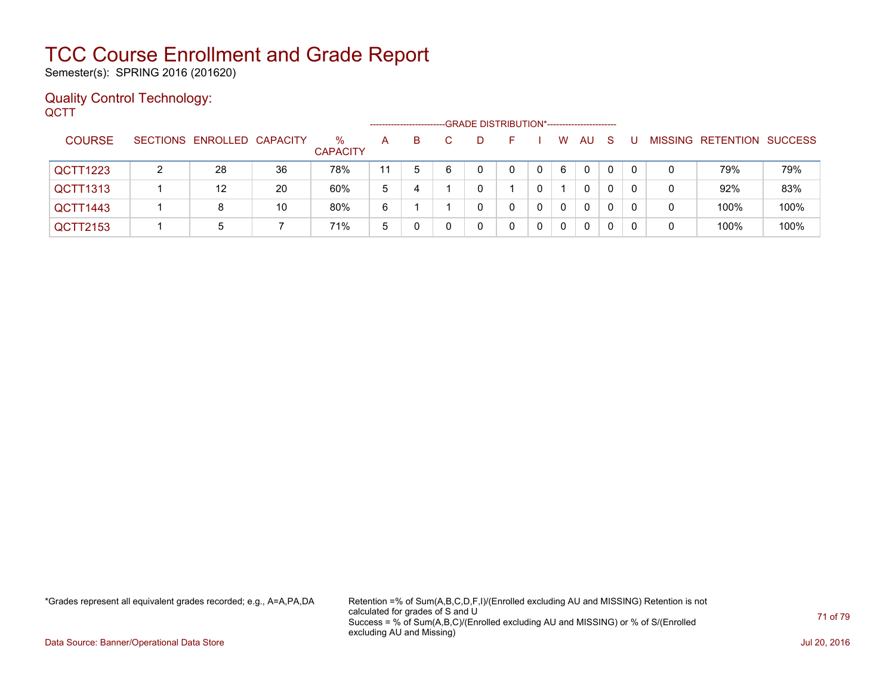# TCC Course Enrollment and Grade Report

Semester(s): SPRING 2016 (201620)

## Quality Control Technology:

QCTT

| COURSE | SECTIONS | ENROLLED | CAPACITY | % CAPACITY | A | B | C | D | F | I | W | AU | S | U | MISSING | RETENTION | SUCCESS |
|---|---|---|---|---|---|---|---|---|---|---|---|---|---|---|---|---|---|
| | | | | | GRADE DISTRIBUTION* | | | | | | | | | | | | |
| QCTT1223 | 2 | 28 | 36 | 78% | 11 | 5 | 6 | 0 | 0 | 0 | 6 | 0 | 0 | 0 | 0 | 79% | 79% |
| QCTT1313 | 1 | 12 | 20 | 60% | 5 | 4 | 1 | 0 | 1 | 0 | 1 | 0 | 0 | 0 | 0 | 92% | 83% |
| QCTT1443 | 1 | 8 | 10 | 80% | 6 | 1 | 1 | 0 | 0 | 0 | 0 | 0 | 0 | 0 | 0 | 100% | 100% |
| QCTT2153 | 1 | 5 | 7 | 71% | 5 | 0 | 0 | 0 | 0 | 0 | 0 | 0 | 0 | 0 | 0 | 100% | 100% |

*Grades represent all equivalent grades recorded; e.g., A=A,PA,DA

Retention =% of Sum(A,B,C,D,F,I)/(Enrolled excluding AU and MISSING) Retention is not calculated for grades of S and U
Success = % of Sum(A,B,C)/(Enrolled excluding AU and MISSING) or % of S/(Enrolled excluding AU and Missing)

Data Source: Banner/Operational Data Store

Jul 20, 2016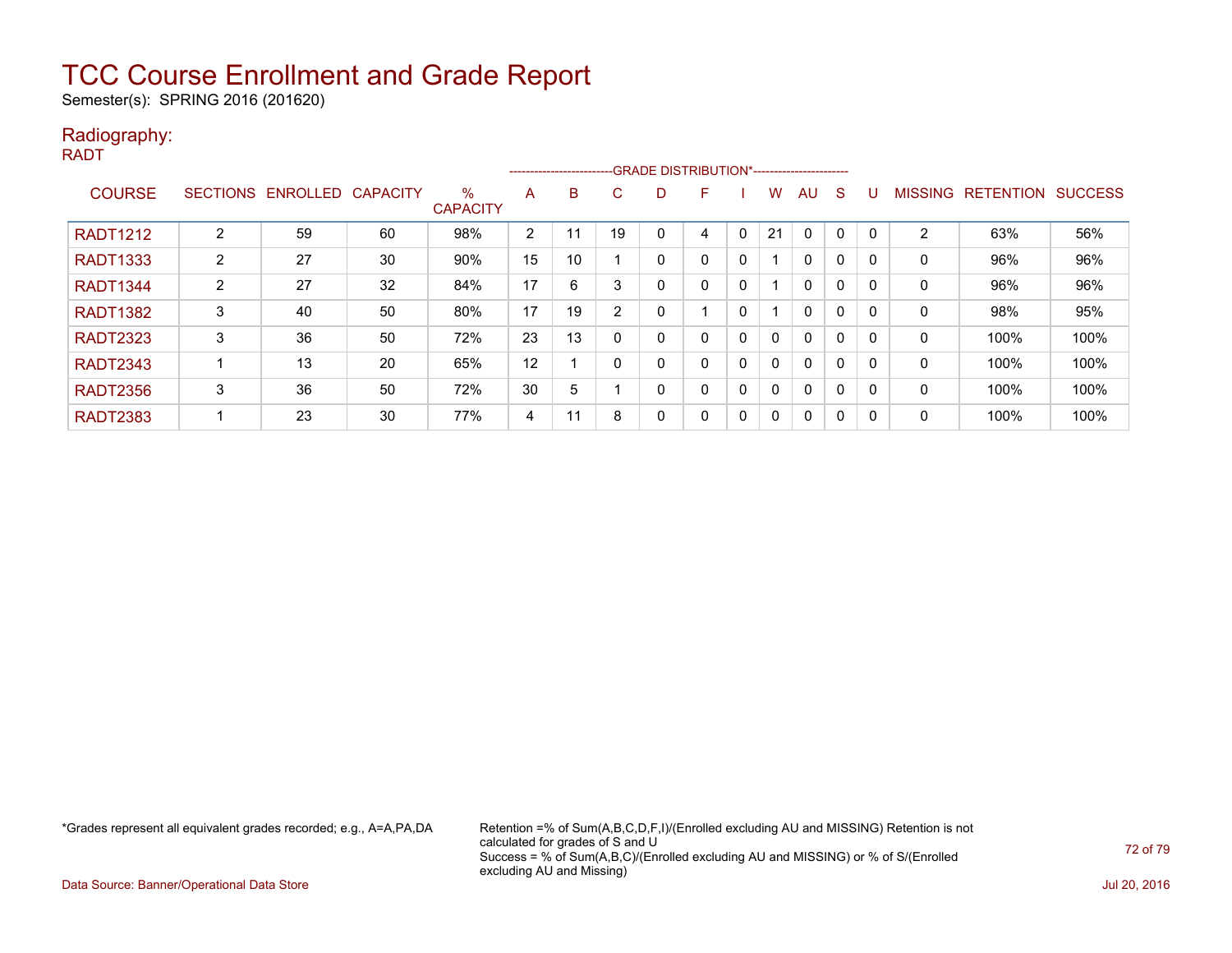# TCC Course Enrollment and Grade Report

Semester(s): SPRING 2016 (201620)

## Radiography:

RADT

| COURSE | SECTIONS | ENROLLED | CAPACITY | % CAPACITY | A | B | C | D | F | I | W | AU | S | U | MISSING | RETENTION | SUCCESS |
|---|---|---|---|---|---|---|---|---|---|---|---|---|---|---|---|---|---|
| | | | | | GRADE DISTRIBUTION* | | | | | | | | | | | | |
| RADT1212 | 2 | 59 | 60 | 98% | 2 | 11 | 19 | 0 | 4 | 0 | 21 | 0 | 0 | 0 | 2 | 63% | 56% |
| RADT1333 | 2 | 27 | 30 | 90% | 15 | 10 | 1 | 0 | 0 | 0 | 1 | 0 | 0 | 0 | 0 | 96% | 96% |
| RADT1344 | 2 | 27 | 32 | 84% | 17 | 6 | 3 | 0 | 0 | 0 | 1 | 0 | 0 | 0 | 0 | 96% | 96% |
| RADT1382 | 3 | 40 | 50 | 80% | 17 | 19 | 2 | 0 | 1 | 0 | 1 | 0 | 0 | 0 | 0 | 98% | 95% |
| RADT2323 | 3 | 36 | 50 | 72% | 23 | 13 | 0 | 0 | 0 | 0 | 0 | 0 | 0 | 0 | 0 | 100% | 100% |
| RADT2343 | 1 | 13 | 20 | 65% | 12 | 1 | 0 | 0 | 0 | 0 | 0 | 0 | 0 | 0 | 0 | 100% | 100% |
| RADT2356 | 3 | 36 | 50 | 72% | 30 | 5 | 1 | 0 | 0 | 0 | 0 | 0 | 0 | 0 | 0 | 100% | 100% |
| RADT2383 | 1 | 23 | 30 | 77% | 4 | 11 | 8 | 0 | 0 | 0 | 0 | 0 | 0 | 0 | 0 | 100% | 100% |

*Grades represent all equivalent grades recorded; e.g., A=A,PA,DA

Retention =% of Sum(A,B,C,D,F,I)/(Enrolled excluding AU and MISSING) Retention is not calculated for grades of S and U
Success = % of Sum(A,B,C)/(Enrolled excluding AU and MISSING) or % of S/(Enrolled excluding AU and Missing)

Data Source: Banner/Operational Data Store

Jul 20, 2016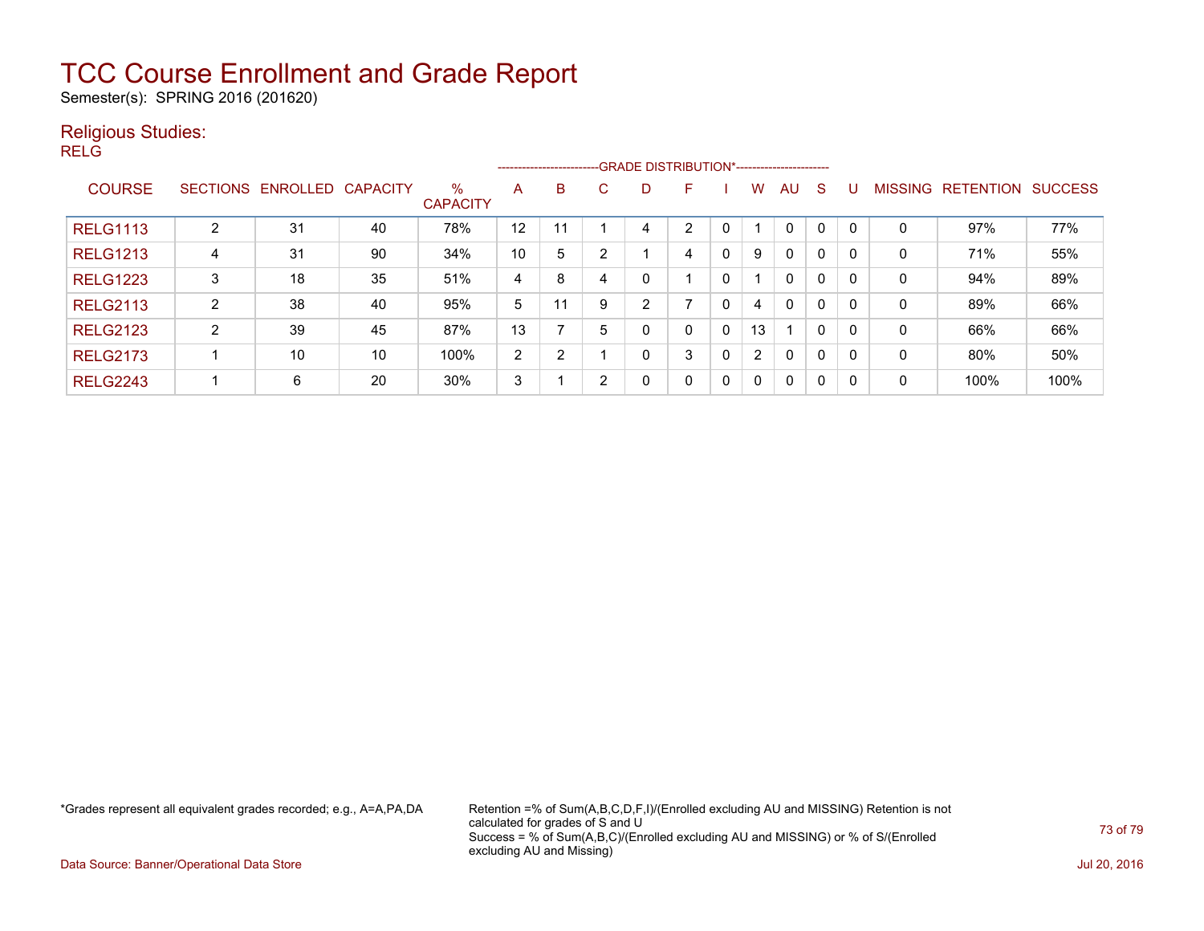# TCC Course Enrollment and Grade Report

Semester(s): SPRING 2016 (201620)

## Religious Studies:

RELG

| COURSE | SECTIONS | ENROLLED | CAPACITY | % CAPACITY | A | B | C | D | F | I | W | AU | S | U | MISSING | RETENTION | SUCCESS |
|---|---|---|---|---|---|---|---|---|---|---|---|---|---|---|---|---|---|
| | | | | | GRADE DISTRIBUTION* | | | | | | | | | | | | |
| RELG1113 | 2 | 31 | 40 | 78% | 12 | 11 | 1 | 4 | 2 | 0 | 1 | 0 | 0 | 0 | 0 | 97% | 77% |
| RELG1213 | 4 | 31 | 90 | 34% | 10 | 5 | 2 | 1 | 4 | 0 | 9 | 0 | 0 | 0 | 0 | 71% | 55% |
| RELG1223 | 3 | 18 | 35 | 51% | 4 | 8 | 4 | 0 | 1 | 0 | 1 | 0 | 0 | 0 | 0 | 94% | 89% |
| RELG2113 | 2 | 38 | 40 | 95% | 5 | 11 | 9 | 2 | 7 | 0 | 4 | 0 | 0 | 0 | 0 | 89% | 66% |
| RELG2123 | 2 | 39 | 45 | 87% | 13 | 7 | 5 | 0 | 0 | 0 | 13 | 1 | 0 | 0 | 0 | 66% | 66% |
| RELG2173 | 1 | 10 | 10 | 100% | 2 | 2 | 1 | 0 | 3 | 0 | 2 | 0 | 0 | 0 | 0 | 80% | 50% |
| RELG2243 | 1 | 6 | 20 | 30% | 3 | 1 | 2 | 0 | 0 | 0 | 0 | 0 | 0 | 0 | 0 | 100% | 100% |

*Grades represent all equivalent grades recorded; e.g., A=A,PA,DA

Retention =% of Sum(A,B,C,D,F,I)/(Enrolled excluding AU and MISSING) Retention is not calculated for grades of S and U
Success = % of Sum(A,B,C)/(Enrolled excluding AU and MISSING) or % of S/(Enrolled excluding AU and Missing)

Data Source: Banner/Operational Data Store

Jul 20, 2016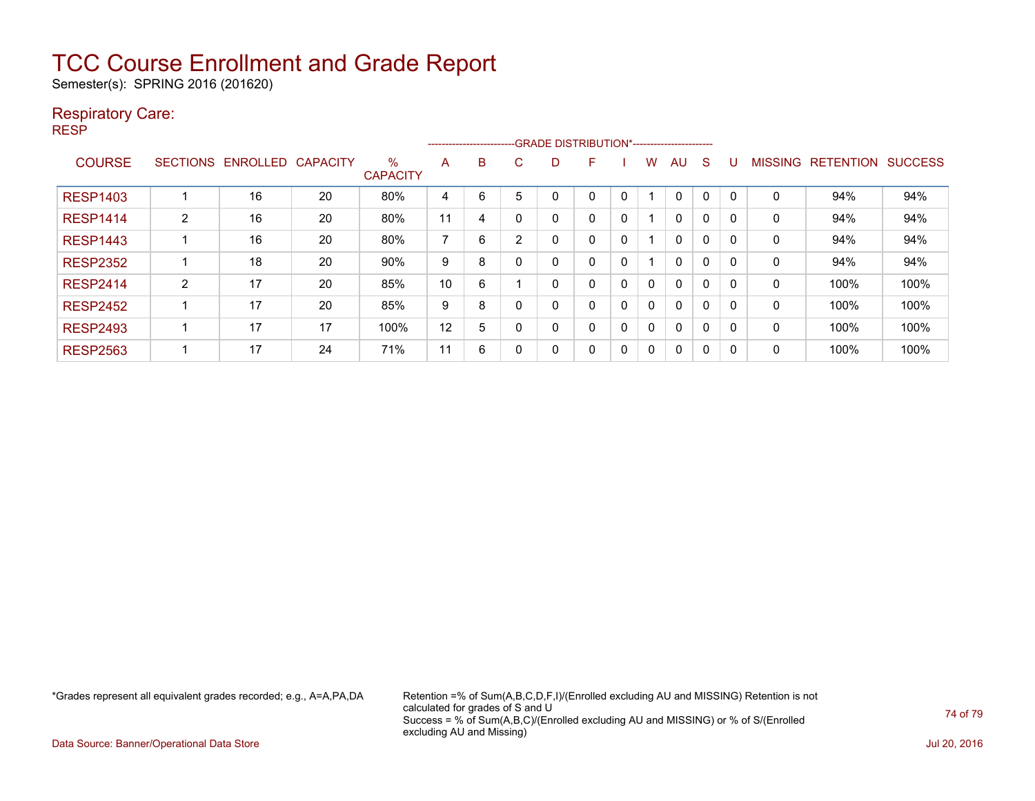# TCC Course Enrollment and Grade Report

Semester(s): SPRING 2016 (201620)

## Respiratory Care:

RESP

| COURSE | SECTIONS | ENROLLED | CAPACITY | % CAPACITY | A | B | C | D | F | I | W | AU | S | U | MISSING | RETENTION | SUCCESS |
|---|---|---|---|---|---|---|---|---|---|---|---|---|---|---|---|---|---|
| | | | | | GRADE DISTRIBUTION* | | | | | | | | | | | | |
| RESP1403 | 1 | 16 | 20 | 80% | 4 | 6 | 5 | 0 | 0 | 0 | 1 | 0 | 0 | 0 | 0 | 94% | 94% |
| RESP1414 | 2 | 16 | 20 | 80% | 11 | 4 | 0 | 0 | 0 | 0 | 1 | 0 | 0 | 0 | 0 | 94% | 94% |
| RESP1443 | 1 | 16 | 20 | 80% | 7 | 6 | 2 | 0 | 0 | 0 | 1 | 0 | 0 | 0 | 0 | 94% | 94% |
| RESP2352 | 1 | 18 | 20 | 90% | 9 | 8 | 0 | 0 | 0 | 0 | 1 | 0 | 0 | 0 | 0 | 94% | 94% |
| RESP2414 | 2 | 17 | 20 | 85% | 10 | 6 | 1 | 0 | 0 | 0 | 0 | 0 | 0 | 0 | 0 | 100% | 100% |
| RESP2452 | 1 | 17 | 20 | 85% | 9 | 8 | 0 | 0 | 0 | 0 | 0 | 0 | 0 | 0 | 0 | 100% | 100% |
| RESP2493 | 1 | 17 | 17 | 100% | 12 | 5 | 0 | 0 | 0 | 0 | 0 | 0 | 0 | 0 | 0 | 100% | 100% |
| RESP2563 | 1 | 17 | 24 | 71% | 11 | 6 | 0 | 0 | 0 | 0 | 0 | 0 | 0 | 0 | 0 | 100% | 100% |

*Grades represent all equivalent grades recorded; e.g., A=A,PA,DA

Retention =% of Sum(A,B,C,D,F,I)/(Enrolled excluding AU and MISSING) Retention is not calculated for grades of S and U
Success = % of Sum(A,B,C)/(Enrolled excluding AU and MISSING) or % of S/(Enrolled excluding AU and Missing)

Data Source: Banner/Operational Data Store

Jul 20, 2016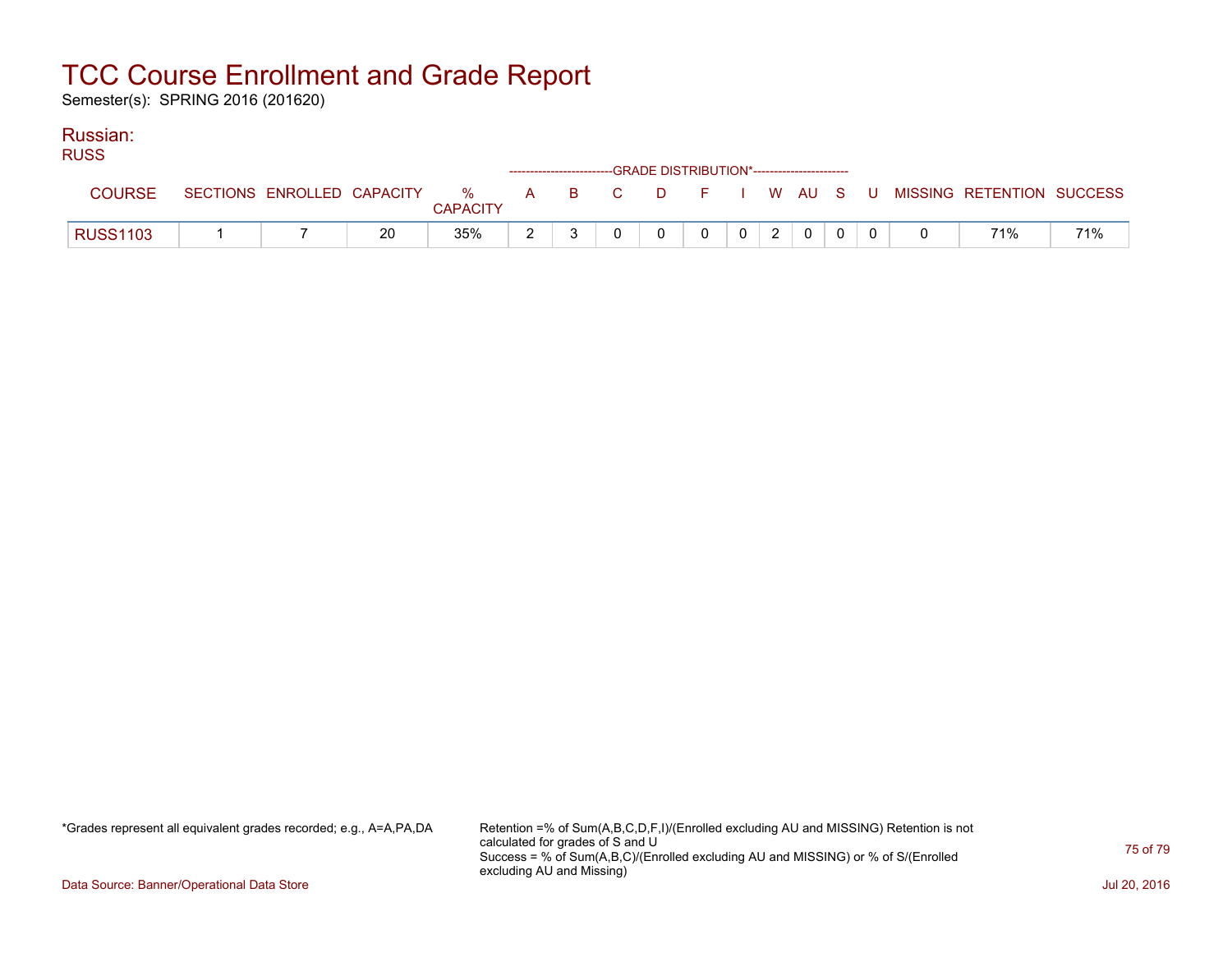# TCC Course Enrollment and Grade Report

Semester(s): SPRING 2016 (201620)

## Russian:

RUSS

| COURSE | SECTIONS | ENROLLED | CAPACITY | % CAPACITY | A | B | C | D | F | I | W | AU | S | U | MISSING | RETENTION | SUCCESS |
|---|---|---|---|---|---|---|---|---|---|---|---|---|---|---|---|---|---|
| | | | | | GRADE DISTRIBUTION* | | | | | | | | | | | | |
| RUSS1103 | 1 | 7 | 20 | 35% | 2 | 3 | 0 | 0 | 0 | 0 | 2 | 0 | 0 | 0 | 0 | 71% | 71% |

*Grades represent all equivalent grades recorded; e.g., A=A,PA,DA

Retention =% of Sum(A,B,C,D,F,I)/(Enrolled excluding AU and MISSING) Retention is not calculated for grades of S and U
Success = % of Sum(A,B,C)/(Enrolled excluding AU and MISSING) or % of S/(Enrolled excluding AU and Missing)

Data Source: Banner/Operational Data Store

Jul 20, 2016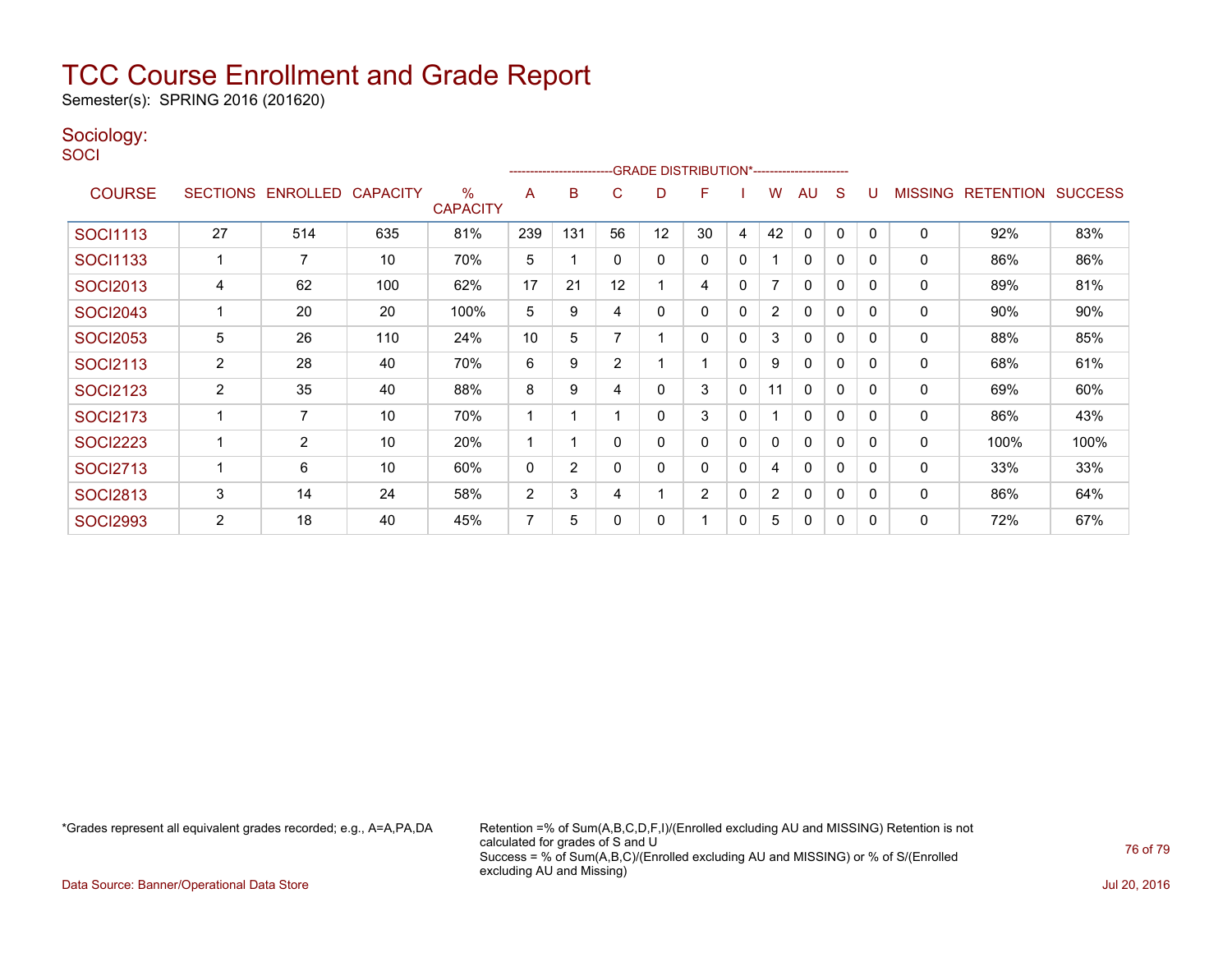# TCC Course Enrollment and Grade Report

Semester(s): SPRING 2016 (201620)

## Sociology:

SOCI

| COURSE | SECTIONS | ENROLLED | CAPACITY | % CAPACITY | A | B | C | D | F | I | W | AU | S | U | MISSING | RETENTION | SUCCESS |
|---|---|---|---|---|---|---|---|---|---|---|---|---|---|---|---|---|---|
| | | | | | GRADE DISTRIBUTION* | | | | | | | | | | | | |
| SOCI1113 | 27 | 514 | 635 | 81% | 239 | 131 | 56 | 12 | 30 | 4 | 42 | 0 | 0 | 0 | 0 | 92% | 83% |
| SOCI1133 | 1 | 7 | 10 | 70% | 5 | 1 | 0 | 0 | 0 | 0 | 1 | 0 | 0 | 0 | 0 | 86% | 86% |
| SOCI2013 | 4 | 62 | 100 | 62% | 17 | 21 | 12 | 1 | 4 | 0 | 7 | 0 | 0 | 0 | 0 | 89% | 81% |
| SOCI2043 | 1 | 20 | 20 | 100% | 5 | 9 | 4 | 0 | 0 | 0 | 2 | 0 | 0 | 0 | 0 | 90% | 90% |
| SOCI2053 | 5 | 26 | 110 | 24% | 10 | 5 | 7 | 1 | 0 | 0 | 3 | 0 | 0 | 0 | 0 | 88% | 85% |
| SOCI2113 | 2 | 28 | 40 | 70% | 6 | 9 | 2 | 1 | 1 | 0 | 9 | 0 | 0 | 0 | 0 | 68% | 61% |
| SOCI2123 | 2 | 35 | 40 | 88% | 8 | 9 | 4 | 0 | 3 | 0 | 11 | 0 | 0 | 0 | 0 | 69% | 60% |
| SOCI2173 | 1 | 7 | 10 | 70% | 1 | 1 | 1 | 0 | 3 | 0 | 1 | 0 | 0 | 0 | 0 | 86% | 43% |
| SOCI2223 | 1 | 2 | 10 | 20% | 1 | 1 | 0 | 0 | 0 | 0 | 0 | 0 | 0 | 0 | 0 | 100% | 100% |
| SOCI2713 | 1 | 6 | 10 | 60% | 0 | 2 | 0 | 0 | 0 | 0 | 4 | 0 | 0 | 0 | 0 | 33% | 33% |
| SOCI2813 | 3 | 14 | 24 | 58% | 2 | 3 | 4 | 1 | 2 | 0 | 2 | 0 | 0 | 0 | 0 | 86% | 64% |
| SOCI2993 | 2 | 18 | 40 | 45% | 7 | 5 | 0 | 0 | 1 | 0 | 5 | 0 | 0 | 0 | 0 | 72% | 67% |

*Grades represent all equivalent grades recorded; e.g., A=A,PA,DA

Retention =% of Sum(A,B,C,D,F,I)/(Enrolled excluding AU and MISSING) Retention is not calculated for grades of S and U
Success = % of Sum(A,B,C)/(Enrolled excluding AU and MISSING) or % of S/(Enrolled excluding AU and Missing)

Data Source: Banner/Operational Data Store

Jul 20, 2016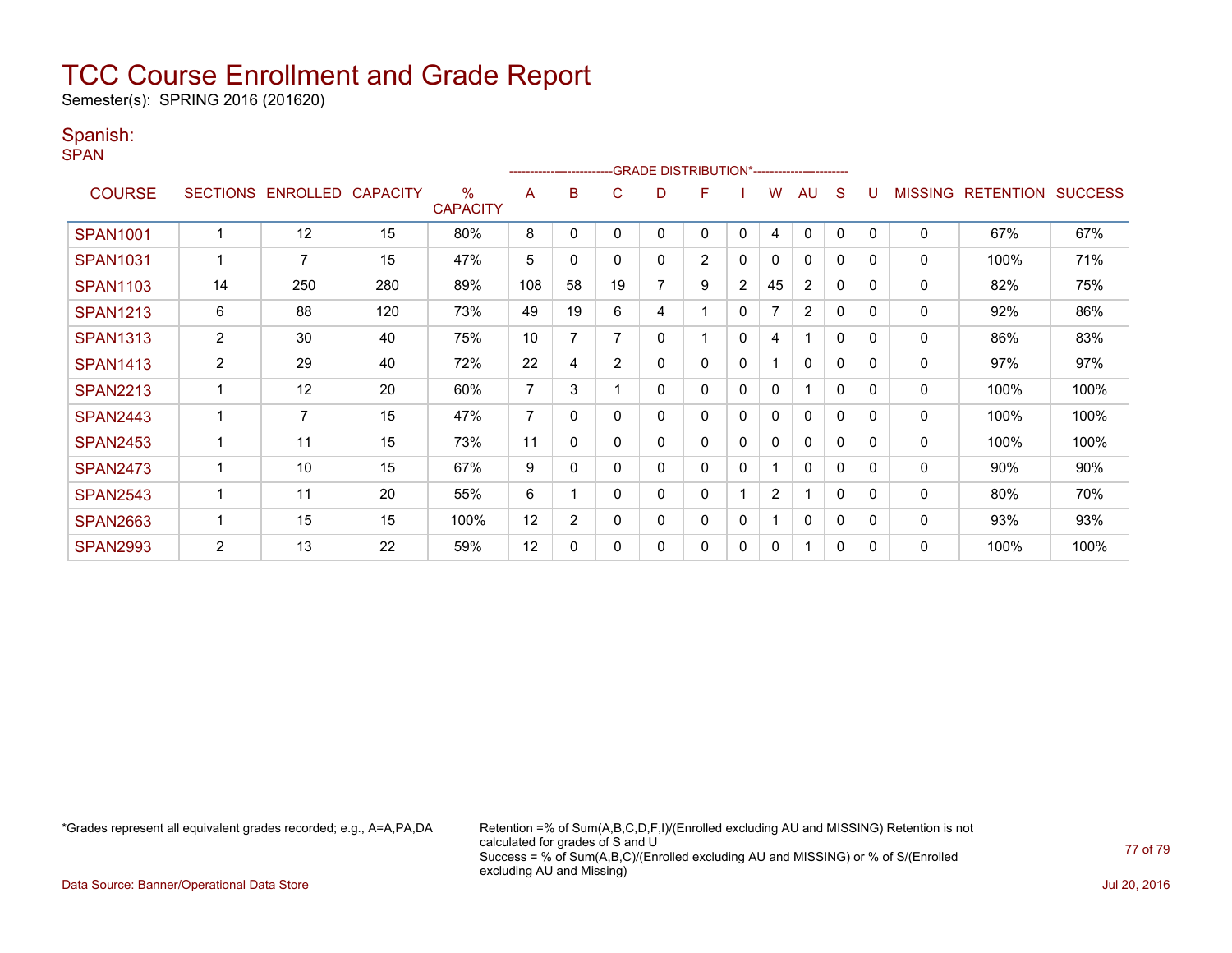# TCC Course Enrollment and Grade Report

Semester(s): SPRING 2016 (201620)

## Spanish:

### SPAN

| COURSE | SECTIONS | ENROLLED | CAPACITY | % CAPACITY | A | B | C | D | F | I | W | AU | S | U | MISSING | RETENTION | SUCCESS |
|---|---|---|---|---|---|---|---|---|---|---|---|---|---|---|---|---|---|
| | | | | | GRADE DISTRIBUTION* | | | | | | | | | | | | |
| SPAN1001 | 1 | 12 | 15 | 80% | 8 | 0 | 0 | 0 | 0 | 0 | 4 | 0 | 0 | 0 | 0 | 67% | 67% |
| SPAN1031 | 1 | 7 | 15 | 47% | 5 | 0 | 0 | 0 | 2 | 0 | 0 | 0 | 0 | 0 | 0 | 100% | 71% |
| SPAN1103 | 14 | 250 | 280 | 89% | 108 | 58 | 19 | 7 | 9 | 2 | 45 | 2 | 0 | 0 | 0 | 82% | 75% |
| SPAN1213 | 6 | 88 | 120 | 73% | 49 | 19 | 6 | 4 | 1 | 0 | 7 | 2 | 0 | 0 | 0 | 92% | 86% |
| SPAN1313 | 2 | 30 | 40 | 75% | 10 | 7 | 7 | 0 | 1 | 0 | 4 | 1 | 0 | 0 | 0 | 86% | 83% |
| SPAN1413 | 2 | 29 | 40 | 72% | 22 | 4 | 2 | 0 | 0 | 0 | 1 | 0 | 0 | 0 | 0 | 97% | 97% |
| SPAN2213 | 1 | 12 | 20 | 60% | 7 | 3 | 1 | 0 | 0 | 0 | 0 | 1 | 0 | 0 | 0 | 100% | 100% |
| SPAN2443 | 1 | 7 | 15 | 47% | 7 | 0 | 0 | 0 | 0 | 0 | 0 | 0 | 0 | 0 | 0 | 100% | 100% |
| SPAN2453 | 1 | 11 | 15 | 73% | 11 | 0 | 0 | 0 | 0 | 0 | 0 | 0 | 0 | 0 | 0 | 100% | 100% |
| SPAN2473 | 1 | 10 | 15 | 67% | 9 | 0 | 0 | 0 | 0 | 0 | 1 | 0 | 0 | 0 | 0 | 90% | 90% |
| SPAN2543 | 1 | 11 | 20 | 55% | 6 | 1 | 0 | 0 | 0 | 1 | 2 | 1 | 0 | 0 | 0 | 80% | 70% |
| SPAN2663 | 1 | 15 | 15 | 100% | 12 | 2 | 0 | 0 | 0 | 0 | 1 | 0 | 0 | 0 | 0 | 93% | 93% |
| SPAN2993 | 2 | 13 | 22 | 59% | 12 | 0 | 0 | 0 | 0 | 0 | 0 | 1 | 0 | 0 | 0 | 100% | 100% |

*Grades represent all equivalent grades recorded; e.g., A=A,PA,DA

Retention =% of Sum(A,B,C,D,F,I)/(Enrolled excluding AU and MISSING) Retention is not calculated for grades of S and U
Success = % of Sum(A,B,C)/(Enrolled excluding AU and MISSING) or % of S/(Enrolled excluding AU and Missing)

Data Source: Banner/Operational Data Store

Jul 20, 2016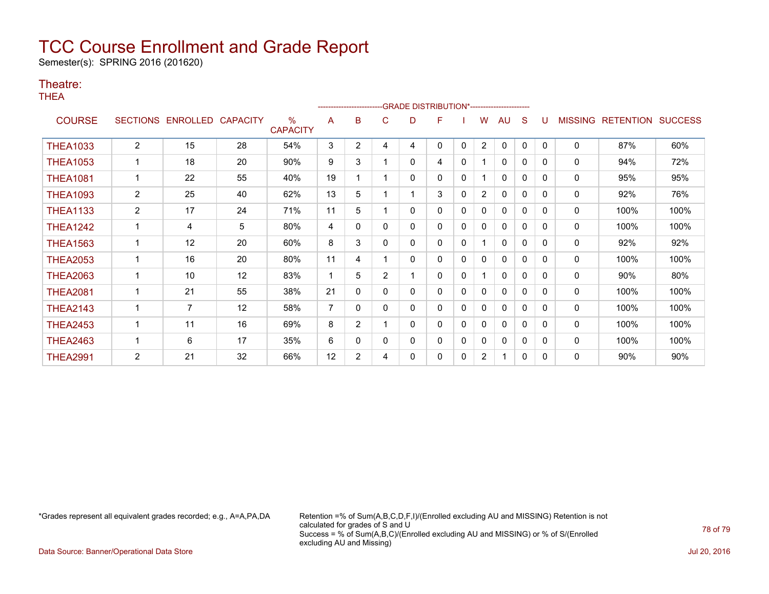# TCC Course Enrollment and Grade Report

Semester(s): SPRING 2016 (201620)

## Theatre:

THEA

| COURSE | SECTIONS | ENROLLED | CAPACITY | % CAPACITY | A | B | C | D | F | I | W | AU | S | U | MISSING | RETENTION | SUCCESS |
|---|---|---|---|---|---|---|---|---|---|---|---|---|---|---|---|---|---|
| | | | | | GRADE DISTRIBUTION* | | | | | | | | | | | | |
| THEA1033 | 2 | 15 | 28 | 54% | 3 | 2 | 4 | 4 | 0 | 0 | 2 | 0 | 0 | 0 | 0 | 87% | 60% |
| THEA1053 | 1 | 18 | 20 | 90% | 9 | 3 | 1 | 0 | 4 | 0 | 1 | 0 | 0 | 0 | 0 | 94% | 72% |
| THEA1081 | 1 | 22 | 55 | 40% | 19 | 1 | 1 | 0 | 0 | 0 | 1 | 0 | 0 | 0 | 0 | 95% | 95% |
| THEA1093 | 2 | 25 | 40 | 62% | 13 | 5 | 1 | 1 | 3 | 0 | 2 | 0 | 0 | 0 | 0 | 92% | 76% |
| THEA1133 | 2 | 17 | 24 | 71% | 11 | 5 | 1 | 0 | 0 | 0 | 0 | 0 | 0 | 0 | 0 | 100% | 100% |
| THEA1242 | 1 | 4 | 5 | 80% | 4 | 0 | 0 | 0 | 0 | 0 | 0 | 0 | 0 | 0 | 0 | 100% | 100% |
| THEA1563 | 1 | 12 | 20 | 60% | 8 | 3 | 0 | 0 | 0 | 0 | 1 | 0 | 0 | 0 | 0 | 92% | 92% |
| THEA2053 | 1 | 16 | 20 | 80% | 11 | 4 | 1 | 0 | 0 | 0 | 0 | 0 | 0 | 0 | 0 | 100% | 100% |
| THEA2063 | 1 | 10 | 12 | 83% | 1 | 5 | 2 | 1 | 0 | 0 | 1 | 0 | 0 | 0 | 0 | 90% | 80% |
| THEA2081 | 1 | 21 | 55 | 38% | 21 | 0 | 0 | 0 | 0 | 0 | 0 | 0 | 0 | 0 | 0 | 100% | 100% |
| THEA2143 | 1 | 7 | 12 | 58% | 7 | 0 | 0 | 0 | 0 | 0 | 0 | 0 | 0 | 0 | 0 | 100% | 100% |
| THEA2453 | 1 | 11 | 16 | 69% | 8 | 2 | 1 | 0 | 0 | 0 | 0 | 0 | 0 | 0 | 0 | 100% | 100% |
| THEA2463 | 1 | 6 | 17 | 35% | 6 | 0 | 0 | 0 | 0 | 0 | 0 | 0 | 0 | 0 | 0 | 100% | 100% |
| THEA2991 | 2 | 21 | 32 | 66% | 12 | 2 | 4 | 0 | 0 | 0 | 2 | 1 | 0 | 0 | 0 | 90% | 90% |

*Grades represent all equivalent grades recorded; e.g., A=A,PA,DA

Retention =% of Sum(A,B,C,D,F,I)/(Enrolled excluding AU and MISSING) Retention is not calculated for grades of S and U
Success = % of Sum(A,B,C)/(Enrolled excluding AU and MISSING) or % of S/(Enrolled excluding AU and Missing)

Data Source: Banner/Operational Data Store

Jul 20, 2016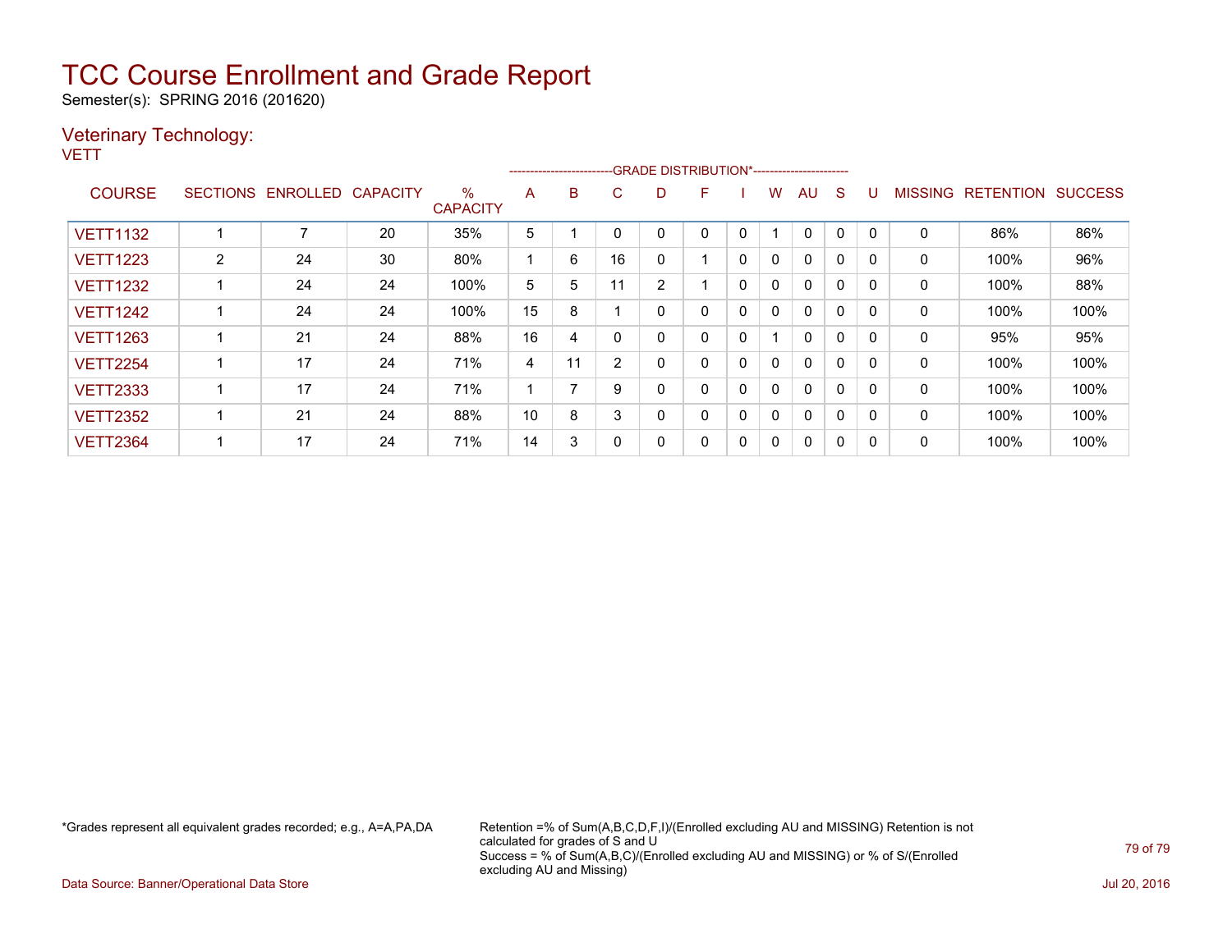# TCC Course Enrollment and Grade Report

Semester(s): SPRING 2016 (201620)

## Veterinary Technology:

VETT

| COURSE | SECTIONS | ENROLLED | CAPACITY | % CAPACITY | A | B | C | D | F | I | W | AU | S | U | MISSING | RETENTION | SUCCESS |
|---|---|---|---|---|---|---|---|---|---|---|---|---|---|---|---|---|---|
| | | | | | -------------------------GRADE DISTRIBUTION*---------------------- | | | | | | | | | | | | |
| VETT1132 | 1 | 7 | 20 | 35% | 5 | 1 | 0 | 0 | 0 | 0 | 1 | 0 | 0 | 0 | 0 | 86% | 86% |
| VETT1223 | 2 | 24 | 30 | 80% | 1 | 6 | 16 | 0 | 1 | 0 | 0 | 0 | 0 | 0 | 0 | 100% | 96% |
| VETT1232 | 1 | 24 | 24 | 100% | 5 | 5 | 11 | 2 | 1 | 0 | 0 | 0 | 0 | 0 | 0 | 100% | 88% |
| VETT1242 | 1 | 24 | 24 | 100% | 15 | 8 | 1 | 0 | 0 | 0 | 0 | 0 | 0 | 0 | 0 | 100% | 100% |
| VETT1263 | 1 | 21 | 24 | 88% | 16 | 4 | 0 | 0 | 0 | 0 | 1 | 0 | 0 | 0 | 0 | 95% | 95% |
| VETT2254 | 1 | 17 | 24 | 71% | 4 | 11 | 2 | 0 | 0 | 0 | 0 | 0 | 0 | 0 | 0 | 100% | 100% |
| VETT2333 | 1 | 17 | 24 | 71% | 1 | 7 | 9 | 0 | 0 | 0 | 0 | 0 | 0 | 0 | 0 | 100% | 100% |
| VETT2352 | 1 | 21 | 24 | 88% | 10 | 8 | 3 | 0 | 0 | 0 | 0 | 0 | 0 | 0 | 0 | 100% | 100% |
| VETT2364 | 1 | 17 | 24 | 71% | 14 | 3 | 0 | 0 | 0 | 0 | 0 | 0 | 0 | 0 | 0 | 100% | 100% |

*Grades represent all equivalent grades recorded; e.g., A=A,PA,DA

Retention =% of Sum(A,B,C,D,F,I)/(Enrolled excluding AU and MISSING) Retention is not calculated for grades of S and U
Success = % of Sum(A,B,C)/(Enrolled excluding AU and MISSING) or % of S/(Enrolled excluding AU and Missing)

Data Source: Banner/Operational Data Store

Jul 20, 2016